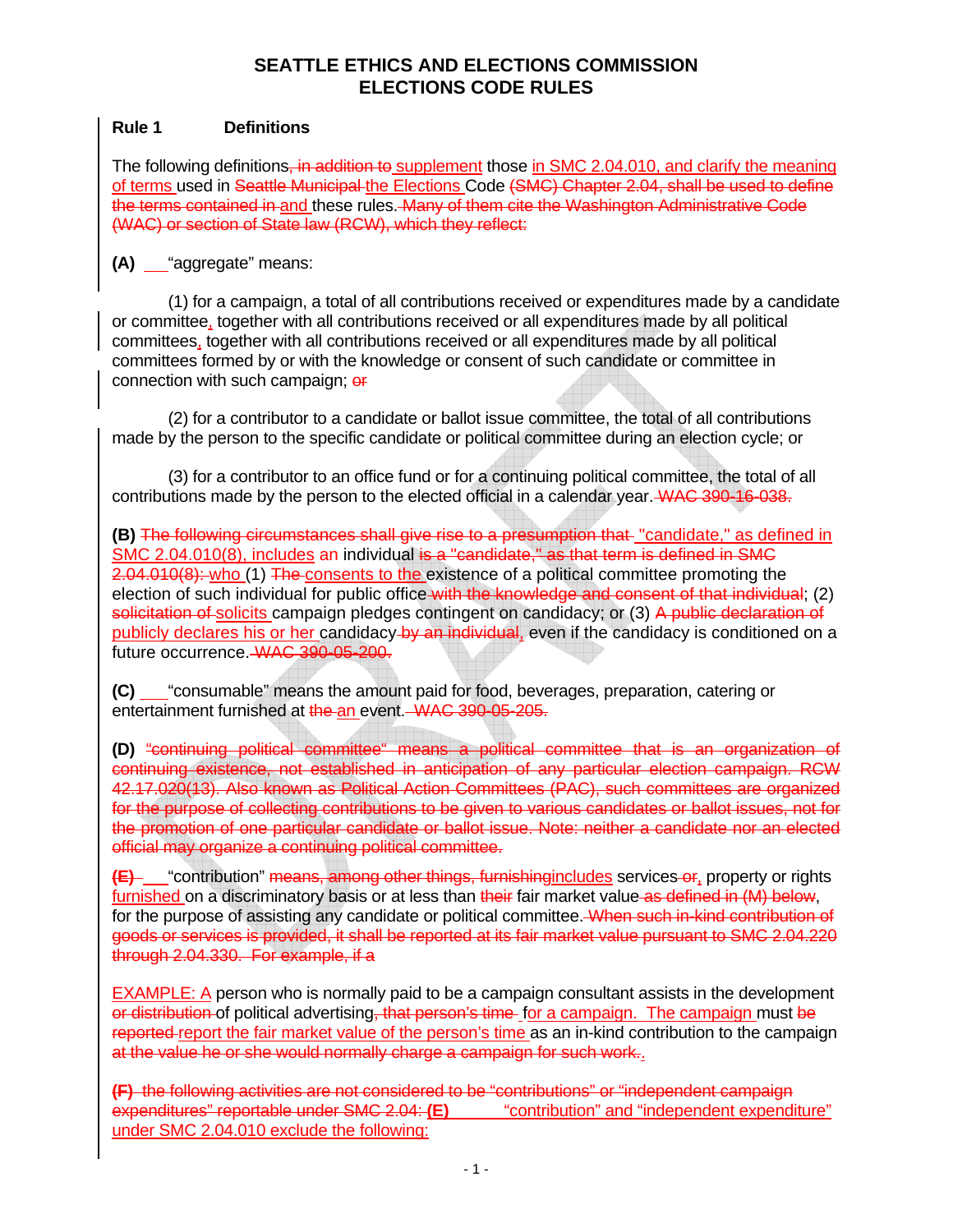# SEATTLE ETHICS AND ELECTIONS COMMISSION
# ELECTIONS CODE RULES

**Rule 1 Definitions**

The following definitions~~, in addition to~~ supplement those in SMC 2.04.010, and clarify the meaning of terms used in ~~Seattle Municipal~~ the Elections Code ~~(SMC) Chapter 2.04, shall be used to define the terms contained in~~ and these rules.~~ Many of them cite the Washington Administrative Code (WAC) or section of State law (RCW), which they reflect:~~

**(A)** "aggregate" means:

(1) for a campaign, a total of all contributions received or expenditures made by a candidate or committee, together with all contributions received or all expenditures made by all political committees, together with all contributions received or all expenditures made by all political committees formed by or with the knowledge or consent of such candidate or committee in connection with such campaign; ~~or~~

(2) for a contributor to a candidate or ballot issue committee, the total of all contributions made by the person to the specific candidate or political committee during an election cycle; or

(3) for a contributor to an office fund or for a continuing political committee, the total of all contributions made by the person to the elected official in a calendar year. ~~WAC 390-16-038.~~

**(B)** ~~The following circumstances shall give rise to a presumption that~~ "candidate," as defined in SMC 2.04.010(8), includes an individual ~~is a "candidate," as that term is defined in SMC 2.04.010(8):~~ who (1) ~~The~~ consents to the existence of a political committee promoting the election of such individual for public office ~~with the knowledge and consent of that individual~~; (2) ~~solicitation of~~ solicits campaign pledges contingent on candidacy; or (3) ~~A public declaration of~~ publicly declares his or her candidacy ~~by an individual~~, even if the candidacy is conditioned on a future occurrence. ~~WAC 390-05-200.~~

**(C)** "consumable" means the amount paid for food, beverages, preparation, catering or entertainment furnished at ~~the~~ an event. ~~WAC 390-05-205.~~

**(D)** ~~"continuing political committee" means a political committee that is an organization of continuing existence, not established in anticipation of any particular election campaign. RCW 42.17.020(13). Also known as Political Action Committees (PAC), such committees are organized for the purpose of collecting contributions to be given to various candidates or ballot issues, not for the promotion of one particular candidate or ballot issue. Note: neither a candidate nor an elected official may organize a continuing political committee.~~

~~**(E)**~~ "contribution" ~~means, among other things, furnishing~~ includes services ~~or~~, property or rights furnished on a discriminatory basis or at less than ~~their~~ fair market value ~~as defined in (M) below~~, for the purpose of assisting any candidate or political committee. ~~When such in-kind contribution of goods or services is provided, it shall be reported at its fair market value pursuant to SMC 2.04.220 through 2.04.330. For example, if a~~

EXAMPLE: A person who is normally paid to be a campaign consultant assists in the development ~~or distribution~~ of political advertising~~, that person's time~~ for a campaign. The campaign must ~~be reported~~ report the fair market value of the person's time as an in-kind contribution to the campaign ~~at the value he or she would normally charge a campaign for such work.~~.

~~**(F)** the following activities are not considered to be "contributions" or "independent campaign expenditures" reportable under SMC 2.04:~~ **(E)** "contribution" and "independent expenditure" under SMC 2.04.010 exclude the following: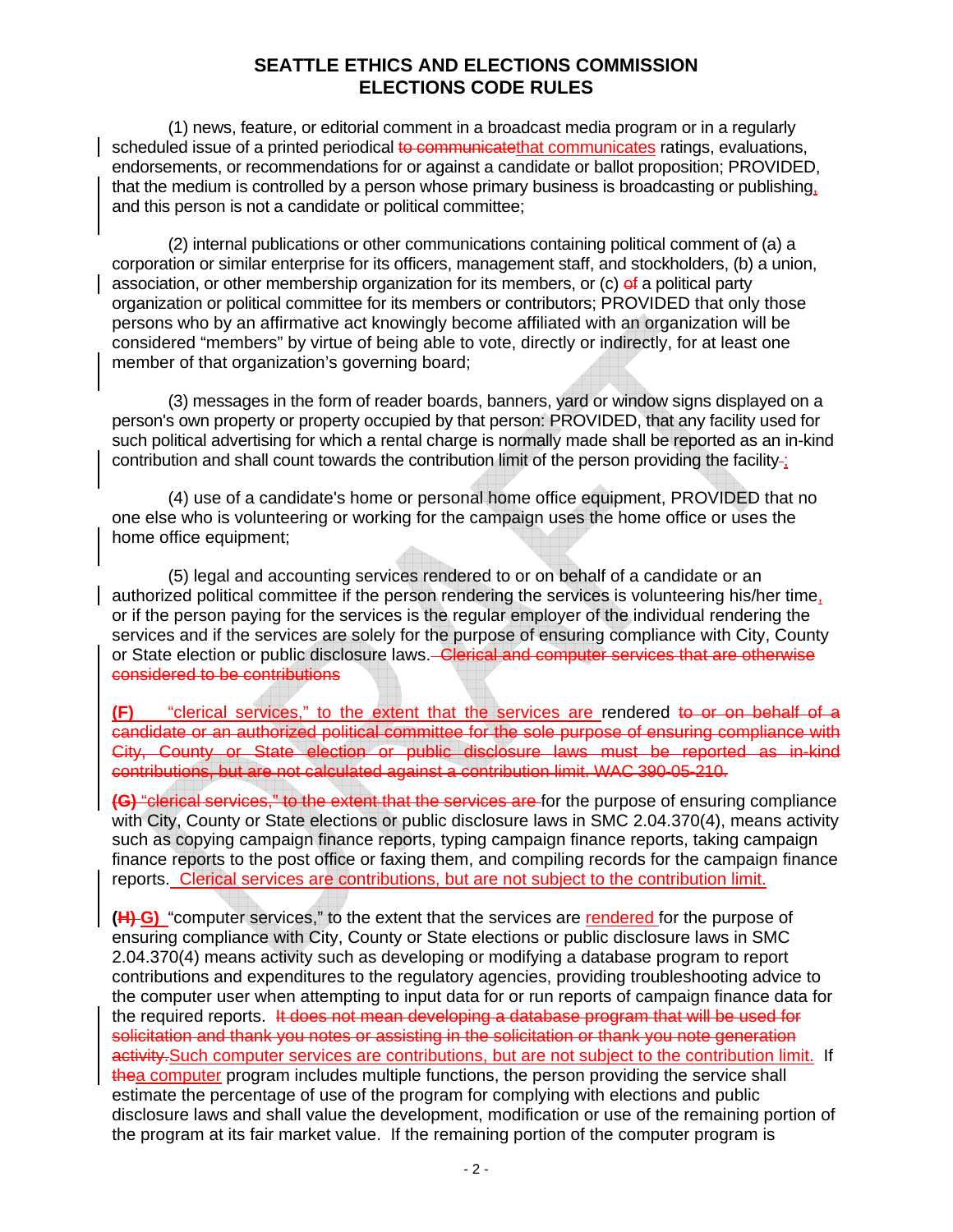# SEATTLE ETHICS AND ELECTIONS COMMISSION
# ELECTIONS CODE RULES

(1) news, feature, or editorial comment in a broadcast media program or in a regularly scheduled issue of a printed periodical ~~to communicate~~that communicates ratings, evaluations, endorsements, or recommendations for or against a candidate or ballot proposition; PROVIDED, that the medium is controlled by a person whose primary business is broadcasting or publishing, and this person is not a candidate or political committee;

(2) internal publications or other communications containing political comment of (a) a corporation or similar enterprise for its officers, management staff, and stockholders, (b) a union, association, or other membership organization for its members, or (c) ~~of~~ a political party organization or political committee for its members or contributors; PROVIDED that only those persons who by an affirmative act knowingly become affiliated with an organization will be considered "members" by virtue of being able to vote, directly or indirectly, for at least one member of that organization's governing board;

(3) messages in the form of reader boards, banners, yard or window signs displayed on a person's own property or property occupied by that person: PROVIDED, that any facility used for such political advertising for which a rental charge is normally made shall be reported as an in-kind contribution and shall count towards the contribution limit of the person providing the facility~~.~~;

(4) use of a candidate's home or personal home office equipment, PROVIDED that no one else who is volunteering or working for the campaign uses the home office or uses the home office equipment;

(5) legal and accounting services rendered to or on behalf of a candidate or an authorized political committee if the person rendering the services is volunteering his/her time, or if the person paying for the services is the regular employer of the individual rendering the services and if the services are solely for the purpose of ensuring compliance with City, County or State election or public disclosure laws. ~~Clerical and computer services that are otherwise considered to be contributions~~

**(F)** "clerical services," to the extent that the services are rendered ~~to or on behalf of a candidate or an authorized political committee for the sole purpose of ensuring compliance with City, County or State election or public disclosure laws must be reported as in-kind contributions, but are not calculated against a contribution limit. WAC 390-05-210.~~

~~**(G)** "clerical services," to the extent that the services are~~ for the purpose of ensuring compliance with City, County or State elections or public disclosure laws in SMC 2.04.370(4), means activity such as copying campaign finance reports, typing campaign finance reports, taking campaign finance reports to the post office or faxing them, and compiling records for the campaign finance reports. Clerical services are contributions, but are not subject to the contribution limit.

**(~~H~~ G)** "computer services," to the extent that the services are rendered for the purpose of ensuring compliance with City, County or State elections or public disclosure laws in SMC 2.04.370(4) means activity such as developing or modifying a database program to report contributions and expenditures to the regulatory agencies, providing troubleshooting advice to the computer user when attempting to input data for or run reports of campaign finance data for the required reports. ~~It does not mean developing a database program that will be used for solicitation and thank you notes or assisting in the solicitation or thank you note generation activity.~~Such computer services are contributions, but are not subject to the contribution limit. If ~~the~~a computer program includes multiple functions, the person providing the service shall estimate the percentage of use of the program for complying with elections and public disclosure laws and shall value the development, modification or use of the remaining portion of the program at its fair market value. If the remaining portion of the computer program is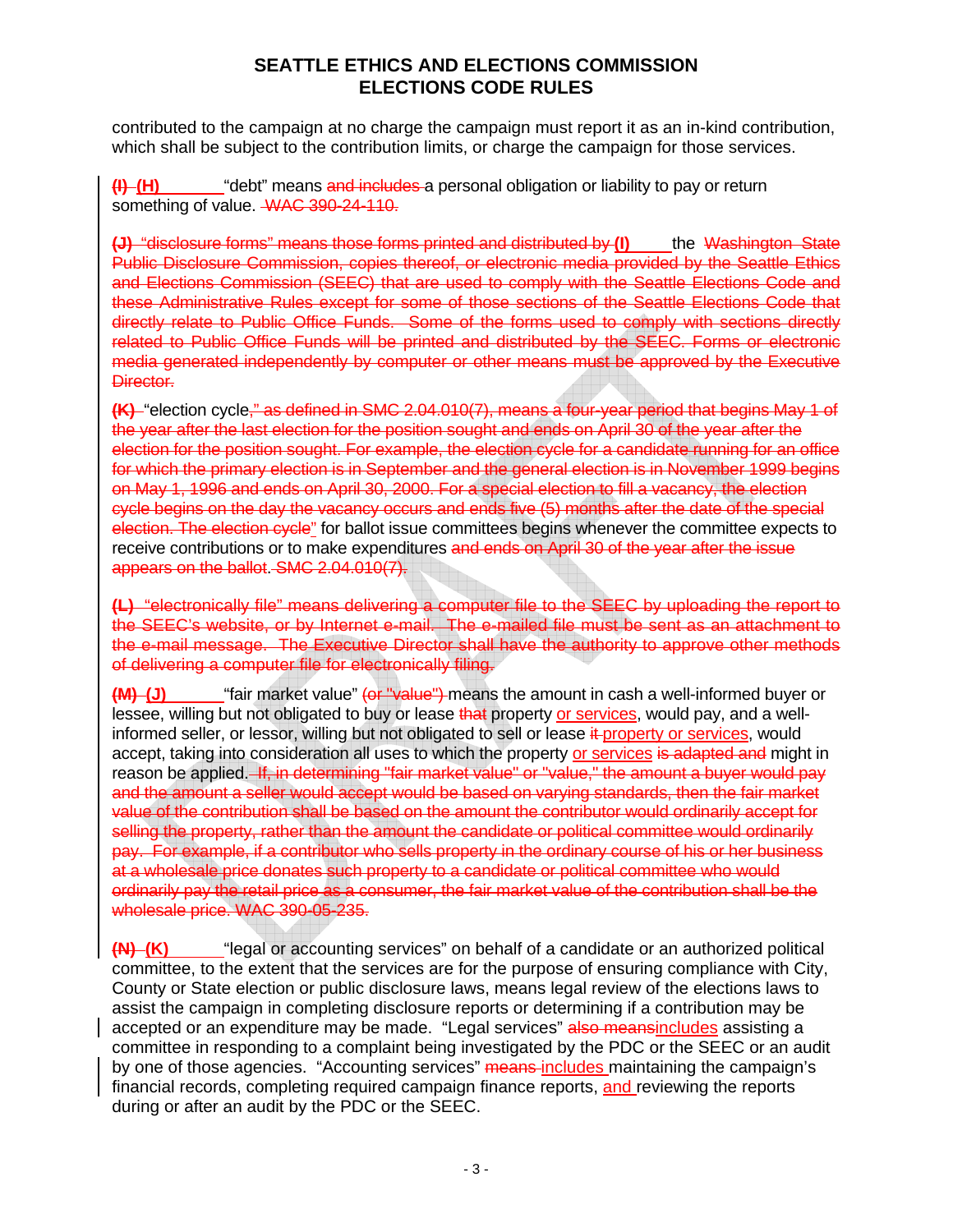contributed to the campaign at no charge the campaign must report it as an in-kind contribution, which shall be subject to the contribution limits, or charge the campaign for those services.

~~(I)~~ **(H)** "debt" means ~~and includes~~ a personal obligation or liability to pay or return something of value. ~~WAC 390-24-110.~~

~~**(J)** "disclosure forms" means those forms printed and distributed by~~ **(I)** the ~~Washington State Public Disclosure Commission, copies thereof, or electronic media provided by the Seattle Ethics and Elections Commission (SEEC) that are used to comply with the Seattle Elections Code and these Administrative Rules except for some of those sections of the Seattle Elections Code that directly relate to Public Office Funds. Some of the forms used to comply with sections directly related to Public Office Funds will be printed and distributed by the SEEC. Forms or electronic media generated independently by computer or other means must be approved by the Executive Director.~~

~~**(K)**~~ "election cycle~~," as defined in SMC 2.04.010(7), means a four-year period that begins May 1 of the year after the last election for the position sought and ends on April 30 of the year after the election for the position sought. For example, the election cycle for a candidate running for an office for which the primary election is in September and the general election is in November 1999 begins on May 1, 1996 and ends on April 30, 2000. For a special election to fill a vacancy, the election cycle begins on the day the vacancy occurs and ends five (5) months after the date of the special election. The election cycle~~" for ballot issue committees begins whenever the committee expects to receive contributions or to make expenditures ~~and ends on April 30 of the year after the issue appears on the ballot~~. ~~SMC 2.04.010(7).~~

~~**(L)** "electronically file" means delivering a computer file to the SEEC by uploading the report to the SEEC's website, or by Internet e-mail. The e-mailed file must be sent as an attachment to the e-mail message. The Executive Director shall have the authority to approve other methods of delivering a computer file for electronically filing.~~

~~**(M)**~~ **(J)** "fair market value" ~~(or "value")~~ means the amount in cash a well-informed buyer or lessee, willing but not obligated to buy or lease ~~that~~ property or services, would pay, and a well-informed seller, or lessor, willing but not obligated to sell or lease ~~it~~ property or services, would accept, taking into consideration all uses to which the property or services ~~is adapted and~~ might in reason be applied. ~~If, in determining "fair market value" or "value," the amount a buyer would pay and the amount a seller would accept would be based on varying standards, then the fair market value of the contribution shall be based on the amount the contributor would ordinarily accept for selling the property, rather than the amount the candidate or political committee would ordinarily pay. For example, if a contributor who sells property in the ordinary course of his or her business at a wholesale price donates such property to a candidate or political committee who would ordinarily pay the retail price as a consumer, the fair market value of the contribution shall be the wholesale price. WAC 390-05-235.~~

~~**(N)**~~ **(K)** "legal or accounting services" on behalf of a candidate or an authorized political committee, to the extent that the services are for the purpose of ensuring compliance with City, County or State election or public disclosure laws, means legal review of the elections laws to assist the campaign in completing disclosure reports or determining if a contribution may be accepted or an expenditure may be made. "Legal services" ~~also means~~includes assisting a committee in responding to a complaint being investigated by the PDC or the SEEC or an audit by one of those agencies. "Accounting services" ~~means~~ includes maintaining the campaign's financial records, completing required campaign finance reports, and reviewing the reports during or after an audit by the PDC or the SEEC.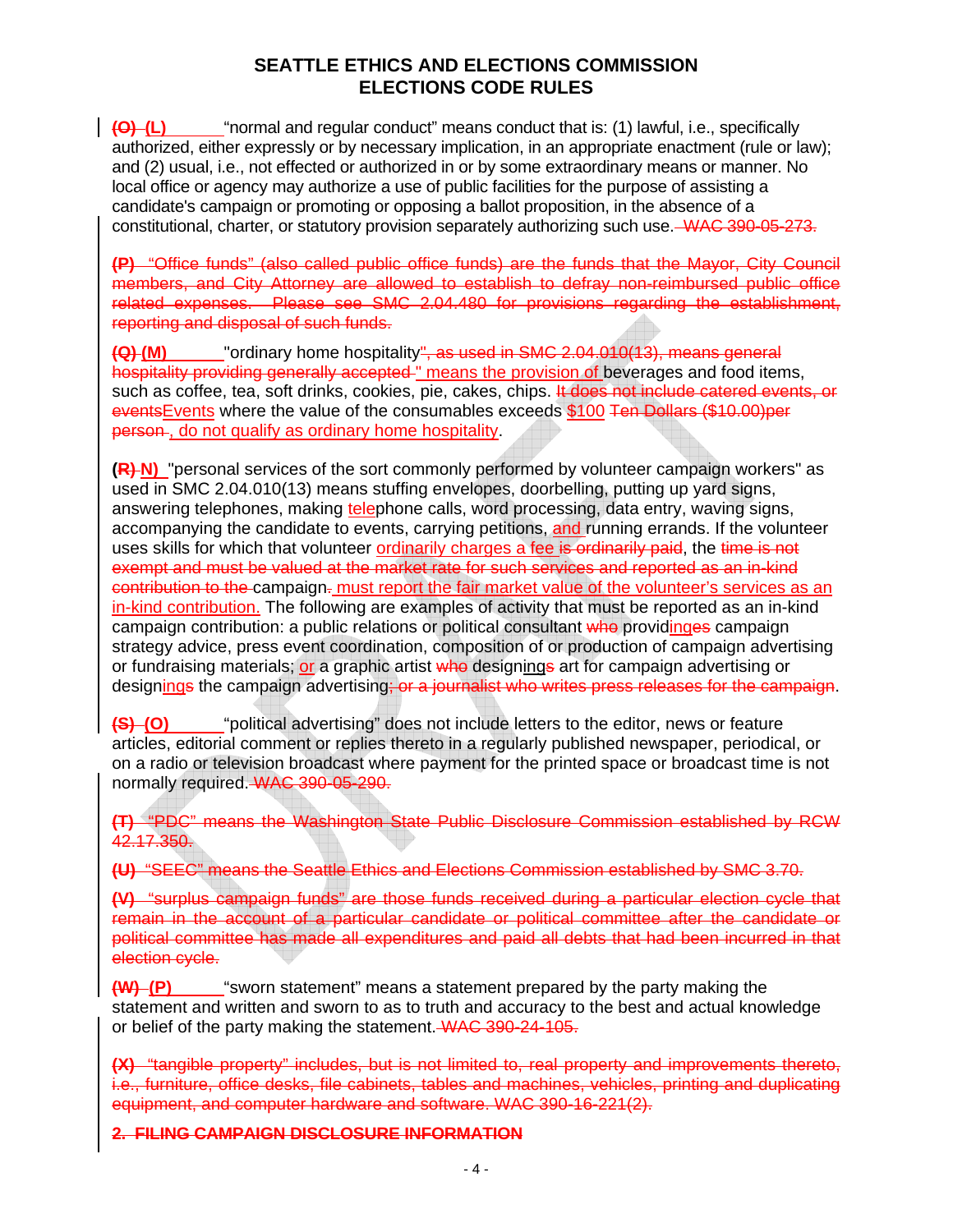# SEATTLE ETHICS AND ELECTIONS COMMISSION ELECTIONS CODE RULES

**~~(O)~~ (L)** "normal and regular conduct" means conduct that is: (1) lawful, i.e., specifically authorized, either expressly or by necessary implication, in an appropriate enactment (rule or law); and (2) usual, i.e., not effected or authorized in or by some extraordinary means or manner. No local office or agency may authorize a use of public facilities for the purpose of assisting a candidate's campaign or promoting or opposing a ballot proposition, in the absence of a constitutional, charter, or statutory provision separately authorizing such use. ~~WAC 390-05-273.~~

~~**(P)** "Office funds" (also called public office funds) are the funds that the Mayor, City Council members, and City Attorney are allowed to establish to defray non-reimbursed public office related expenses. Please see SMC 2.04.480 for provisions regarding the establishment, reporting and disposal of such funds.~~

**~~(Q)~~ (M)** "ordinary home hospitality~~", as used in SMC 2.04.010(13), means general hospitality providing generally accepted~~" means the provision of beverages and food items, such as coffee, tea, soft drinks, cookies, pie, cakes, chips. ~~It does not include catered events, or events~~Events where the value of the consumables exceeds $100 ~~Ten Dollars ($10.00)per person~~, do not qualify as ordinary home hospitality.

**(~~R)~~ N)** "personal services of the sort commonly performed by volunteer campaign workers" as used in SMC 2.04.010(13) means stuffing envelopes, doorbelling, putting up yard signs, answering telephones, making telephone calls, word processing, data entry, waving signs, accompanying the candidate to events, carrying petitions, and running errands. If the volunteer uses skills for which that volunteer ordinarily charges a fee ~~is ordinarily paid~~, the ~~time is not exempt and must be valued at the market rate for such services and reported as an in-kind contribution to the~~ campaign~~.~~ must report the fair market value of the volunteer's services as an in-kind contribution. The following are examples of activity that must be reported as an in-kind campaign contribution: a public relations or political consultant ~~who~~ providing~~es~~ campaign strategy advice, press event coordination, composition of or production of campaign advertising or fundraising materials; or a graphic artist ~~who~~ designing~~s~~ art for campaign advertising or designing~~s~~ the campaign advertising~~; or a journalist who writes press releases for the campaign~~.

**~~(S)~~ (O)** "political advertising" does not include letters to the editor, news or feature articles, editorial comment or replies thereto in a regularly published newspaper, periodical, or on a radio or television broadcast where payment for the printed space or broadcast time is not normally required. ~~WAC 390-05-290.~~

~~**(T)** "PDC" means the Washington State Public Disclosure Commission established by RCW 42.17.350.~~

~~**(U)** "SEEC" means the Seattle Ethics and Elections Commission established by SMC 3.70.~~

~~**(V)** "surplus campaign funds" are those funds received during a particular election cycle that remain in the account of a particular candidate or political committee after the candidate or political committee has made all expenditures and paid all debts that had been incurred in that election cycle.~~

**~~(W)~~ (P)** "sworn statement" means a statement prepared by the party making the statement and written and sworn to as to truth and accuracy to the best and actual knowledge or belief of the party making the statement. ~~WAC 390-24-105.~~

~~**(X)** "tangible property" includes, but is not limited to, real property and improvements thereto, i.e., furniture, office desks, file cabinets, tables and machines, vehicles, printing and duplicating equipment, and computer hardware and software. WAC 390-16-221(2).~~

~~**2. FILING CAMPAIGN DISCLOSURE INFORMATION**~~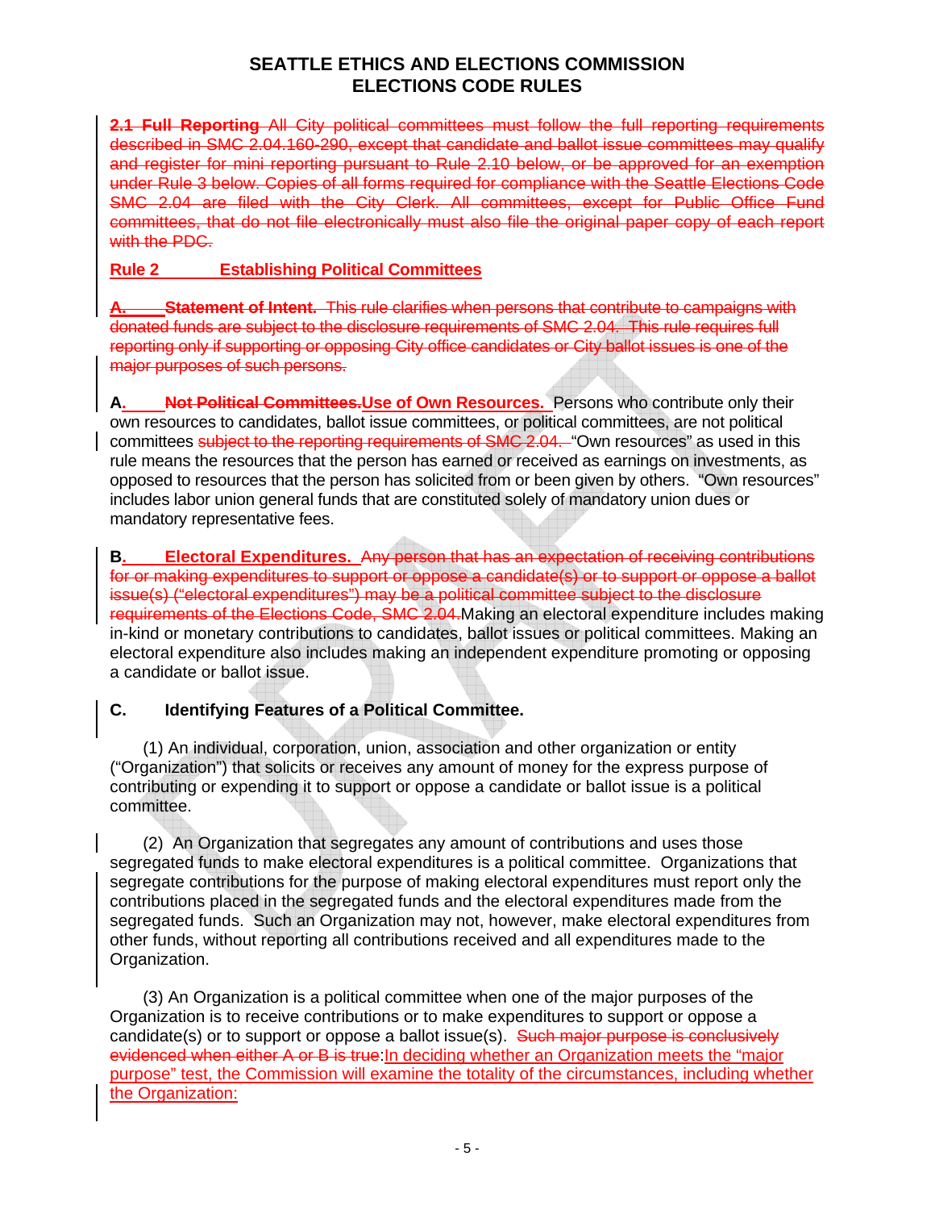# SEATTLE ETHICS AND ELECTIONS COMMISSION
# ELECTIONS CODE RULES

~~**2.1 Full Reporting** All City political committees must follow the full reporting requirements described in SMC 2.04.160-290, except that candidate and ballot issue committees may qualify and register for mini reporting pursuant to Rule 2.10 below, or be approved for an exemption under Rule 3 below. Copies of all forms required for compliance with the Seattle Elections Code SMC 2.04 are filed with the City Clerk. All committees, except for Public Office Fund committees, that do not file electronically must also file the original paper copy of each report with the PDC.~~

## Rule 2 Establishing Political Committees

~~**A. Statement of Intent.** This rule clarifies when persons that contribute to campaigns with donated funds are subject to the disclosure requirements of SMC 2.04. This rule requires full reporting only if supporting or opposing City office candidates or City ballot issues is one of the major purposes of such persons.~~

**A.** ~~**Not Political Committees.**~~**Use of Own Resources.** Persons who contribute only their own resources to candidates, ballot issue committees, or political committees, are not political committees ~~subject to the reporting requirements of SMC 2.04.~~ "Own resources" as used in this rule means the resources that the person has earned or received as earnings on investments, as opposed to resources that the person has solicited from or been given by others. "Own resources" includes labor union general funds that are constituted solely of mandatory union dues or mandatory representative fees.

**B. Electoral Expenditures.** ~~Any person that has an expectation of receiving contributions for or making expenditures to support or oppose a candidate(s) or to support or oppose a ballot issue(s) ("electoral expenditures") may be a political committee subject to the disclosure requirements of the Elections Code, SMC 2.04.~~Making an electoral expenditure includes making in-kind or monetary contributions to candidates, ballot issues or political committees. Making an electoral expenditure also includes making an independent expenditure promoting or opposing a candidate or ballot issue.

**C. Identifying Features of a Political Committee.**

(1) An individual, corporation, union, association and other organization or entity ("Organization") that solicits or receives any amount of money for the express purpose of contributing or expending it to support or oppose a candidate or ballot issue is a political committee.

(2) An Organization that segregates any amount of contributions and uses those segregated funds to make electoral expenditures is a political committee. Organizations that segregate contributions for the purpose of making electoral expenditures must report only the contributions placed in the segregated funds and the electoral expenditures made from the segregated funds. Such an Organization may not, however, make electoral expenditures from other funds, without reporting all contributions received and all expenditures made to the Organization.

(3) An Organization is a political committee when one of the major purposes of the Organization is to receive contributions or to make expenditures to support or oppose a candidate(s) or to support or oppose a ballot issue(s). ~~Such major purpose is conclusively evidenced when either A or B is true~~:In deciding whether an Organization meets the "major purpose" test, the Commission will examine the totality of the circumstances, including whether the Organization: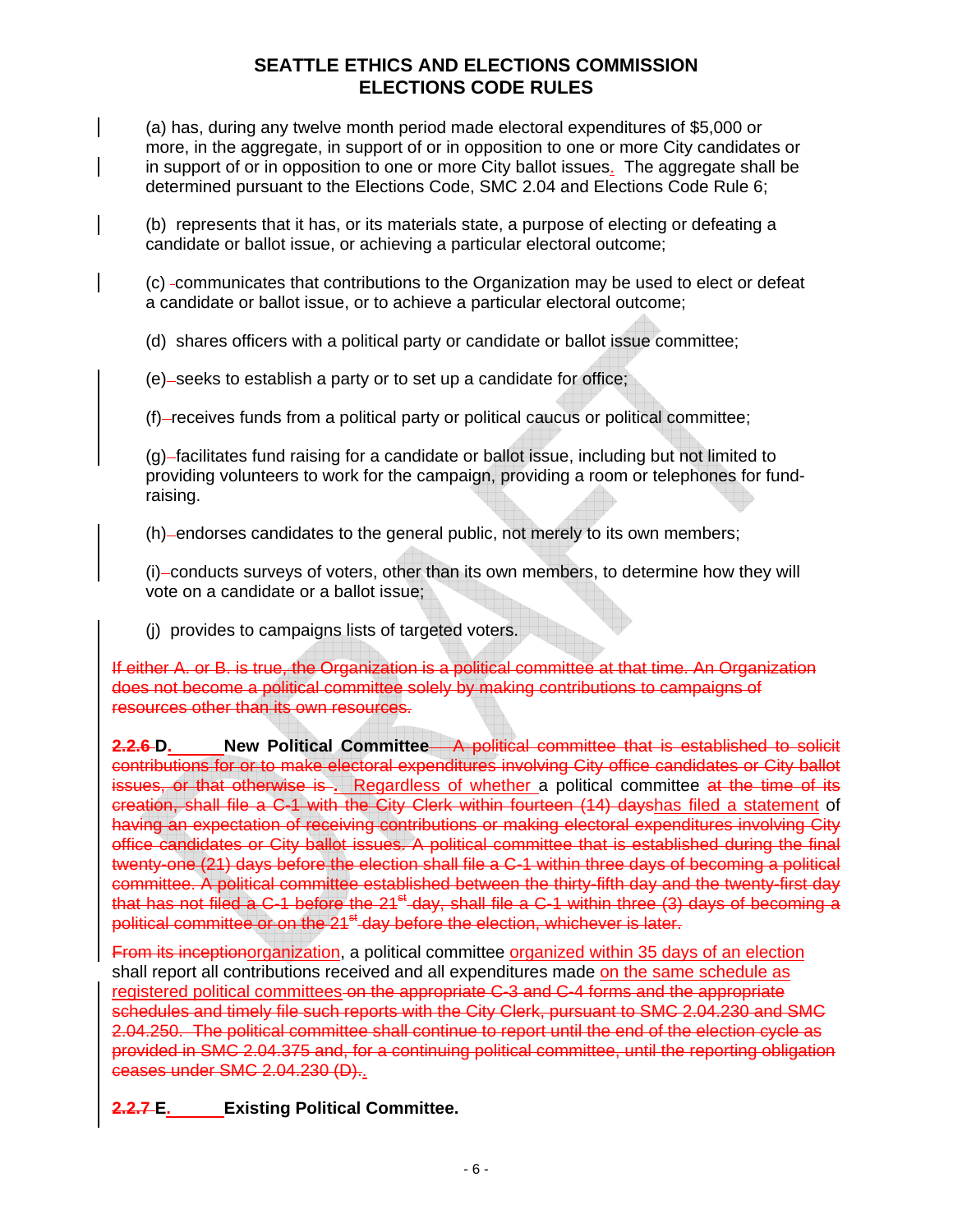(a) has, during any twelve month period made electoral expenditures of $5,000 or more, in the aggregate, in support of or in opposition to one or more City candidates or in support of or in opposition to one or more City ballot issues. The aggregate shall be determined pursuant to the Elections Code, SMC 2.04 and Elections Code Rule 6;

(b) represents that it has, or its materials state, a purpose of electing or defeating a candidate or ballot issue, or achieving a particular electoral outcome;

(c) communicates that contributions to the Organization may be used to elect or defeat a candidate or ballot issue, or to achieve a particular electoral outcome;

(d) shares officers with a political party or candidate or ballot issue committee;

(e) seeks to establish a party or to set up a candidate for office;

(f) receives funds from a political party or political caucus or political committee;

(g) facilitates fund raising for a candidate or ballot issue, including but not limited to providing volunteers to work for the campaign, providing a room or telephones for fund-raising.

(h) endorses candidates to the general public, not merely to its own members;

(i) conducts surveys of voters, other than its own members, to determine how they will vote on a candidate or a ballot issue;

(j) provides to campaigns lists of targeted voters.

~~If either A. or B. is true, the Organization is a political committee at that time. An Organization does not become a political committee solely by making contributions to campaigns of resources other than its own resources.~~

**~~2.2.6~~ D. New Political Committee** ~~A political committee that is established to solicit contributions for or to make electoral expenditures involving City office candidates or City ballot issues, or that otherwise is~~ . Regardless of whether a political committee ~~at the time of its creation, shall file a C-1 with the City Clerk within fourteen (14) days~~has filed a statement of ~~having an expectation of receiving contributions or making electoral expenditures involving City office candidates or City ballot issues. A political committee that is established during the final twenty-one (21) days before the election shall file a C-1 within three days of becoming a political committee. A political committee established between the thirty-fifth day and the twenty-first day that has not filed a C-1 before the 21st day, shall file a C-1 within three (3) days of becoming a political committee or on the 21st day before the election, whichever is later.~~

~~From its inception~~organization, a political committee organized within 35 days of an election shall report all contributions received and all expenditures made on the same schedule as registered political committees ~~on the appropriate C-3 and C-4 forms and the appropriate schedules and timely file such reports with the City Clerk, pursuant to SMC 2.04.230 and SMC 2.04.250. The political committee shall continue to report until the end of the election cycle as provided in SMC 2.04.375 and, for a continuing political committee, until the reporting obligation ceases under SMC 2.04.230 (D).~~.

**~~2.2.7~~ E. Existing Political Committee.**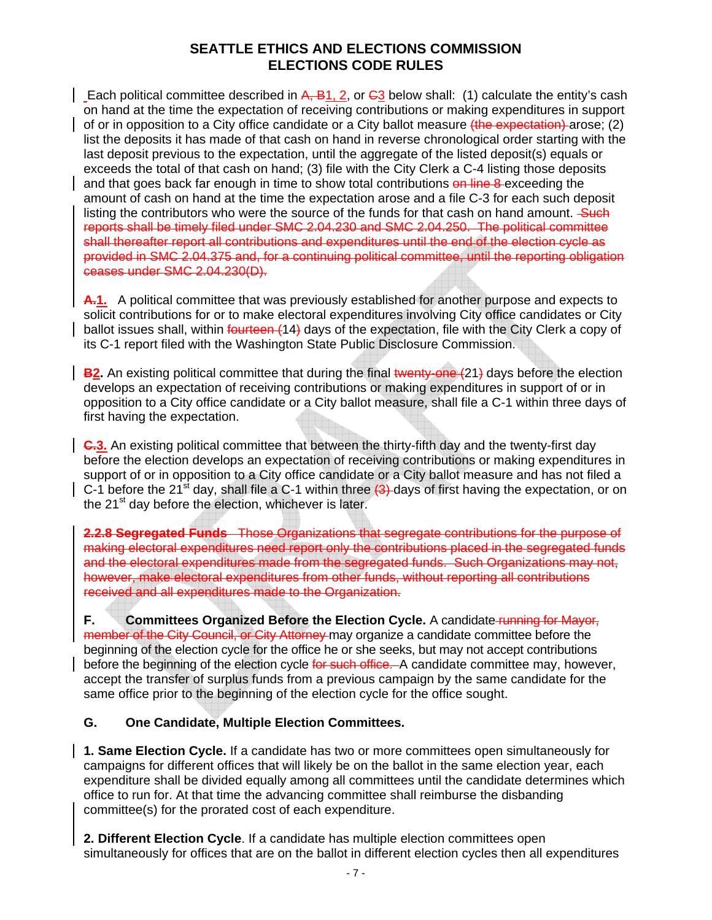# SEATTLE ETHICS AND ELECTIONS COMMISSION ELECTIONS CODE RULES

Each political committee described in ~~A, B~~1, 2, or ~~C~~3 below shall: (1) calculate the entity's cash on hand at the time the expectation of receiving contributions or making expenditures in support of or in opposition to a City office candidate or a City ballot measure ~~(the expectation)~~ arose; (2) list the deposits it has made of that cash on hand in reverse chronological order starting with the last deposit previous to the expectation, until the aggregate of the listed deposit(s) equals or exceeds the total of that cash on hand; (3) file with the City Clerk a C-4 listing those deposits and that goes back far enough in time to show total contributions ~~on line 8~~ exceeding the amount of cash on hand at the time the expectation arose and a file C-3 for each such deposit listing the contributors who were the source of the funds for that cash on hand amount. ~~Such reports shall be timely filed under SMC 2.04.230 and SMC 2.04.250. The political committee shall thereafter report all contributions and expenditures until the end of the election cycle as provided in SMC 2.04.375 and, for a continuing political committee, until the reporting obligation ceases under SMC 2.04.230(D).~~

~~A.~~**1.** A political committee that was previously established for another purpose and expects to solicit contributions for or to make electoral expenditures involving City office candidates or City ballot issues shall, within ~~fourteen (~~14~~)~~ days of the expectation, file with the City Clerk a copy of its C-1 report filed with the Washington State Public Disclosure Commission.

~~B~~**2.** An existing political committee that during the final ~~twenty-one (~~21~~)~~ days before the election develops an expectation of receiving contributions or making expenditures in support of or in opposition to a City office candidate or a City ballot measure, shall file a C-1 within three days of first having the expectation.

~~C.~~**3.** An existing political committee that between the thirty-fifth day and the twenty-first day before the election develops an expectation of receiving contributions or making expenditures in support of or in opposition to a City office candidate or a City ballot measure and has not filed a C-1 before the 21st day, shall file a C-1 within three ~~(3)~~ days of first having the expectation, or on the 21st day before the election, whichever is later.

~~**2.2.8 Segregated Funds** Those Organizations that segregate contributions for the purpose of making electoral expenditures need report only the contributions placed in the segregated funds and the electoral expenditures made from the segregated funds. Such Organizations may not, however, make electoral expenditures from other funds, without reporting all contributions received and all expenditures made to the Organization.~~

**F. Committees Organized Before the Election Cycle.** A candidate ~~running for Mayor, member of the City Council, or City Attorney~~ may organize a candidate committee before the beginning of the election cycle for the office he or she seeks, but may not accept contributions before the beginning of the election cycle ~~for such office.~~ A candidate committee may, however, accept the transfer of surplus funds from a previous campaign by the same candidate for the same office prior to the beginning of the election cycle for the office sought.

**G. One Candidate, Multiple Election Committees.**

**1. Same Election Cycle.** If a candidate has two or more committees open simultaneously for campaigns for different offices that will likely be on the ballot in the same election year, each expenditure shall be divided equally among all committees until the candidate determines which office to run for. At that time the advancing committee shall reimburse the disbanding committee(s) for the prorated cost of each expenditure.

**2. Different Election Cycle**. If a candidate has multiple election committees open simultaneously for offices that are on the ballot in different election cycles then all expenditures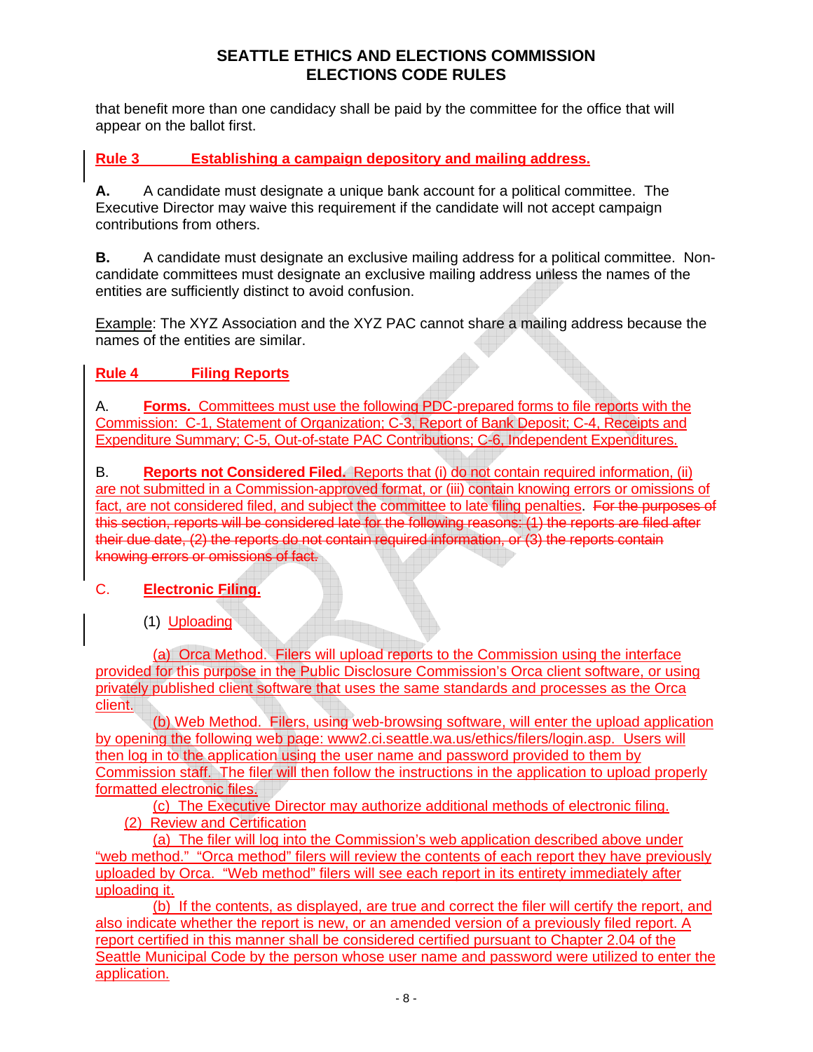that benefit more than one candidacy shall be paid by the committee for the office that will appear on the ballot first.

## Rule 3 Establishing a campaign depository and mailing address.

**A.** A candidate must designate a unique bank account for a political committee. The Executive Director may waive this requirement if the candidate will not accept campaign contributions from others.

**B.** A candidate must designate an exclusive mailing address for a political committee. Non-candidate committees must designate an exclusive mailing address unless the names of the entities are sufficiently distinct to avoid confusion.

Example: The XYZ Association and the XYZ PAC cannot share a mailing address because the names of the entities are similar.

## Rule 4 Filing Reports

A. **Forms.** Committees must use the following PDC-prepared forms to file reports with the Commission: C-1, Statement of Organization; C-3, Report of Bank Deposit; C-4, Receipts and Expenditure Summary; C-5, Out-of-state PAC Contributions; C-6, Independent Expenditures.

B. **Reports not Considered Filed.** Reports that (i) do not contain required information, (ii) are not submitted in a Commission-approved format, or (iii) contain knowing errors or omissions of fact, are not considered filed, and subject the committee to late filing penalties. ~~For the purposes of this section, reports will be considered late for the following reasons: (1) the reports are filed after their due date, (2) the reports do not contain required information, or (3) the reports contain knowing errors or omissions of fact.~~

C. **Electronic Filing.**

(1) Uploading

(a) Orca Method. Filers will upload reports to the Commission using the interface provided for this purpose in the Public Disclosure Commission's Orca client software, or using privately published client software that uses the same standards and processes as the Orca client.

(b) Web Method. Filers, using web-browsing software, will enter the upload application by opening the following web page: www2.ci.seattle.wa.us/ethics/filers/login.asp. Users will then log in to the application using the user name and password provided to them by Commission staff. The filer will then follow the instructions in the application to upload properly formatted electronic files.

(c) The Executive Director may authorize additional methods of electronic filing.

(2) Review and Certification

(a) The filer will log into the Commission's web application described above under "web method." "Orca method" filers will review the contents of each report they have previously uploaded by Orca. "Web method" filers will see each report in its entirety immediately after uploading it.

(b) If the contents, as displayed, are true and correct the filer will certify the report, and also indicate whether the report is new, or an amended version of a previously filed report. A report certified in this manner shall be considered certified pursuant to Chapter 2.04 of the Seattle Municipal Code by the person whose user name and password were utilized to enter the application.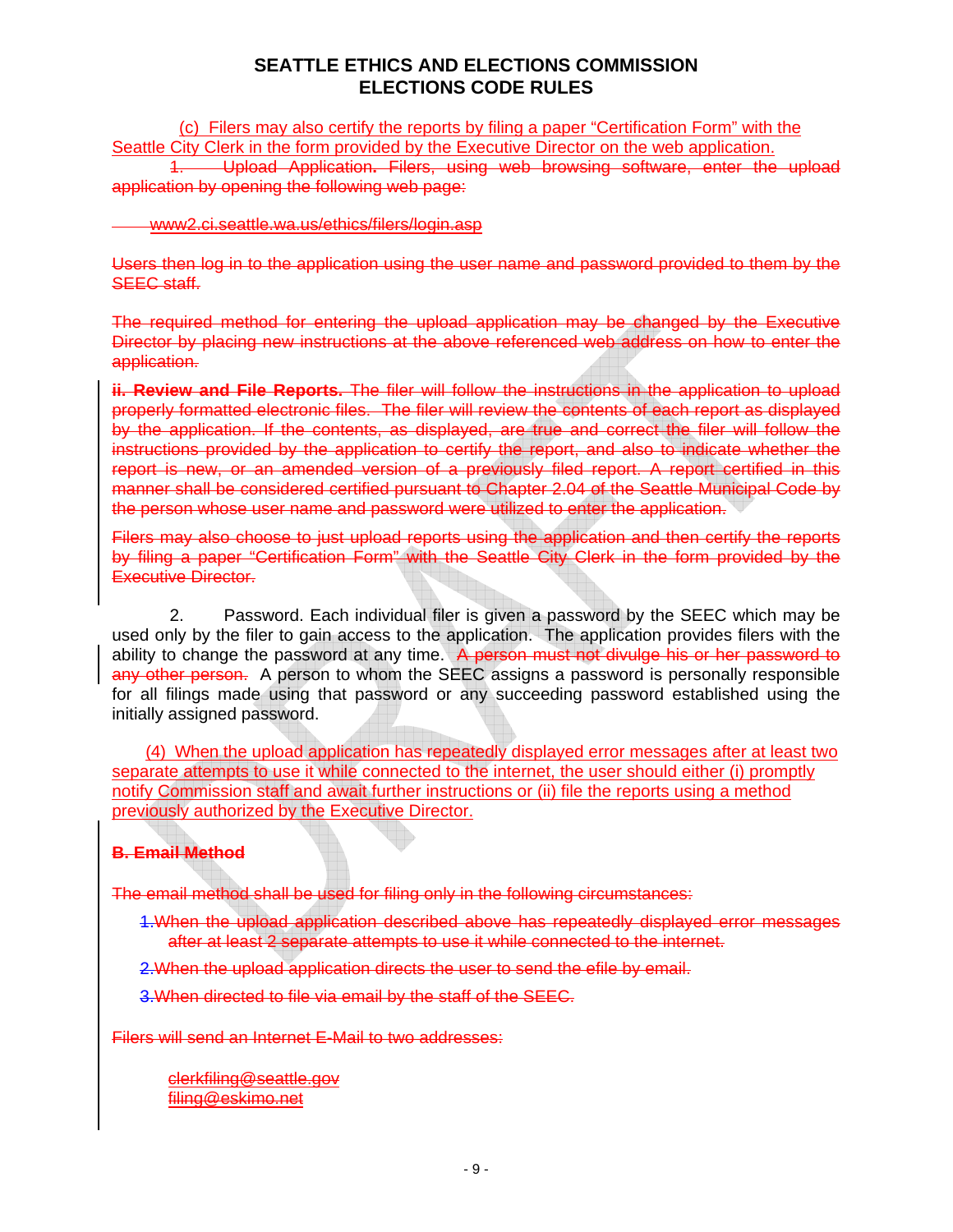# SEATTLE ETHICS AND ELECTIONS COMMISSION
# ELECTIONS CODE RULES

(c) Filers may also certify the reports by filing a paper "Certification Form" with the Seattle City Clerk in the form provided by the Executive Director on the web application.

~~1. Upload Application. Filers, using web browsing software, enter the upload application by opening the following web page:~~

~~www2.ci.seattle.wa.us/ethics/filers/login.asp~~

~~Users then log in to the application using the user name and password provided to them by the SEEC staff.~~

~~The required method for entering the upload application may be changed by the Executive Director by placing new instructions at the above referenced web address on how to enter the application.~~

~~**ii. Review and File Reports.** The filer will follow the instructions in the application to upload properly formatted electronic files. The filer will review the contents of each report as displayed by the application. If the contents, as displayed, are true and correct the filer will follow the instructions provided by the application to certify the report, and also to indicate whether the report is new, or an amended version of a previously filed report. A report certified in this manner shall be considered certified pursuant to Chapter 2.04 of the Seattle Municipal Code by the person whose user name and password were utilized to enter the application.~~

~~Filers may also choose to just upload reports using the application and then certify the reports by filing a paper "Certification Form" with the Seattle City Clerk in the form provided by the Executive Director.~~

2. Password. Each individual filer is given a password by the SEEC which may be used only by the filer to gain access to the application. The application provides filers with the ability to change the password at any time. ~~A person must not divulge his or her password to any other person.~~ A person to whom the SEEC assigns a password is personally responsible for all filings made using that password or any succeeding password established using the initially assigned password.

(4) When the upload application has repeatedly displayed error messages after at least two separate attempts to use it while connected to the internet, the user should either (i) promptly notify Commission staff and await further instructions or (ii) file the reports using a method previously authorized by the Executive Director.

~~**B. Email Method**~~

~~The email method shall be used for filing only in the following circumstances:~~

~~1. When the upload application described above has repeatedly displayed error messages after at least 2 separate attempts to use it while connected to the internet.~~

~~2. When the upload application directs the user to send the efile by email.~~

~~3. When directed to file via email by the staff of the SEEC.~~

~~Filers will send an Internet E-Mail to two addresses:~~

~~clerkfiling@seattle.gov~~
~~filing@eskimo.net~~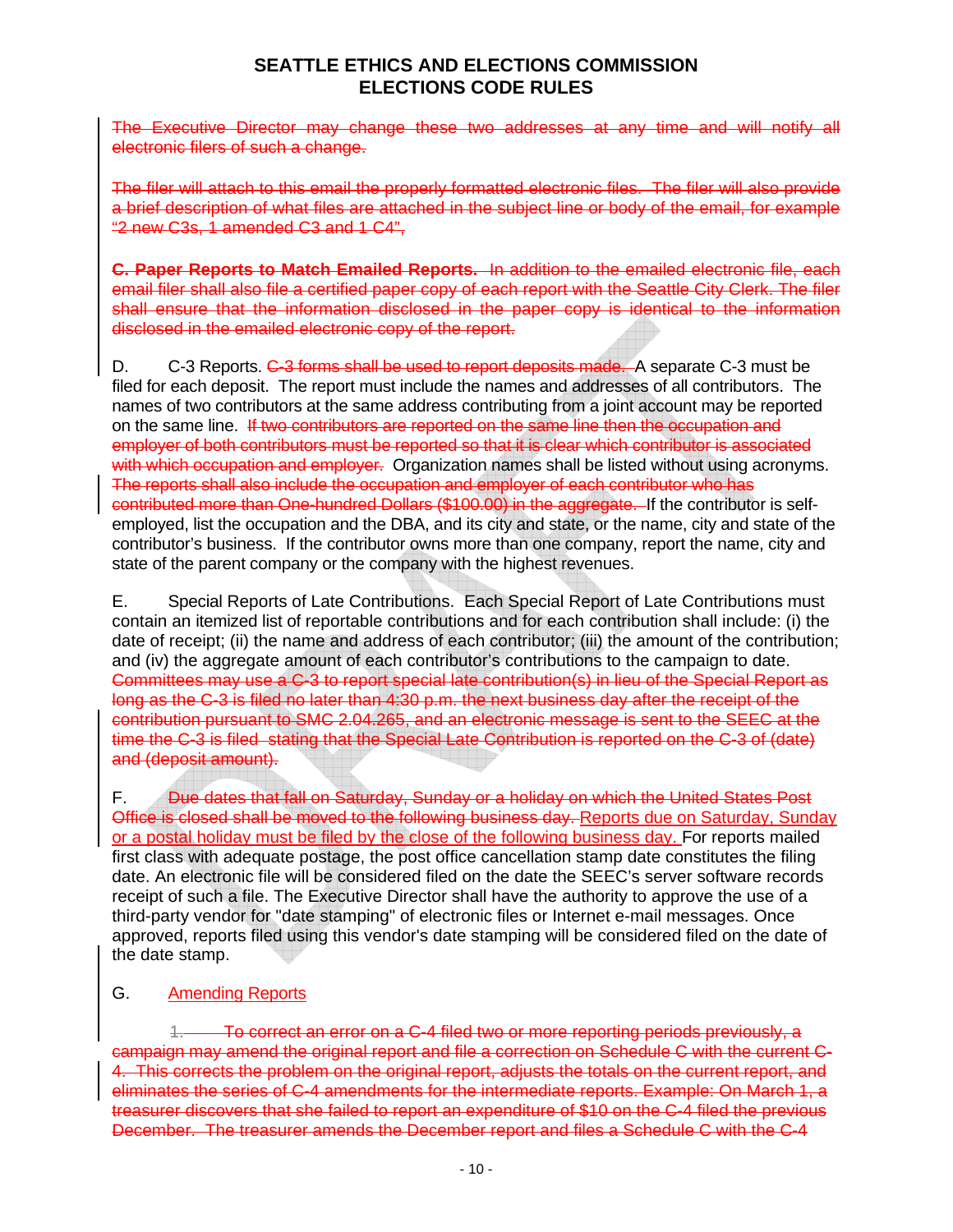The Executive Director may change these two addresses at any time and will notify all electronic filers of such a change.

The filer will attach to this email the properly formatted electronic files. The filer will also provide a brief description of what files are attached in the subject line or body of the email, for example "2 new C3s, 1 amended C3 and 1 C4",

**C. Paper Reports to Match Emailed Reports.** In addition to the emailed electronic file, each email filer shall also file a certified paper copy of each report with the Seattle City Clerk. The filer shall ensure that the information disclosed in the paper copy is identical to the information disclosed in the emailed electronic copy of the report.

D. C-3 Reports. C-3 forms shall be used to report deposits made. A separate C-3 must be filed for each deposit. The report must include the names and addresses of all contributors. The names of two contributors at the same address contributing from a joint account may be reported on the same line. If two contributors are reported on the same line then the occupation and employer of both contributors must be reported so that it is clear which contributor is associated with which occupation and employer. Organization names shall be listed without using acronyms. The reports shall also include the occupation and employer of each contributor who has contributed more than One-hundred Dollars ($100.00) in the aggregate. If the contributor is self-employed, list the occupation and the DBA, and its city and state, or the name, city and state of the contributor's business. If the contributor owns more than one company, report the name, city and state of the parent company or the company with the highest revenues.

E. Special Reports of Late Contributions. Each Special Report of Late Contributions must contain an itemized list of reportable contributions and for each contribution shall include: (i) the date of receipt; (ii) the name and address of each contributor; (iii) the amount of the contribution; and (iv) the aggregate amount of each contributor's contributions to the campaign to date. Committees may use a C-3 to report special late contribution(s) in lieu of the Special Report as long as the C-3 is filed no later than 4:30 p.m. the next business day after the receipt of the contribution pursuant to SMC 2.04.265, and an electronic message is sent to the SEEC at the time the C-3 is filed stating that the Special Late Contribution is reported on the C-3 of (date) and (deposit amount).

F. Due dates that fall on Saturday, Sunday or a holiday on which the United States Post Office is closed shall be moved to the following business day. Reports due on Saturday, Sunday or a postal holiday must be filed by the close of the following business day. For reports mailed first class with adequate postage, the post office cancellation stamp date constitutes the filing date. An electronic file will be considered filed on the date the SEEC's server software records receipt of such a file. The Executive Director shall have the authority to approve the use of a third-party vendor for "date stamping" of electronic files or Internet e-mail messages. Once approved, reports filed using this vendor's date stamping will be considered filed on the date of the date stamp.

G. Amending Reports

1. To correct an error on a C-4 filed two or more reporting periods previously, a campaign may amend the original report and file a correction on Schedule C with the current C-4. This corrects the problem on the original report, adjusts the totals on the current report, and eliminates the series of C-4 amendments for the intermediate reports. Example: On March 1, a treasurer discovers that she failed to report an expenditure of $10 on the C-4 filed the previous December. The treasurer amends the December report and files a Schedule C with the C-4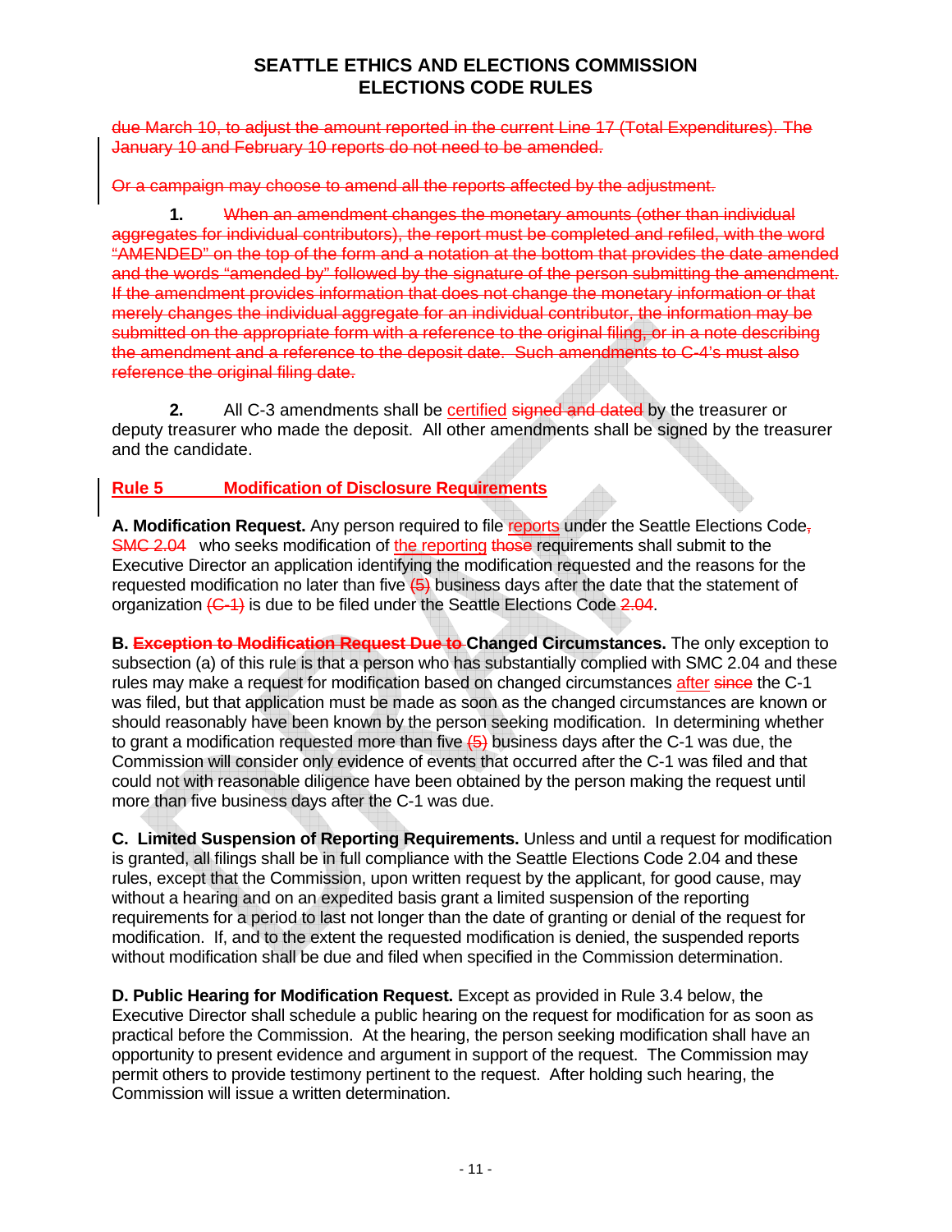due March 10, to adjust the amount reported in the current Line 17 (Total Expenditures). The January 10 and February 10 reports do not need to be amended.

Or a campaign may choose to amend all the reports affected by the adjustment.

**1.** When an amendment changes the monetary amounts (other than individual aggregates for individual contributors), the report must be completed and refiled, with the word "AMENDED" on the top of the form and a notation at the bottom that provides the date amended and the words "amended by" followed by the signature of the person submitting the amendment. If the amendment provides information that does not change the monetary information or that merely changes the individual aggregate for an individual contributor, the information may be submitted on the appropriate form with a reference to the original filing, or in a note describing the amendment and a reference to the deposit date. Such amendments to C-4's must also reference the original filing date.

**2.** All C-3 amendments shall be certified signed and dated by the treasurer or deputy treasurer who made the deposit. All other amendments shall be signed by the treasurer and the candidate.

## Rule 5 Modification of Disclosure Requirements

**A. Modification Request.** Any person required to file reports under the Seattle Elections Code, SMC 2.04 who seeks modification of the reporting those requirements shall submit to the Executive Director an application identifying the modification requested and the reasons for the requested modification no later than five (5) business days after the date that the statement of organization (C-1) is due to be filed under the Seattle Elections Code 2.04.

**B. Exception to Modification Request Due to Changed Circumstances.** The only exception to subsection (a) of this rule is that a person who has substantially complied with SMC 2.04 and these rules may make a request for modification based on changed circumstances after since the C-1 was filed, but that application must be made as soon as the changed circumstances are known or should reasonably have been known by the person seeking modification. In determining whether to grant a modification requested more than five (5) business days after the C-1 was due, the Commission will consider only evidence of events that occurred after the C-1 was filed and that could not with reasonable diligence have been obtained by the person making the request until more than five business days after the C-1 was due.

**C. Limited Suspension of Reporting Requirements.** Unless and until a request for modification is granted, all filings shall be in full compliance with the Seattle Elections Code 2.04 and these rules, except that the Commission, upon written request by the applicant, for good cause, may without a hearing and on an expedited basis grant a limited suspension of the reporting requirements for a period to last not longer than the date of granting or denial of the request for modification. If, and to the extent the requested modification is denied, the suspended reports without modification shall be due and filed when specified in the Commission determination.

**D. Public Hearing for Modification Request.** Except as provided in Rule 3.4 below, the Executive Director shall schedule a public hearing on the request for modification for as soon as practical before the Commission. At the hearing, the person seeking modification shall have an opportunity to present evidence and argument in support of the request. The Commission may permit others to provide testimony pertinent to the request. After holding such hearing, the Commission will issue a written determination.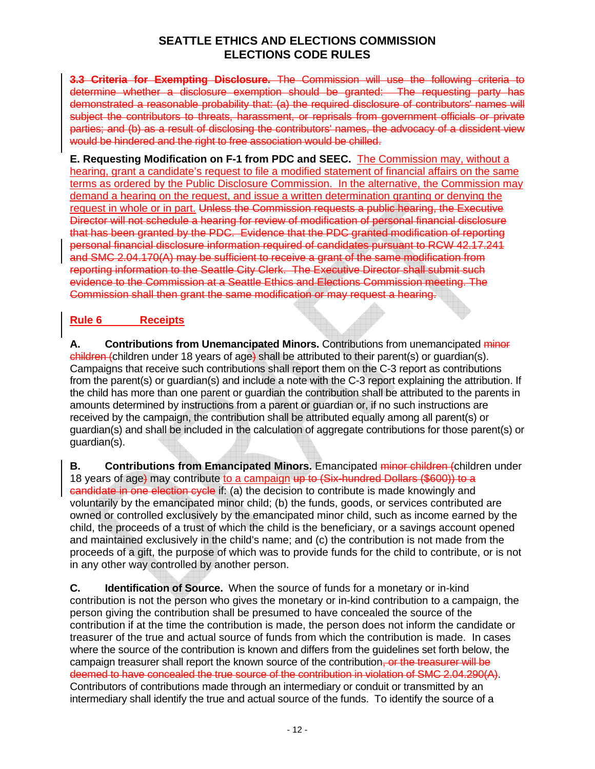# SEATTLE ETHICS AND ELECTIONS COMMISSION
# ELECTIONS CODE RULES

~~**3.3 Criteria for Exempting Disclosure.** The Commission will use the following criteria to determine whether a disclosure exemption should be granted: The requesting party has demonstrated a reasonable probability that: (a) the required disclosure of contributors' names will subject the contributors to threats, harassment, or reprisals from government officials or private parties; and (b) as a result of disclosing the contributors' names, the advocacy of a dissident view would be hindered and the right to free association would be chilled.~~

**E. Requesting Modification on F-1 from PDC and SEEC.** The Commission may, without a hearing, grant a candidate's request to file a modified statement of financial affairs on the same terms as ordered by the Public Disclosure Commission. In the alternative, the Commission may demand a hearing on the request, and issue a written determination granting or denying the request in whole or in part. ~~Unless the Commission requests a public hearing, the Executive Director will not schedule a hearing for review of modification of personal financial disclosure that has been granted by the PDC. Evidence that the PDC granted modification of reporting personal financial disclosure information required of candidates pursuant to RCW 42.17.241 and SMC 2.04.170(A) may be sufficient to receive a grant of the same modification from reporting information to the Seattle City Clerk. The Executive Director shall submit such evidence to the Commission at a Seattle Ethics and Elections Commission meeting. The Commission shall then grant the same modification or may request a hearing.~~

## Rule 6 Receipts

**A. Contributions from Unemancipated Minors.** Contributions from unemancipated ~~minor children (~~children under 18 years of age~~)~~ shall be attributed to their parent(s) or guardian(s). Campaigns that receive such contributions shall report them on the C-3 report as contributions from the parent(s) or guardian(s) and include a note with the C-3 report explaining the attribution. If the child has more than one parent or guardian the contribution shall be attributed to the parents in amounts determined by instructions from a parent or guardian or, if no such instructions are received by the campaign, the contribution shall be attributed equally among all parent(s) or guardian(s) and shall be included in the calculation of aggregate contributions for those parent(s) or guardian(s).

**B. Contributions from Emancipated Minors.** Emancipated ~~minor children (~~children under 18 years of age~~)~~ may contribute to a campaign ~~up to (Six-hundred Dollars ($600)) to a candidate in one election cycle~~ if: (a) the decision to contribute is made knowingly and voluntarily by the emancipated minor child; (b) the funds, goods, or services contributed are owned or controlled exclusively by the emancipated minor child, such as income earned by the child, the proceeds of a trust of which the child is the beneficiary, or a savings account opened and maintained exclusively in the child's name; and (c) the contribution is not made from the proceeds of a gift, the purpose of which was to provide funds for the child to contribute, or is not in any other way controlled by another person.

**C. Identification of Source.** When the source of funds for a monetary or in-kind contribution is not the person who gives the monetary or in-kind contribution to a campaign, the person giving the contribution shall be presumed to have concealed the source of the contribution if at the time the contribution is made, the person does not inform the candidate or treasurer of the true and actual source of funds from which the contribution is made. In cases where the source of the contribution is known and differs from the guidelines set forth below, the campaign treasurer shall report the known source of the contribution~~, or the treasurer will be deemed to have concealed the true source of the contribution in violation of SMC 2.04.290(A)~~. Contributors of contributions made through an intermediary or conduit or transmitted by an intermediary shall identify the true and actual source of the funds. To identify the source of a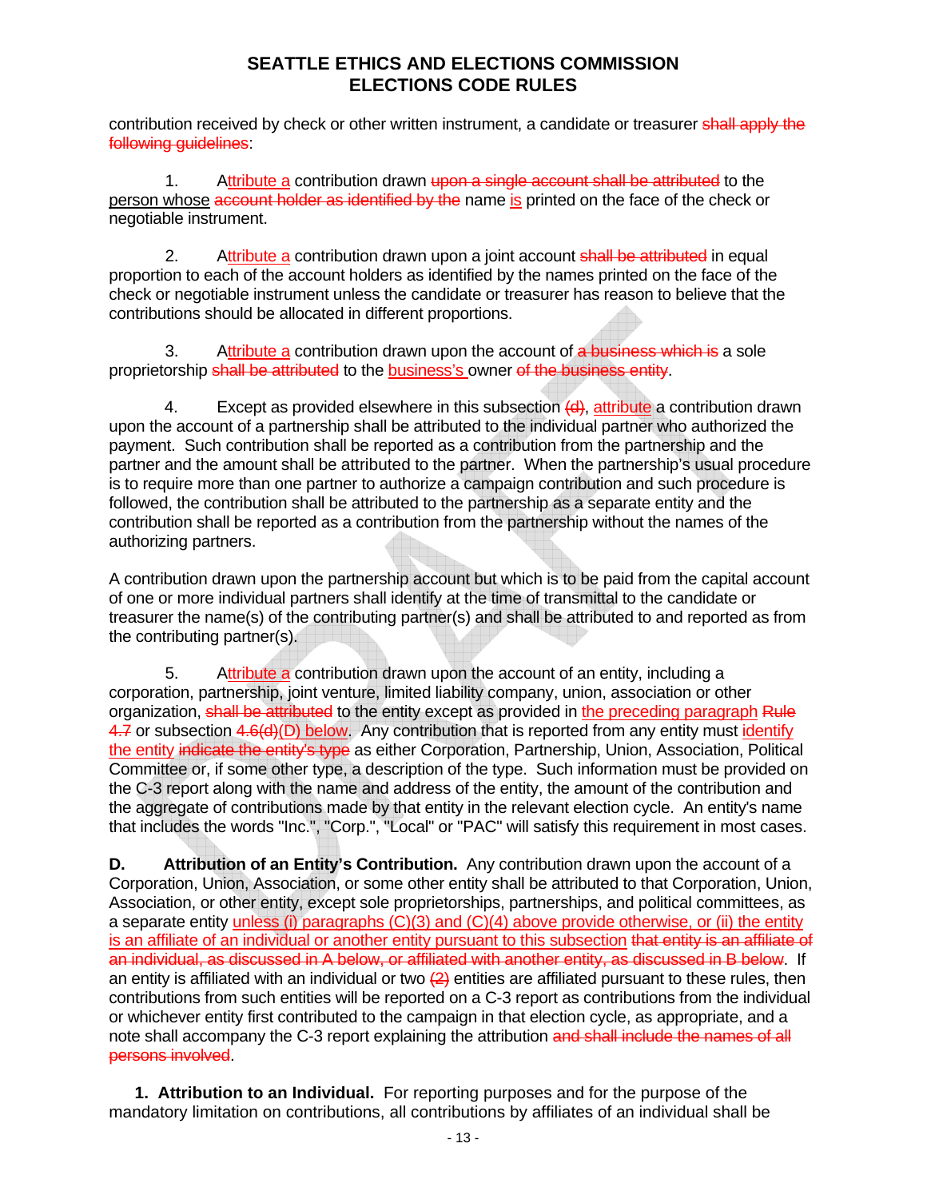contribution received by check or other written instrument, a candidate or treasurer ~~shall apply the following guidelines~~:

1. Attribute a contribution drawn ~~upon a single account shall be attributed~~ to the person whose ~~account holder as identified by the~~ name is printed on the face of the check or negotiable instrument.

2. Attribute a contribution drawn upon a joint account ~~shall be attributed~~ in equal proportion to each of the account holders as identified by the names printed on the face of the check or negotiable instrument unless the candidate or treasurer has reason to believe that the contributions should be allocated in different proportions.

3. Attribute a contribution drawn upon the account of ~~a business which is~~ a sole proprietorship ~~shall be attributed~~ to the business's owner ~~of the business entity~~.

4. Except as provided elsewhere in this subsection ~~(d)~~, attribute a contribution drawn upon the account of a partnership shall be attributed to the individual partner who authorized the payment. Such contribution shall be reported as a contribution from the partnership and the partner and the amount shall be attributed to the partner. When the partnership's usual procedure is to require more than one partner to authorize a campaign contribution and such procedure is followed, the contribution shall be attributed to the partnership as a separate entity and the contribution shall be reported as a contribution from the partnership without the names of the authorizing partners.

A contribution drawn upon the partnership account but which is to be paid from the capital account of one or more individual partners shall identify at the time of transmittal to the candidate or treasurer the name(s) of the contributing partner(s) and shall be attributed to and reported as from the contributing partner(s).

5. Attribute a contribution drawn upon the account of an entity, including a corporation, partnership, joint venture, limited liability company, union, association or other organization, ~~shall be attributed~~ to the entity except as provided in the preceding paragraph ~~Rule 4.7~~ or subsection ~~4.6(d)~~(D) below. Any contribution that is reported from any entity must identify the entity ~~indicate the entity's type~~ as either Corporation, Partnership, Union, Association, Political Committee or, if some other type, a description of the type. Such information must be provided on the C-3 report along with the name and address of the entity, the amount of the contribution and the aggregate of contributions made by that entity in the relevant election cycle. An entity's name that includes the words "Inc.", "Corp.", "Local" or "PAC" will satisfy this requirement in most cases.

**D. Attribution of an Entity's Contribution.** Any contribution drawn upon the account of a Corporation, Union, Association, or some other entity shall be attributed to that Corporation, Union, Association, or other entity, except sole proprietorships, partnerships, and political committees, as a separate entity unless (i) paragraphs (C)(3) and (C)(4) above provide otherwise, or (ii) the entity is an affiliate of an individual or another entity pursuant to this subsection ~~that entity is an affiliate of an individual, as discussed in A below, or affiliated with another entity, as discussed in B below~~. If an entity is affiliated with an individual or two ~~(2)~~ entities are affiliated pursuant to these rules, then contributions from such entities will be reported on a C-3 report as contributions from the individual or whichever entity first contributed to the campaign in that election cycle, as appropriate, and a note shall accompany the C-3 report explaining the attribution ~~and shall include the names of all persons involved~~.

**1. Attribution to an Individual.** For reporting purposes and for the purpose of the mandatory limitation on contributions, all contributions by affiliates of an individual shall be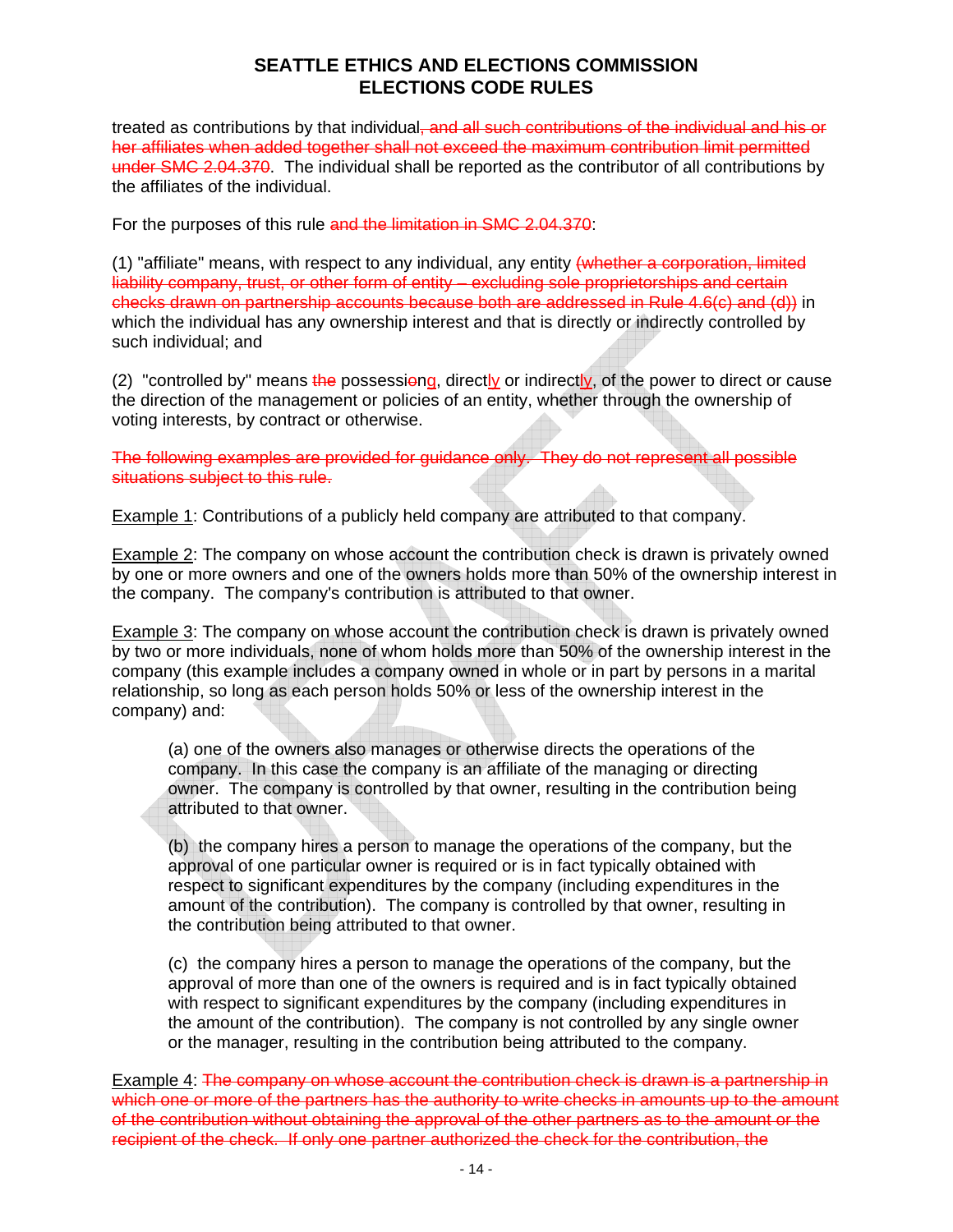treated as contributions by that individual~~, and all such contributions of the individual and his or her affiliates when added together shall not exceed the maximum contribution limit permitted under SMC 2.04.370~~. The individual shall be reported as the contributor of all contributions by the affiliates of the individual.

For the purposes of this rule ~~and the limitation in SMC 2.04.370~~:

(1) "affiliate" means, with respect to any individual, any entity ~~(whether a corporation, limited liability company, trust, or other form of entity – excluding sole proprietorships and certain checks drawn on partnership accounts because both are addressed in Rule 4.6(c) and (d))~~ in which the individual has any ownership interest and that is directly or indirectly controlled by such individual; and

(2) "controlled by" means ~~the~~ possessi~~o~~ng, directly or indirectly, of the power to direct or cause the direction of the management or policies of an entity, whether through the ownership of voting interests, by contract or otherwise.

~~The following examples are provided for guidance only. They do not represent all possible situations subject to this rule.~~

Example 1: Contributions of a publicly held company are attributed to that company.

Example 2: The company on whose account the contribution check is drawn is privately owned by one or more owners and one of the owners holds more than 50% of the ownership interest in the company. The company's contribution is attributed to that owner.

Example 3: The company on whose account the contribution check is drawn is privately owned by two or more individuals, none of whom holds more than 50% of the ownership interest in the company (this example includes a company owned in whole or in part by persons in a marital relationship, so long as each person holds 50% or less of the ownership interest in the company) and:

> (a) one of the owners also manages or otherwise directs the operations of the company. In this case the company is an affiliate of the managing or directing owner. The company is controlled by that owner, resulting in the contribution being attributed to that owner.
>
> (b) the company hires a person to manage the operations of the company, but the approval of one particular owner is required or is in fact typically obtained with respect to significant expenditures by the company (including expenditures in the amount of the contribution). The company is controlled by that owner, resulting in the contribution being attributed to that owner.
>
> (c) the company hires a person to manage the operations of the company, but the approval of more than one of the owners is required and is in fact typically obtained with respect to significant expenditures by the company (including expenditures in the amount of the contribution). The company is not controlled by any single owner or the manager, resulting in the contribution being attributed to the company.

Example 4: ~~The company on whose account the contribution check is drawn is a partnership in which one or more of the partners has the authority to write checks in amounts up to the amount of the contribution without obtaining the approval of the other partners as to the amount or the recipient of the check. If only one partner authorized the check for the contribution, the~~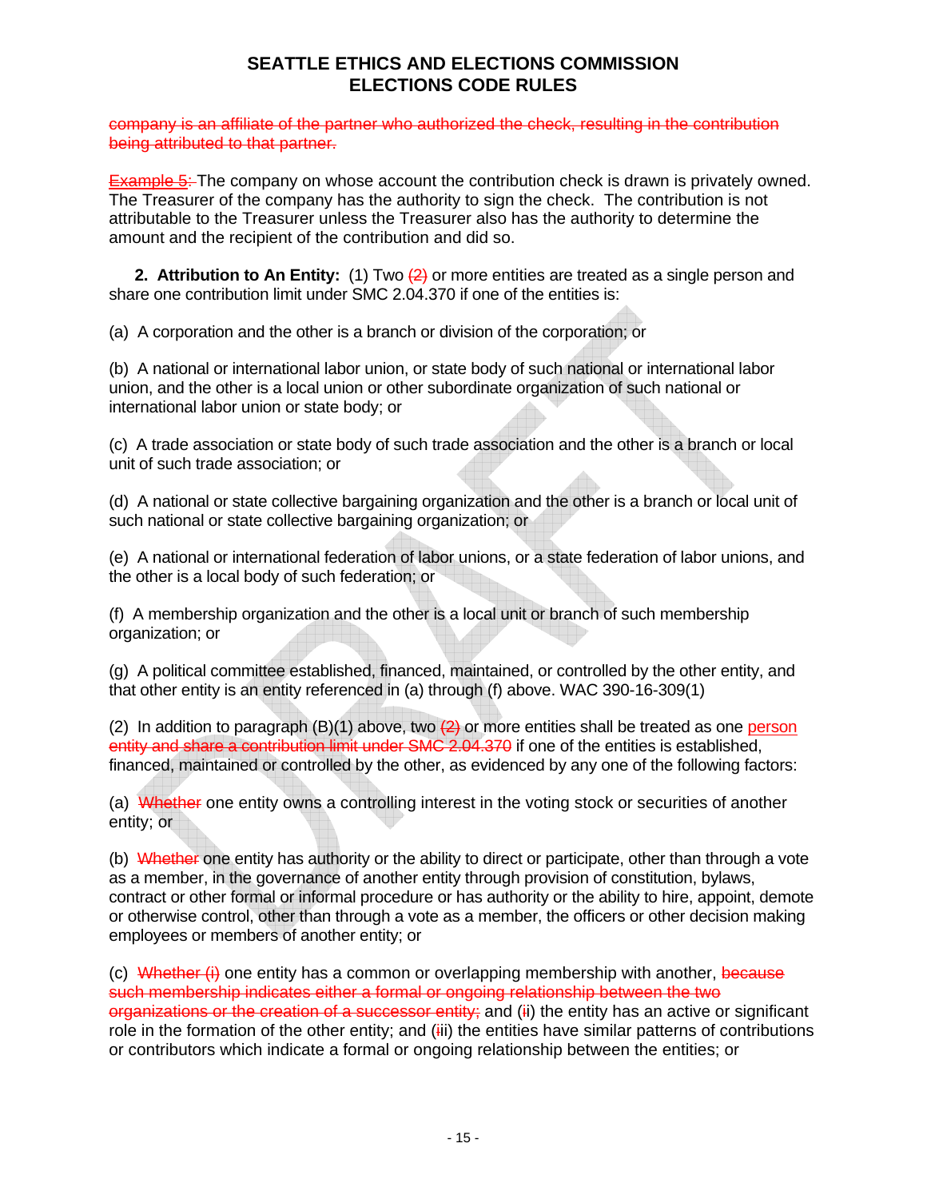company is an affiliate of the partner who authorized the check, resulting in the contribution being attributed to that partner.

Example 5: The company on whose account the contribution check is drawn is privately owned. The Treasurer of the company has the authority to sign the check. The contribution is not attributable to the Treasurer unless the Treasurer also has the authority to determine the amount and the recipient of the contribution and did so.

**2. Attribution to An Entity:** (1) Two (2) or more entities are treated as a single person and share one contribution limit under SMC 2.04.370 if one of the entities is:

(a) A corporation and the other is a branch or division of the corporation; or

(b) A national or international labor union, or state body of such national or international labor union, and the other is a local union or other subordinate organization of such national or international labor union or state body; or

(c) A trade association or state body of such trade association and the other is a branch or local unit of such trade association; or

(d) A national or state collective bargaining organization and the other is a branch or local unit of such national or state collective bargaining organization; or

(e) A national or international federation of labor unions, or a state federation of labor unions, and the other is a local body of such federation; or

(f) A membership organization and the other is a local unit or branch of such membership organization; or

(g) A political committee established, financed, maintained, or controlled by the other entity, and that other entity is an entity referenced in (a) through (f) above. WAC 390-16-309(1)

(2) In addition to paragraph (B)(1) above, two (2) or more entities shall be treated as one person entity and share a contribution limit under SMC 2.04.370 if one of the entities is established, financed, maintained or controlled by the other, as evidenced by any one of the following factors:

(a) Whether one entity owns a controlling interest in the voting stock or securities of another entity; or

(b) Whether one entity has authority or the ability to direct or participate, other than through a vote as a member, in the governance of another entity through provision of constitution, bylaws, contract or other formal or informal procedure or has authority or the ability to hire, appoint, demote or otherwise control, other than through a vote as a member, the officers or other decision making employees or members of another entity; or

(c) Whether (i) one entity has a common or overlapping membership with another, because such membership indicates either a formal or ongoing relationship between the two organizations or the creation of a successor entity; and (ii) the entity has an active or significant role in the formation of the other entity; and (iii) the entities have similar patterns of contributions or contributors which indicate a formal or ongoing relationship between the entities; or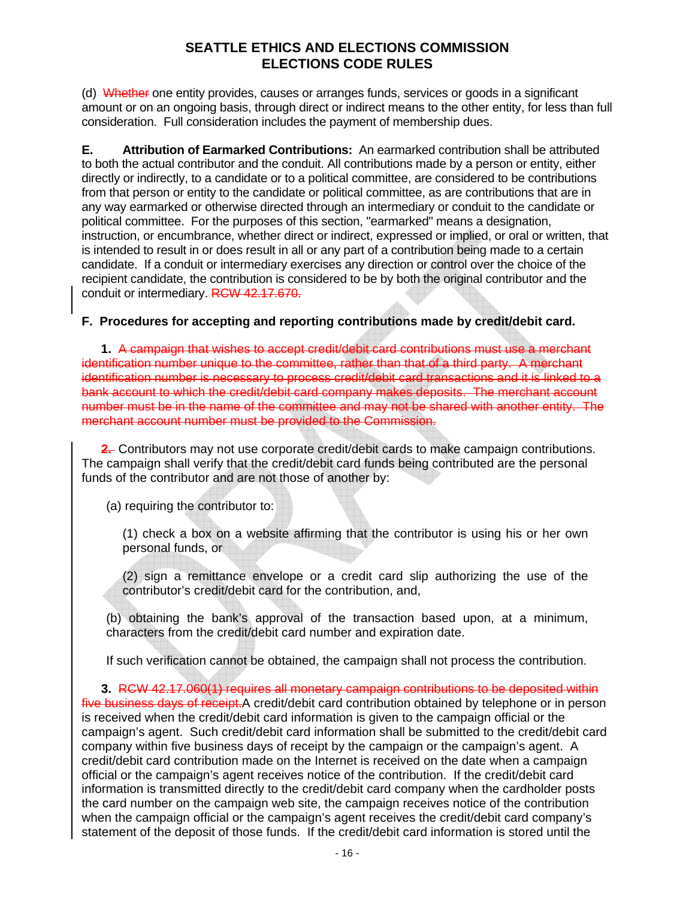# SEATTLE ETHICS AND ELECTIONS COMMISSION
# ELECTIONS CODE RULES

(d) ~~Whether~~ one entity provides, causes or arranges funds, services or goods in a significant amount or on an ongoing basis, through direct or indirect means to the other entity, for less than full consideration. Full consideration includes the payment of membership dues.

**E. Attribution of Earmarked Contributions:** An earmarked contribution shall be attributed to both the actual contributor and the conduit. All contributions made by a person or entity, either directly or indirectly, to a candidate or to a political committee, are considered to be contributions from that person or entity to the candidate or political committee, as are contributions that are in any way earmarked or otherwise directed through an intermediary or conduit to the candidate or political committee. For the purposes of this section, "earmarked" means a designation, instruction, or encumbrance, whether direct or indirect, expressed or implied, or oral or written, that is intended to result in or does result in all or any part of a contribution being made to a certain candidate. If a conduit or intermediary exercises any direction or control over the choice of the recipient candidate, the contribution is considered to be by both the original contributor and the conduit or intermediary. ~~RCW 42.17.670.~~

**F. Procedures for accepting and reporting contributions made by credit/debit card.**

**1.** ~~A campaign that wishes to accept credit/debit card contributions must use a merchant identification number unique to the committee, rather than that of a third party. A merchant identification number is necessary to process credit/debit card transactions and it is linked to a bank account to which the credit/debit card company makes deposits. The merchant account number must be in the name of the committee and may not be shared with another entity. The merchant account number must be provided to the Commission.~~

~~**2.**~~ Contributors may not use corporate credit/debit cards to make campaign contributions. The campaign shall verify that the credit/debit card funds being contributed are the personal funds of the contributor and are not those of another by:

(a) requiring the contributor to:

(1) check a box on a website affirming that the contributor is using his or her own personal funds, or

(2) sign a remittance envelope or a credit card slip authorizing the use of the contributor's credit/debit card for the contribution, and,

(b) obtaining the bank's approval of the transaction based upon, at a minimum, characters from the credit/debit card number and expiration date.

If such verification cannot be obtained, the campaign shall not process the contribution.

**3.** ~~RCW 42.17.060(1) requires all monetary campaign contributions to be deposited within five business days of receipt.~~A credit/debit card contribution obtained by telephone or in person is received when the credit/debit card information is given to the campaign official or the campaign's agent. Such credit/debit card information shall be submitted to the credit/debit card company within five business days of receipt by the campaign or the campaign's agent. A credit/debit card contribution made on the Internet is received on the date when a campaign official or the campaign's agent receives notice of the contribution. If the credit/debit card information is transmitted directly to the credit/debit card company when the cardholder posts the card number on the campaign web site, the campaign receives notice of the contribution when the campaign official or the campaign's agent receives the credit/debit card company's statement of the deposit of those funds. If the credit/debit card information is stored until the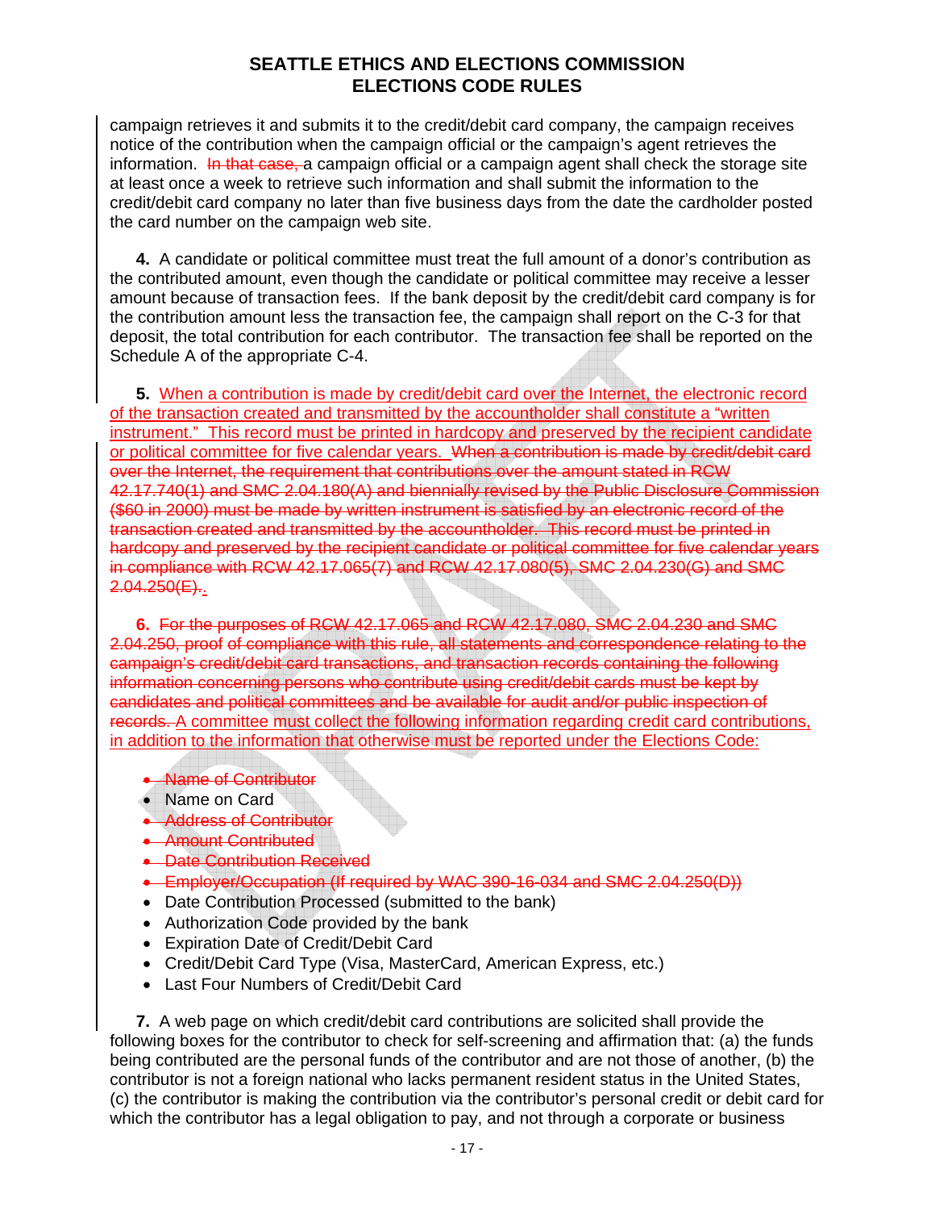campaign retrieves it and submits it to the credit/debit card company, the campaign receives notice of the contribution when the campaign official or the campaign's agent retrieves the information. ~~In that case,~~ a campaign official or a campaign agent shall check the storage site at least once a week to retrieve such information and shall submit the information to the credit/debit card company no later than five business days from the date the cardholder posted the card number on the campaign web site.

**4.** A candidate or political committee must treat the full amount of a donor's contribution as the contributed amount, even though the candidate or political committee may receive a lesser amount because of transaction fees. If the bank deposit by the credit/debit card company is for the contribution amount less the transaction fee, the campaign shall report on the C-3 for that deposit, the total contribution for each contributor. The transaction fee shall be reported on the Schedule A of the appropriate C-4.

**5.** When a contribution is made by credit/debit card over the Internet, the electronic record of the transaction created and transmitted by the accountholder shall constitute a "written instrument." This record must be printed in hardcopy and preserved by the recipient candidate or political committee for five calendar years. ~~When a contribution is made by credit/debit card over the Internet, the requirement that contributions over the amount stated in RCW 42.17.740(1) and SMC 2.04.180(A) and biennially revised by the Public Disclosure Commission ($60 in 2000) must be made by written instrument is satisfied by an electronic record of the transaction created and transmitted by the accountholder. This record must be printed in hardcopy and preserved by the recipient candidate or political committee for five calendar years in compliance with RCW 42.17.065(7) and RCW 42.17.080(5), SMC 2.04.230(G) and SMC 2.04.250(E).~~.

**6.** ~~For the purposes of RCW 42.17.065 and RCW 42.17.080, SMC 2.04.230 and SMC 2.04.250, proof of compliance with this rule, all statements and correspondence relating to the campaign's credit/debit card transactions, and transaction records containing the following information concerning persons who contribute using credit/debit cards must be kept by candidates and political committees and be available for audit and/or public inspection of records.~~ A committee must collect the following information regarding credit card contributions, in addition to the information that otherwise must be reported under the Elections Code:

- ~~Name of Contributor~~
- Name on Card
- ~~Address of Contributor~~
- ~~Amount Contributed~~
- ~~Date Contribution Received~~
- ~~Employer/Occupation (If required by WAC 390-16-034 and SMC 2.04.250(D))~~
- Date Contribution Processed (submitted to the bank)
- Authorization Code provided by the bank
- Expiration Date of Credit/Debit Card
- Credit/Debit Card Type (Visa, MasterCard, American Express, etc.)
- Last Four Numbers of Credit/Debit Card

**7.** A web page on which credit/debit card contributions are solicited shall provide the following boxes for the contributor to check for self-screening and affirmation that: (a) the funds being contributed are the personal funds of the contributor and are not those of another, (b) the contributor is not a foreign national who lacks permanent resident status in the United States, (c) the contributor is making the contribution via the contributor's personal credit or debit card for which the contributor has a legal obligation to pay, and not through a corporate or business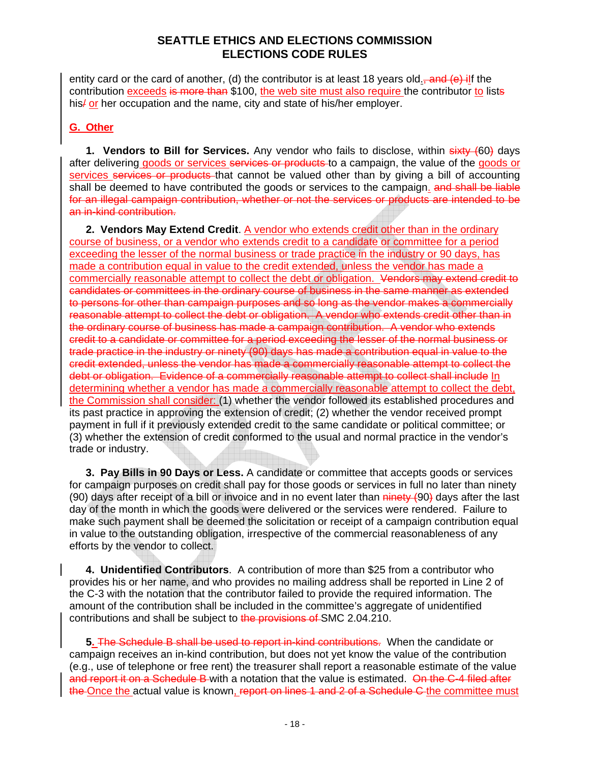entity card or the card of another, (d) the contributor is at least 18 years old.~~, and (e) i~~If the contribution exceeds ~~is more than~~ $100, the web site must also require the contributor to list~~s~~ his~~/~~ or her occupation and the name, city and state of his/her employer.

## G. Other

**1. Vendors to Bill for Services.** Any vendor who fails to disclose, within ~~sixty (~~60~~)~~ days after delivering goods or services ~~services or products~~ to a campaign, the value of the goods or services ~~services or products~~ that cannot be valued other than by giving a bill of accounting shall be deemed to have contributed the goods or services to the campaign. ~~and shall be liable for an illegal campaign contribution, whether or not the services or products are intended to be an in-kind contribution.~~

**2. Vendors May Extend Credit**. A vendor who extends credit other than in the ordinary course of business, or a vendor who extends credit to a candidate or committee for a period exceeding the lesser of the normal business or trade practice in the industry or 90 days, has made a contribution equal in value to the credit extended, unless the vendor has made a commercially reasonable attempt to collect the debt or obligation. ~~Vendors may extend credit to candidates or committees in the ordinary course of business in the same manner as extended to persons for other than campaign purposes and so long as the vendor makes a commercially reasonable attempt to collect the debt or obligation. A vendor who extends credit other than in the ordinary course of business has made a campaign contribution. A vendor who extends credit to a candidate or committee for a period exceeding the lesser of the normal business or trade practice in the industry or ninety (90) days has made a contribution equal in value to the credit extended, unless the vendor has made a commercially reasonable attempt to collect the debt or obligation. Evidence of a commercially reasonable attempt to collect shall include~~ In determining whether a vendor has made a commercially reasonable attempt to collect the debt, the Commission shall consider: (1) whether the vendor followed its established procedures and its past practice in approving the extension of credit; (2) whether the vendor received prompt payment in full if it previously extended credit to the same candidate or political committee; or (3) whether the extension of credit conformed to the usual and normal practice in the vendor's trade or industry.

**3. Pay Bills in 90 Days or Less.** A candidate or committee that accepts goods or services for campaign purposes on credit shall pay for those goods or services in full no later than ninety (90) days after receipt of a bill or invoice and in no event later than ~~ninety (~~90~~)~~ days after the last day of the month in which the goods were delivered or the services were rendered. Failure to make such payment shall be deemed the solicitation or receipt of a campaign contribution equal in value to the outstanding obligation, irrespective of the commercial reasonableness of any efforts by the vendor to collect.

**4. Unidentified Contributors**. A contribution of more than $25 from a contributor who provides his or her name, and who provides no mailing address shall be reported in Line 2 of the C-3 with the notation that the contributor failed to provide the required information. The amount of the contribution shall be included in the committee's aggregate of unidentified contributions and shall be subject to ~~the provisions of~~ SMC 2.04.210.

**5.** ~~The Schedule B shall be used to report in-kind contributions.~~ When the candidate or campaign receives an in-kind contribution, but does not yet know the value of the contribution (e.g., use of telephone or free rent) the treasurer shall report a reasonable estimate of the value ~~and report it on a Schedule B~~ with a notation that the value is estimated. ~~On the C-4 filed after the~~ Once the actual value is known, ~~report on lines 1 and 2 of a Schedule C~~ the committee must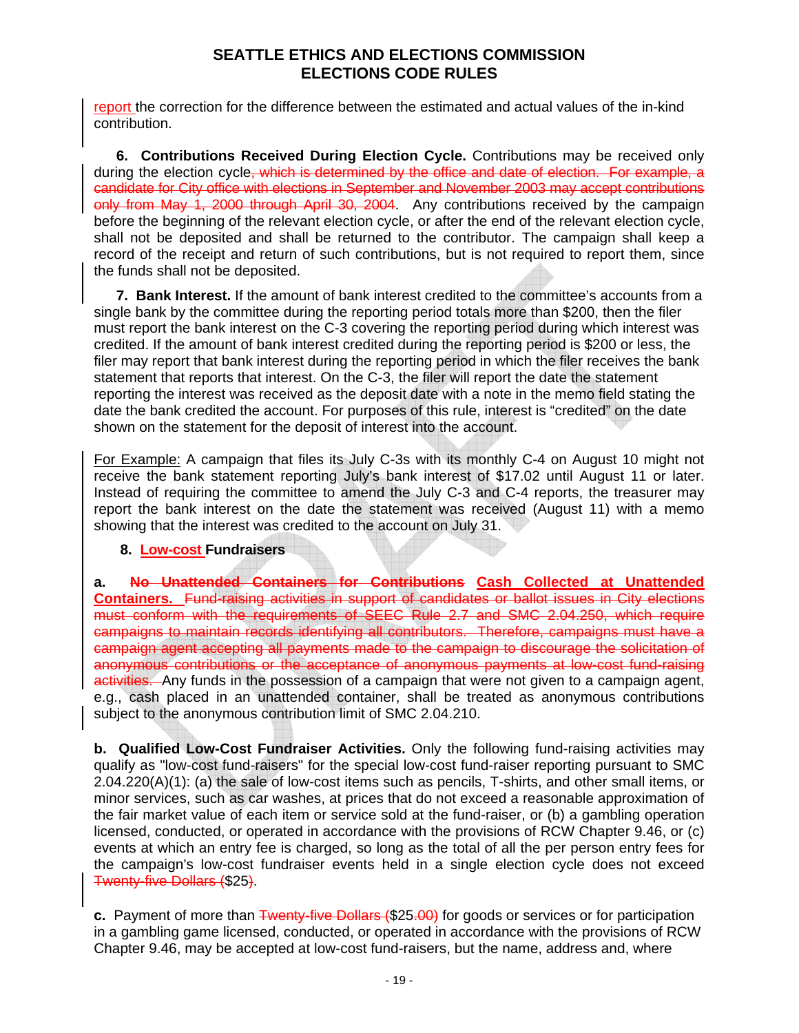report the correction for the difference between the estimated and actual values of the in-kind contribution.

**6. Contributions Received During Election Cycle.** Contributions may be received only during the election cycle~~, which is determined by the office and date of election. For example, a candidate for City office with elections in September and November 2003 may accept contributions only from May 1, 2000 through April 30, 2004~~. Any contributions received by the campaign before the beginning of the relevant election cycle, or after the end of the relevant election cycle, shall not be deposited and shall be returned to the contributor. The campaign shall keep a record of the receipt and return of such contributions, but is not required to report them, since the funds shall not be deposited.

**7. Bank Interest.** If the amount of bank interest credited to the committee's accounts from a single bank by the committee during the reporting period totals more than $200, then the filer must report the bank interest on the C-3 covering the reporting period during which interest was credited. If the amount of bank interest credited during the reporting period is $200 or less, the filer may report that bank interest during the reporting period in which the filer receives the bank statement that reports that interest. On the C-3, the filer will report the date the statement reporting the interest was received as the deposit date with a note in the memo field stating the date the bank credited the account. For purposes of this rule, interest is "credited" on the date shown on the statement for the deposit of interest into the account.

For Example: A campaign that files its July C-3s with its monthly C-4 on August 10 might not receive the bank statement reporting July's bank interest of $17.02 until August 11 or later. Instead of requiring the committee to amend the July C-3 and C-4 reports, the treasurer may report the bank interest on the date the statement was received (August 11) with a memo showing that the interest was credited to the account on July 31.

**8. Low-cost Fundraisers**

**a. ~~No Unattended Containers for Contributions~~ Cash Collected at Unattended Containers.** ~~Fund-raising activities in support of candidates or ballot issues in City elections must conform with the requirements of SEEC Rule 2.7 and SMC 2.04.250, which require campaigns to maintain records identifying all contributors. Therefore, campaigns must have a campaign agent accepting all payments made to the campaign to discourage the solicitation of anonymous contributions or the acceptance of anonymous payments at low-cost fund-raising activities.~~ Any funds in the possession of a campaign that were not given to a campaign agent, e.g., cash placed in an unattended container, shall be treated as anonymous contributions subject to the anonymous contribution limit of SMC 2.04.210.

**b. Qualified Low-Cost Fundraiser Activities.** Only the following fund-raising activities may qualify as "low-cost fund-raisers" for the special low-cost fund-raiser reporting pursuant to SMC 2.04.220(A)(1): (a) the sale of low-cost items such as pencils, T-shirts, and other small items, or minor services, such as car washes, at prices that do not exceed a reasonable approximation of the fair market value of each item or service sold at the fund-raiser, or (b) a gambling operation licensed, conducted, or operated in accordance with the provisions of RCW Chapter 9.46, or (c) events at which an entry fee is charged, so long as the total of all the per person entry fees for the campaign's low-cost fundraiser events held in a single election cycle does not exceed ~~Twenty-five Dollars (~~$25~~)~~.

**c.** Payment of more than ~~Twenty-five Dollars (~~$25~~.00)~~ for goods or services or for participation in a gambling game licensed, conducted, or operated in accordance with the provisions of RCW Chapter 9.46, may be accepted at low-cost fund-raisers, but the name, address and, where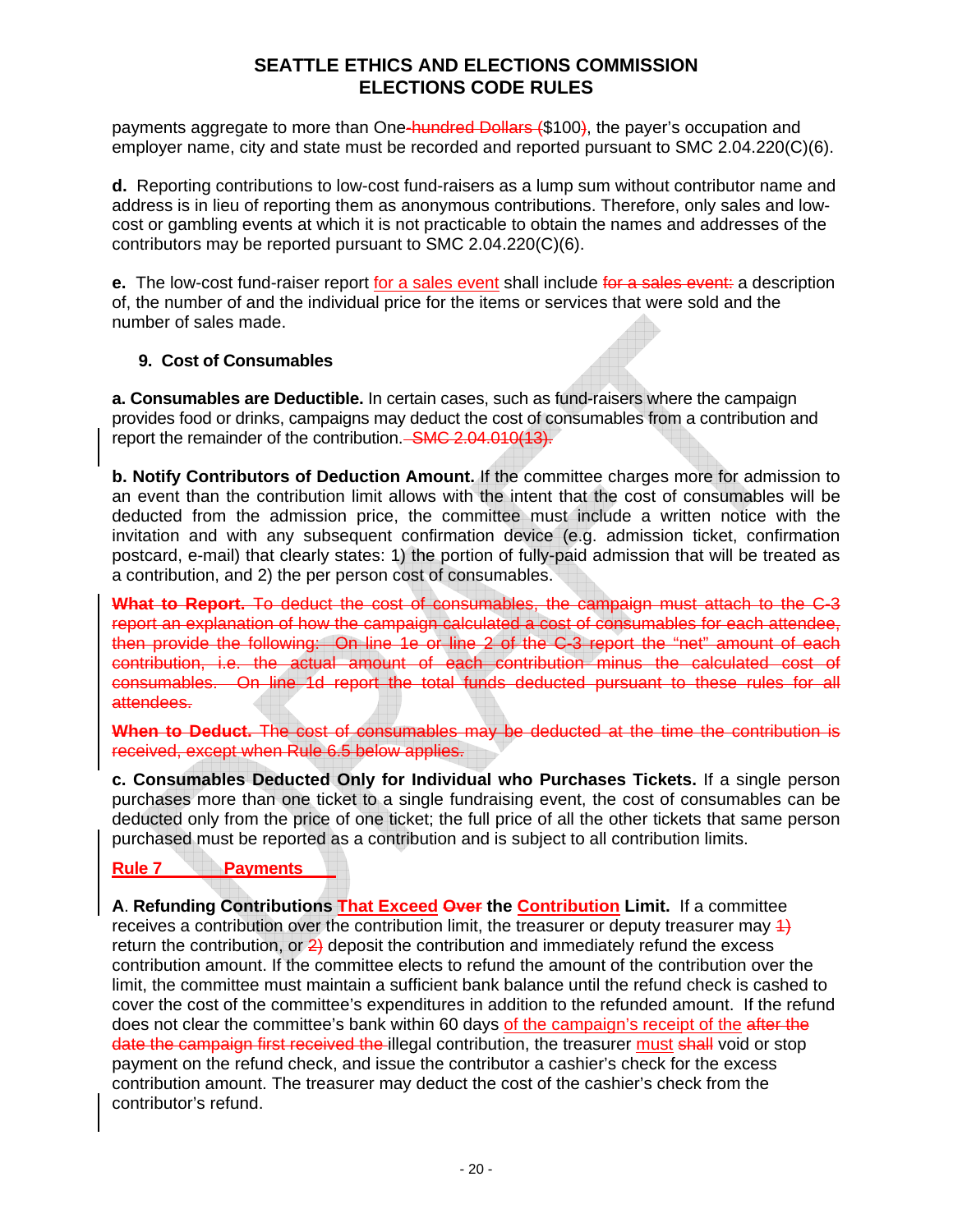payments aggregate to more than One-hundred Dollars ($100), the payer's occupation and employer name, city and state must be recorded and reported pursuant to SMC 2.04.220(C)(6).

**d.** Reporting contributions to low-cost fund-raisers as a lump sum without contributor name and address is in lieu of reporting them as anonymous contributions. Therefore, only sales and low-cost or gambling events at which it is not practicable to obtain the names and addresses of the contributors may be reported pursuant to SMC 2.04.220(C)(6).

**e.** The low-cost fund-raiser report for a sales event shall include ~~for a sales event:~~ a description of, the number of and the individual price for the items or services that were sold and the number of sales made.

### 9. Cost of Consumables

**a. Consumables are Deductible.** In certain cases, such as fund-raisers where the campaign provides food or drinks, campaigns may deduct the cost of consumables from a contribution and report the remainder of the contribution. ~~SMC 2.04.010(13).~~

**b. Notify Contributors of Deduction Amount.** If the committee charges more for admission to an event than the contribution limit allows with the intent that the cost of consumables will be deducted from the admission price, the committee must include a written notice with the invitation and with any subsequent confirmation device (e.g. admission ticket, confirmation postcard, e-mail) that clearly states: 1) the portion of fully-paid admission that will be treated as a contribution, and 2) the per person cost of consumables.

~~**What to Report.** To deduct the cost of consumables, the campaign must attach to the C-3 report an explanation of how the campaign calculated a cost of consumables for each attendee, then provide the following: On line 1e or line 2 of the C-3 report the "net" amount of each contribution, i.e. the actual amount of each contribution minus the calculated cost of consumables. On line 1d report the total funds deducted pursuant to these rules for all attendees.~~

~~**When to Deduct.** The cost of consumables may be deducted at the time the contribution is received, except when Rule 6.5 below applies.~~

**c. Consumables Deducted Only for Individual who Purchases Tickets.** If a single person purchases more than one ticket to a single fundraising event, the cost of consumables can be deducted only from the price of one ticket; the full price of all the other tickets that same person purchased must be reported as a contribution and is subject to all contribution limits.

## Rule 7 Payments

**A. Refunding Contributions That Exceed ~~Over~~ the Contribution Limit.** If a committee receives a contribution over the contribution limit, the treasurer or deputy treasurer may ~~1)~~ return the contribution, or ~~2)~~ deposit the contribution and immediately refund the excess contribution amount. If the committee elects to refund the amount of the contribution over the limit, the committee must maintain a sufficient bank balance until the refund check is cashed to cover the cost of the committee's expenditures in addition to the refunded amount. If the refund does not clear the committee's bank within 60 days of the campaign's receipt of the ~~after the date the campaign first received the~~ illegal contribution, the treasurer must ~~shall~~ void or stop payment on the refund check, and issue the contributor a cashier's check for the excess contribution amount. The treasurer may deduct the cost of the cashier's check from the contributor's refund.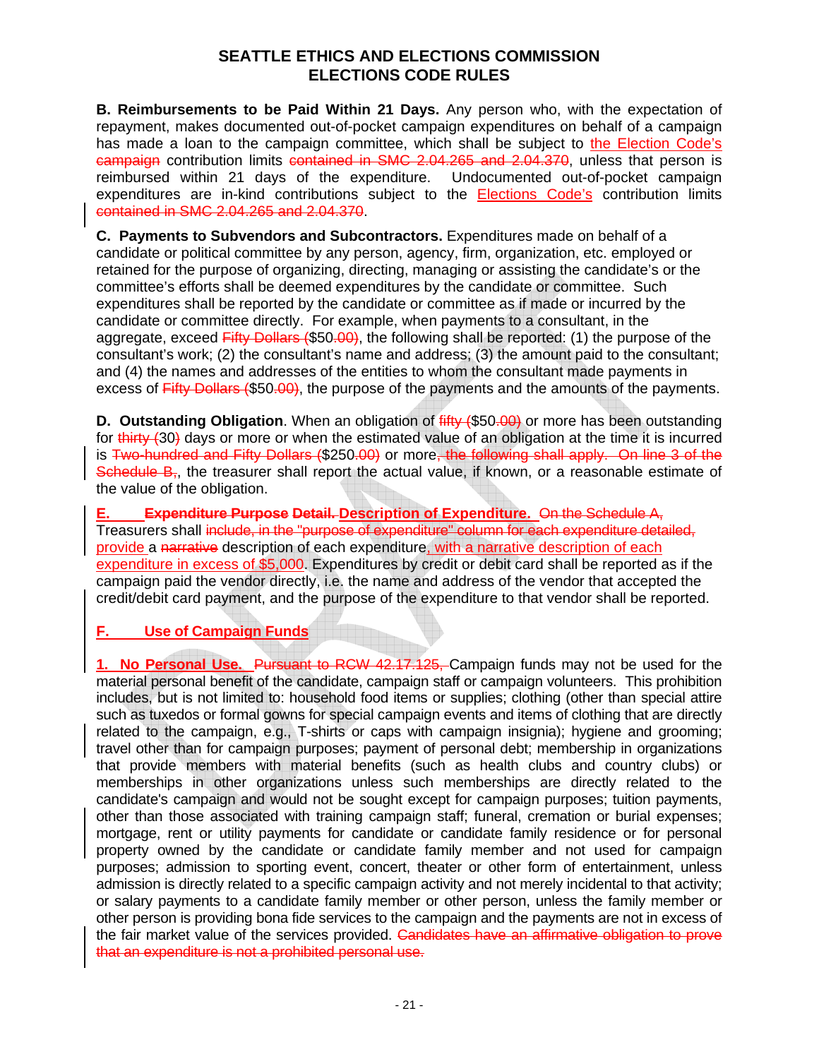**B. Reimbursements to be Paid Within 21 Days.** Any person who, with the expectation of repayment, makes documented out-of-pocket campaign expenditures on behalf of a campaign has made a loan to the campaign committee, which shall be subject to the Election Code's ~~campaign~~ contribution limits ~~contained in SMC 2.04.265 and 2.04.370~~, unless that person is reimbursed within 21 days of the expenditure. Undocumented out-of-pocket campaign expenditures are in-kind contributions subject to the Elections Code's contribution limits ~~contained in SMC 2.04.265 and 2.04.370~~.

**C. Payments to Subvendors and Subcontractors.** Expenditures made on behalf of a candidate or political committee by any person, agency, firm, organization, etc. employed or retained for the purpose of organizing, directing, managing or assisting the candidate's or the committee's efforts shall be deemed expenditures by the candidate or committee. Such expenditures shall be reported by the candidate or committee as if made or incurred by the candidate or committee directly. For example, when payments to a consultant, in the aggregate, exceed ~~Fifty Dollars (~~$50~~.00)~~, the following shall be reported: (1) the purpose of the consultant's work; (2) the consultant's name and address; (3) the amount paid to the consultant; and (4) the names and addresses of the entities to whom the consultant made payments in excess of ~~Fifty Dollars (~~$50~~.00)~~, the purpose of the payments and the amounts of the payments.

**D. Outstanding Obligation**. When an obligation of ~~fifty (~~$50~~.00)~~ or more has been outstanding for ~~thirty (~~30~~)~~ days or more or when the estimated value of an obligation at the time it is incurred is ~~Two-hundred and Fifty Dollars (~~$250~~.00)~~ or more~~, the following shall apply. On line 3 of the Schedule B,~~, the treasurer shall report the actual value, if known, or a reasonable estimate of the value of the obligation.

**E. ~~Expenditure Purpose Detail.~~ Description of Expenditure.** ~~On the Schedule A,~~ Treasurers shall ~~include, in the "purpose of expenditure" column for each expenditure detailed,~~ provide a ~~narrative~~ description of each expenditure, with a narrative description of each expenditure in excess of $5,000. Expenditures by credit or debit card shall be reported as if the campaign paid the vendor directly, i.e. the name and address of the vendor that accepted the credit/debit card payment, and the purpose of the expenditure to that vendor shall be reported.

**F. Use of Campaign Funds**

**1. No Personal Use.** ~~Pursuant to RCW 42.17.125,~~ Campaign funds may not be used for the material personal benefit of the candidate, campaign staff or campaign volunteers. This prohibition includes, but is not limited to: household food items or supplies; clothing (other than special attire such as tuxedos or formal gowns for special campaign events and items of clothing that are directly related to the campaign, e.g., T-shirts or caps with campaign insignia); hygiene and grooming; travel other than for campaign purposes; payment of personal debt; membership in organizations that provide members with material benefits (such as health clubs and country clubs) or memberships in other organizations unless such memberships are directly related to the candidate's campaign and would not be sought except for campaign purposes; tuition payments, other than those associated with training campaign staff; funeral, cremation or burial expenses; mortgage, rent or utility payments for candidate or candidate family residence or for personal property owned by the candidate or candidate family member and not used for campaign purposes; admission to sporting event, concert, theater or other form of entertainment, unless admission is directly related to a specific campaign activity and not merely incidental to that activity; or salary payments to a candidate family member or other person, unless the family member or other person is providing bona fide services to the campaign and the payments are not in excess of the fair market value of the services provided. ~~Candidates have an affirmative obligation to prove that an expenditure is not a prohibited personal use.~~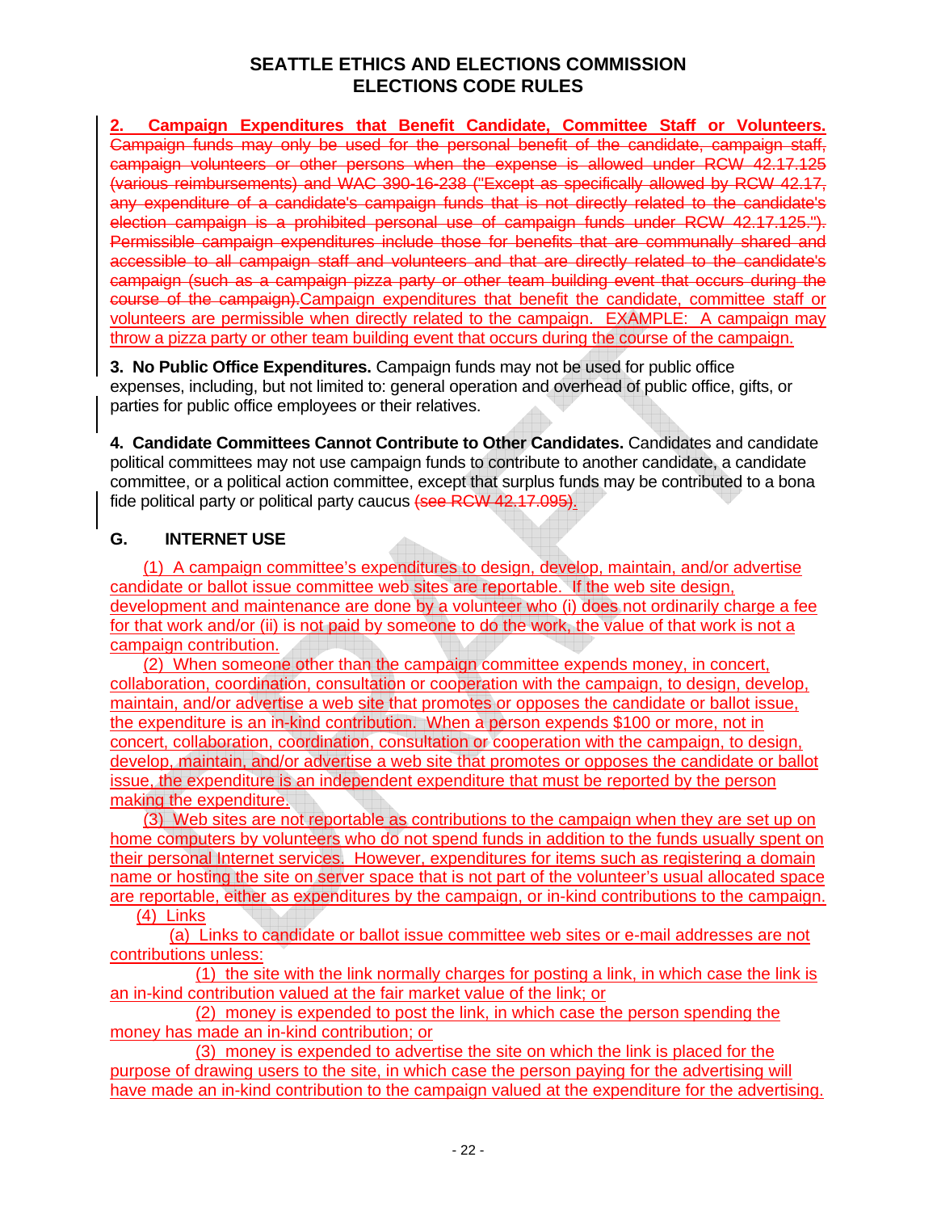# SEATTLE ETHICS AND ELECTIONS COMMISSION
# ELECTIONS CODE RULES

**2. Campaign Expenditures that Benefit Candidate, Committee Staff or Volunteers.** ~~Campaign funds may only be used for the personal benefit of the candidate, campaign staff, campaign volunteers or other persons when the expense is allowed under RCW 42.17.125 (various reimbursements) and WAC 390-16-238 ("Except as specifically allowed by RCW 42.17, any expenditure of a candidate's campaign funds that is not directly related to the candidate's election campaign is a prohibited personal use of campaign funds under RCW 42.17.125."). Permissible campaign expenditures include those for benefits that are communally shared and accessible to all campaign staff and volunteers and that are directly related to the candidate's campaign (such as a campaign pizza party or other team building event that occurs during the course of the campaign).~~ Campaign expenditures that benefit the candidate, committee staff or volunteers are permissible when directly related to the campaign. EXAMPLE: A campaign may throw a pizza party or other team building event that occurs during the course of the campaign.

**3. No Public Office Expenditures.** Campaign funds may not be used for public office expenses, including, but not limited to: general operation and overhead of public office, gifts, or parties for public office employees or their relatives.

**4. Candidate Committees Cannot Contribute to Other Candidates.** Candidates and candidate political committees may not use campaign funds to contribute to another candidate, a candidate committee, or a political action committee, except that surplus funds may be contributed to a bona fide political party or political party caucus ~~(see RCW 42.17.095)~~.

## G. INTERNET USE

(1) A campaign committee's expenditures to design, develop, maintain, and/or advertise candidate or ballot issue committee web sites are reportable. If the web site design, development and maintenance are done by a volunteer who (i) does not ordinarily charge a fee for that work and/or (ii) is not paid by someone to do the work, the value of that work is not a campaign contribution.

(2) When someone other than the campaign committee expends money, in concert, collaboration, coordination, consultation or cooperation with the campaign, to design, develop, maintain, and/or advertise a web site that promotes or opposes the candidate or ballot issue, the expenditure is an in-kind contribution. When a person expends $100 or more, not in concert, collaboration, coordination, consultation or cooperation with the campaign, to design, develop, maintain, and/or advertise a web site that promotes or opposes the candidate or ballot issue, the expenditure is an independent expenditure that must be reported by the person making the expenditure.

(3) Web sites are not reportable as contributions to the campaign when they are set up on home computers by volunteers who do not spend funds in addition to the funds usually spent on their personal Internet services. However, expenditures for items such as registering a domain name or hosting the site on server space that is not part of the volunteer's usual allocated space are reportable, either as expenditures by the campaign, or in-kind contributions to the campaign.

(4) Links

(a) Links to candidate or ballot issue committee web sites or e-mail addresses are not contributions unless:

(1) the site with the link normally charges for posting a link, in which case the link is an in-kind contribution valued at the fair market value of the link; or

(2) money is expended to post the link, in which case the person spending the money has made an in-kind contribution; or

(3) money is expended to advertise the site on which the link is placed for the purpose of drawing users to the site, in which case the person paying for the advertising will have made an in-kind contribution to the campaign valued at the expenditure for the advertising.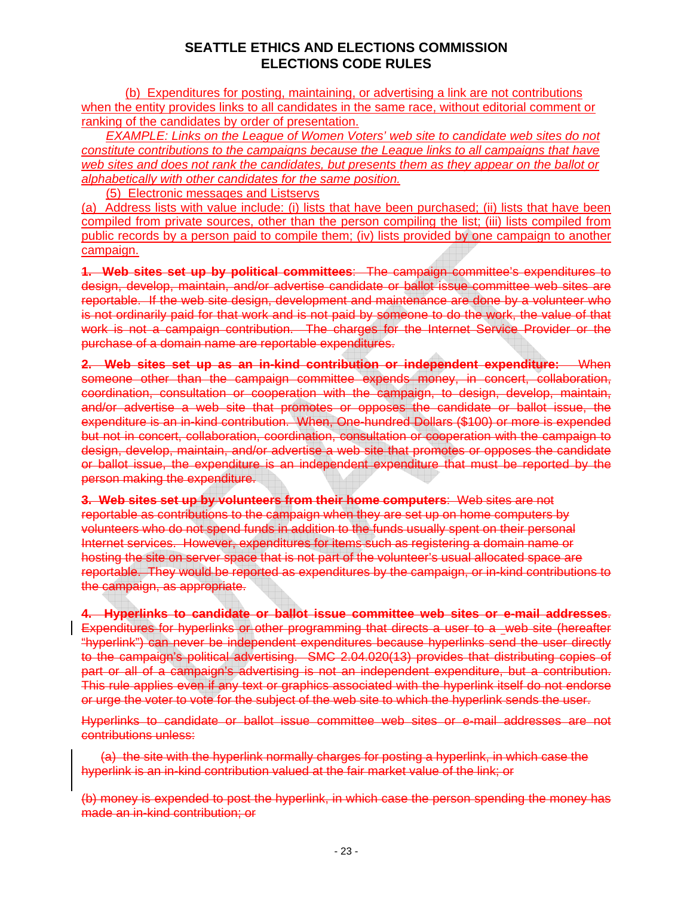# SEATTLE ETHICS AND ELECTIONS COMMISSION
# ELECTIONS CODE RULES

(b) Expenditures for posting, maintaining, or advertising a link are not contributions when the entity provides links to all candidates in the same race, without editorial comment or ranking of the candidates by order of presentation.

*EXAMPLE: Links on the League of Women Voters' web site to candidate web sites do not constitute contributions to the campaigns because the League links to all campaigns that have web sites and does not rank the candidates, but presents them as they appear on the ballot or alphabetically with other candidates for the same position.*

(5) Electronic messages and Listservs

(a) Address lists with value include: (i) lists that have been purchased; (ii) lists that have been compiled from private sources, other than the person compiling the list; (iii) lists compiled from public records by a person paid to compile them; (iv) lists provided by one campaign to another campaign.

~~**1. Web sites set up by political committees**: The campaign committee's expenditures to design, develop, maintain, and/or advertise candidate or ballot issue committee web sites are reportable. If the web site design, development and maintenance are done by a volunteer who is not ordinarily paid for that work and is not paid by someone to do the work, the value of that work is not a campaign contribution. The charges for the Internet Service Provider or the purchase of a domain name are reportable expenditures.~~

~~**2. Web sites set up as an in-kind contribution or independent expenditure:** When someone other than the campaign committee expends money, in concert, collaboration, coordination, consultation or cooperation with the campaign, to design, develop, maintain, and/or advertise a web site that promotes or opposes the candidate or ballot issue, the expenditure is an in-kind contribution. When, One-hundred Dollars ($100) or more is expended but not in concert, collaboration, coordination, consultation or cooperation with the campaign to design, develop, maintain, and/or advertise a web site that promotes or opposes the candidate or ballot issue, the expenditure is an independent expenditure that must be reported by the person making the expenditure.~~

~~**3. Web sites set up by volunteers from their home computers**: Web sites are not reportable as contributions to the campaign when they are set up on home computers by volunteers who do not spend funds in addition to the funds usually spent on their personal Internet services. However, expenditures for items such as registering a domain name or hosting the site on server space that is not part of the volunteer's usual allocated space are reportable. They would be reported as expenditures by the campaign, or in-kind contributions to the campaign, as appropriate.~~

~~**4. Hyperlinks to candidate or ballot issue committee web sites or e-mail addresses**. Expenditures for hyperlinks or other programming that directs a user to a web site (hereafter "hyperlink") can never be independent expenditures because hyperlinks send the user directly to the campaign's political advertising. SMC 2.04.020(13) provides that distributing copies of part or all of a campaign's advertising is not an independent expenditure, but a contribution. This rule applies even if any text or graphics associated with the hyperlink itself do not endorse or urge the voter to vote for the subject of the web site to which the hyperlink sends the user.~~

~~Hyperlinks to candidate or ballot issue committee web sites or e-mail addresses are not contributions unless:~~

~~(a) the site with the hyperlink normally charges for posting a hyperlink, in which case the hyperlink is an in-kind contribution valued at the fair market value of the link; or~~

~~(b) money is expended to post the hyperlink, in which case the person spending the money has made an in-kind contribution; or~~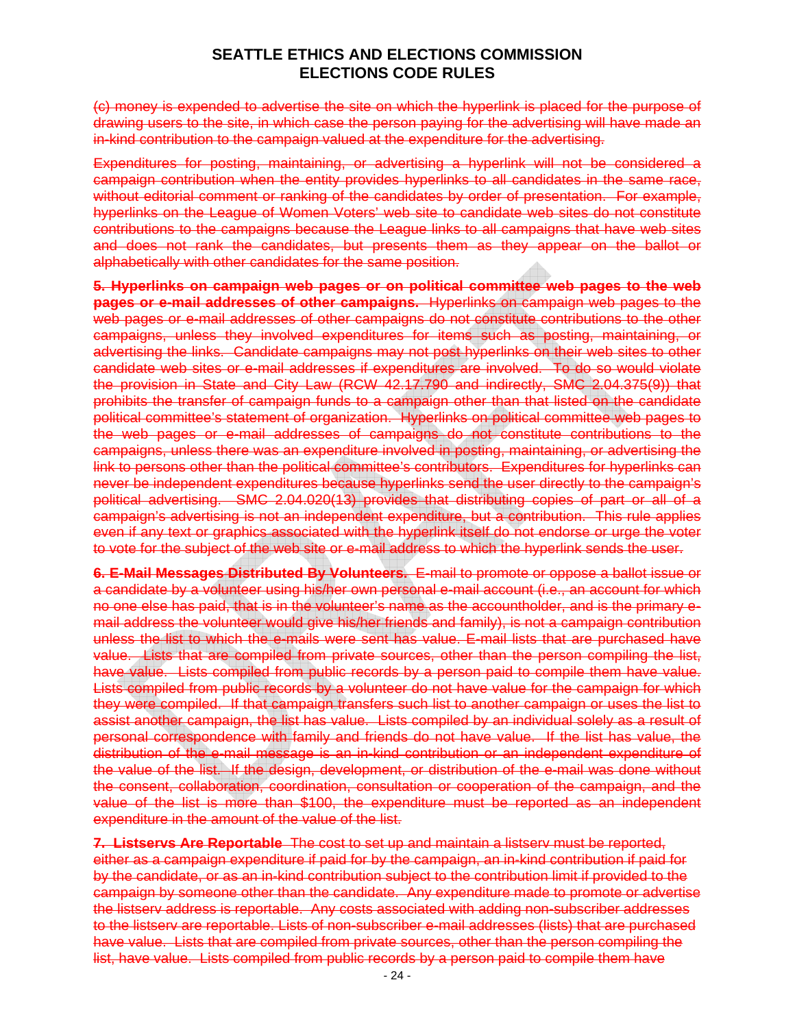# SEATTLE ETHICS AND ELECTIONS COMMISSION
# ELECTIONS CODE RULES

~~(c) money is expended to advertise the site on which the hyperlink is placed for the purpose of drawing users to the site, in which case the person paying for the advertising will have made an in-kind contribution to the campaign valued at the expenditure for the advertising.~~

~~Expenditures for posting, maintaining, or advertising a hyperlink will not be considered a campaign contribution when the entity provides hyperlinks to all candidates in the same race, without editorial comment or ranking of the candidates by order of presentation. For example, hyperlinks on the League of Women Voters' web site to candidate web sites do not constitute contributions to the campaigns because the League links to all campaigns that have web sites and does not rank the candidates, but presents them as they appear on the ballot or alphabetically with other candidates for the same position.~~

~~**5. Hyperlinks on campaign web pages or on political committee web pages to the web pages or e-mail addresses of other campaigns.**~~ ~~Hyperlinks on campaign web pages to the web pages or e-mail addresses of other campaigns do not constitute contributions to the other campaigns, unless they involved expenditures for items such as posting, maintaining, or advertising the links. Candidate campaigns may not post hyperlinks on their web sites to other candidate web sites or e-mail addresses if expenditures are involved. To do so would violate the provision in State and City Law (RCW 42.17.790 and indirectly, SMC 2.04.375(9)) that prohibits the transfer of campaign funds to a campaign other than that listed on the candidate political committee's statement of organization. Hyperlinks on political committee web pages to the web pages or e-mail addresses of campaigns do not constitute contributions to the campaigns, unless there was an expenditure involved in posting, maintaining, or advertising the link to persons other than the political committee's contributors. Expenditures for hyperlinks can never be independent expenditures because hyperlinks send the user directly to the campaign's political advertising. SMC 2.04.020(13) provides that distributing copies of part or all of a campaign's advertising is not an independent expenditure, but a contribution. This rule applies even if any text or graphics associated with the hyperlink itself do not endorse or urge the voter to vote for the subject of the web site or e-mail address to which the hyperlink sends the user.~~

~~**6. E-Mail Messages Distributed By Volunteers.**~~ ~~E-mail to promote or oppose a ballot issue or a candidate by a volunteer using his/her own personal e-mail account (i.e., an account for which no one else has paid, that is in the volunteer's name as the accountholder, and is the primary e-mail address the volunteer would give his/her friends and family), is not a campaign contribution unless the list to which the e-mails were sent has value. E-mail lists that are purchased have value. Lists that are compiled from private sources, other than the person compiling the list, have value. Lists compiled from public records by a person paid to compile them have value. Lists compiled from public records by a volunteer do not have value for the campaign for which they were compiled. If that campaign transfers such list to another campaign or uses the list to assist another campaign, the list has value. Lists compiled by an individual solely as a result of personal correspondence with family and friends do not have value. If the list has value, the distribution of the e-mail message is an in-kind contribution or an independent expenditure of the value of the list. If the design, development, or distribution of the e-mail was done without the consent, collaboration, coordination, consultation or cooperation of the campaign, and the value of the list is more than $100, the expenditure must be reported as an independent expenditure in the amount of the value of the list.~~

~~**7. Listservs Are Reportable**~~ ~~The cost to set up and maintain a listserv must be reported, either as a campaign expenditure if paid for by the campaign, an in-kind contribution if paid for by the candidate, or as an in-kind contribution subject to the contribution limit if provided to the campaign by someone other than the candidate. Any expenditure made to promote or advertise the listserv address is reportable. Any costs associated with adding non-subscriber addresses to the listserv are reportable. Lists of non-subscriber e-mail addresses (lists) that are purchased have value. Lists that are compiled from private sources, other than the person compiling the list, have value. Lists compiled from public records by a person paid to compile them have~~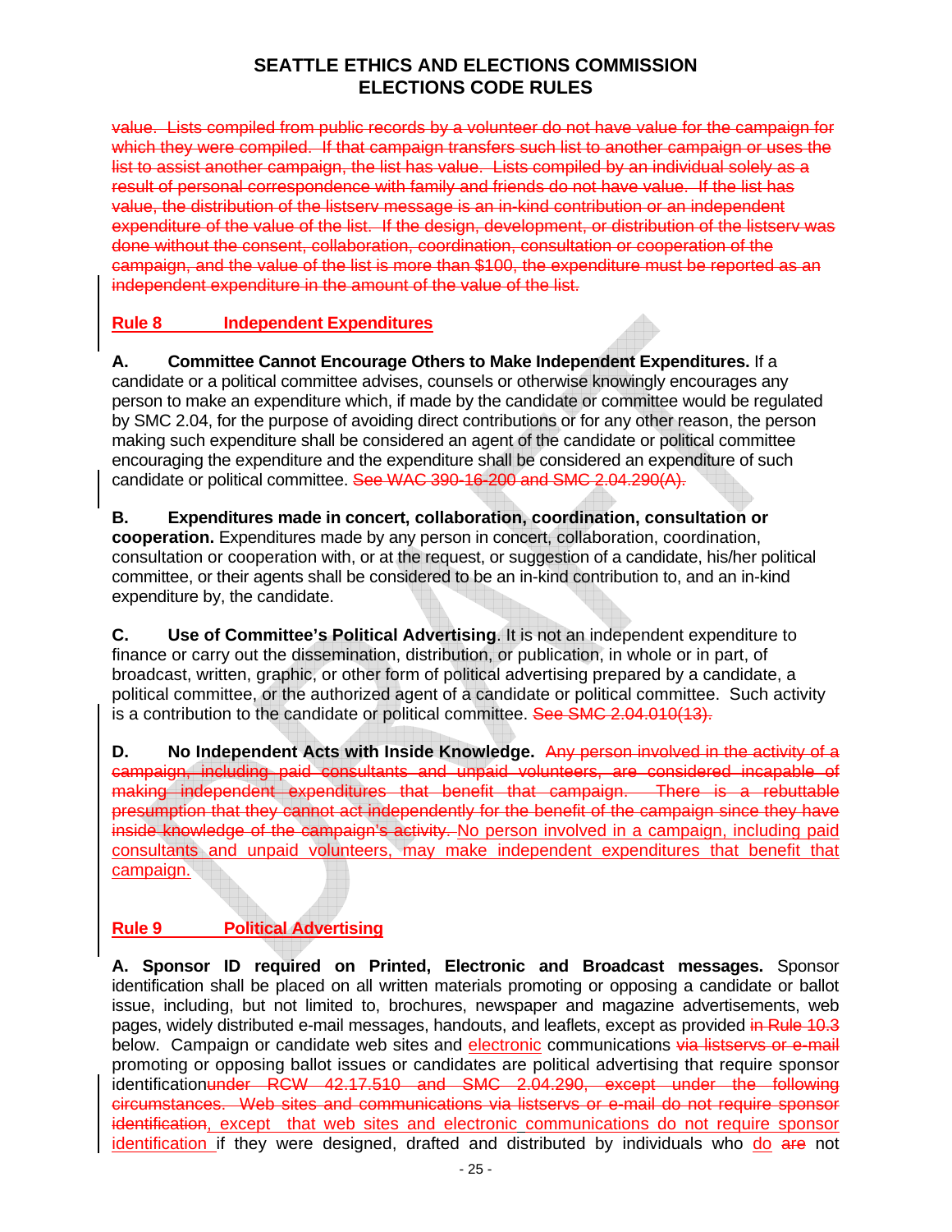value. Lists compiled from public records by a volunteer do not have value for the campaign for which they were compiled. If that campaign transfers such list to another campaign or uses the list to assist another campaign, the list has value. Lists compiled by an individual solely as a result of personal correspondence with family and friends do not have value. If the list has value, the distribution of the listserv message is an in-kind contribution or an independent expenditure of the value of the list. If the design, development, or distribution of the listserv was done without the consent, collaboration, coordination, consultation or cooperation of the campaign, and the value of the list is more than $100, the expenditure must be reported as an independent expenditure in the amount of the value of the list.

## Rule 8 Independent Expenditures

**A. Committee Cannot Encourage Others to Make Independent Expenditures.** If a candidate or a political committee advises, counsels or otherwise knowingly encourages any person to make an expenditure which, if made by the candidate or committee would be regulated by SMC 2.04, for the purpose of avoiding direct contributions or for any other reason, the person making such expenditure shall be considered an agent of the candidate or political committee encouraging the expenditure and the expenditure shall be considered an expenditure of such candidate or political committee. See WAC 390-16-200 and SMC 2.04.290(A).

**B. Expenditures made in concert, collaboration, coordination, consultation or cooperation.** Expenditures made by any person in concert, collaboration, coordination, consultation or cooperation with, or at the request, or suggestion of a candidate, his/her political committee, or their agents shall be considered to be an in-kind contribution to, and an in-kind expenditure by, the candidate.

**C. Use of Committee's Political Advertising**. It is not an independent expenditure to finance or carry out the dissemination, distribution, or publication, in whole or in part, of broadcast, written, graphic, or other form of political advertising prepared by a candidate, a political committee, or the authorized agent of a candidate or political committee. Such activity is a contribution to the candidate or political committee. See SMC 2.04.010(13).

**D. No Independent Acts with Inside Knowledge.** Any person involved in the activity of a campaign, including paid consultants and unpaid volunteers, are considered incapable of making independent expenditures that benefit that campaign. There is a rebuttable presumption that they cannot act independently for the benefit of the campaign since they have inside knowledge of the campaign's activity. No person involved in a campaign, including paid consultants and unpaid volunteers, may make independent expenditures that benefit that campaign.

## Rule 9 Political Advertising

**A. Sponsor ID required on Printed, Electronic and Broadcast messages.** Sponsor identification shall be placed on all written materials promoting or opposing a candidate or ballot issue, including, but not limited to, brochures, newspaper and magazine advertisements, web pages, widely distributed e-mail messages, handouts, and leaflets, except as provided in Rule 10.3 below. Campaign or candidate web sites and electronic communications via listservs or e-mail promoting or opposing ballot issues or candidates are political advertising that require sponsor identificationunder RCW 42.17.510 and SMC 2.04.290, except under the following circumstances. Web sites and communications via listservs or e-mail do not require sponsor identification, except that web sites and electronic communications do not require sponsor identification if they were designed, drafted and distributed by individuals who do are not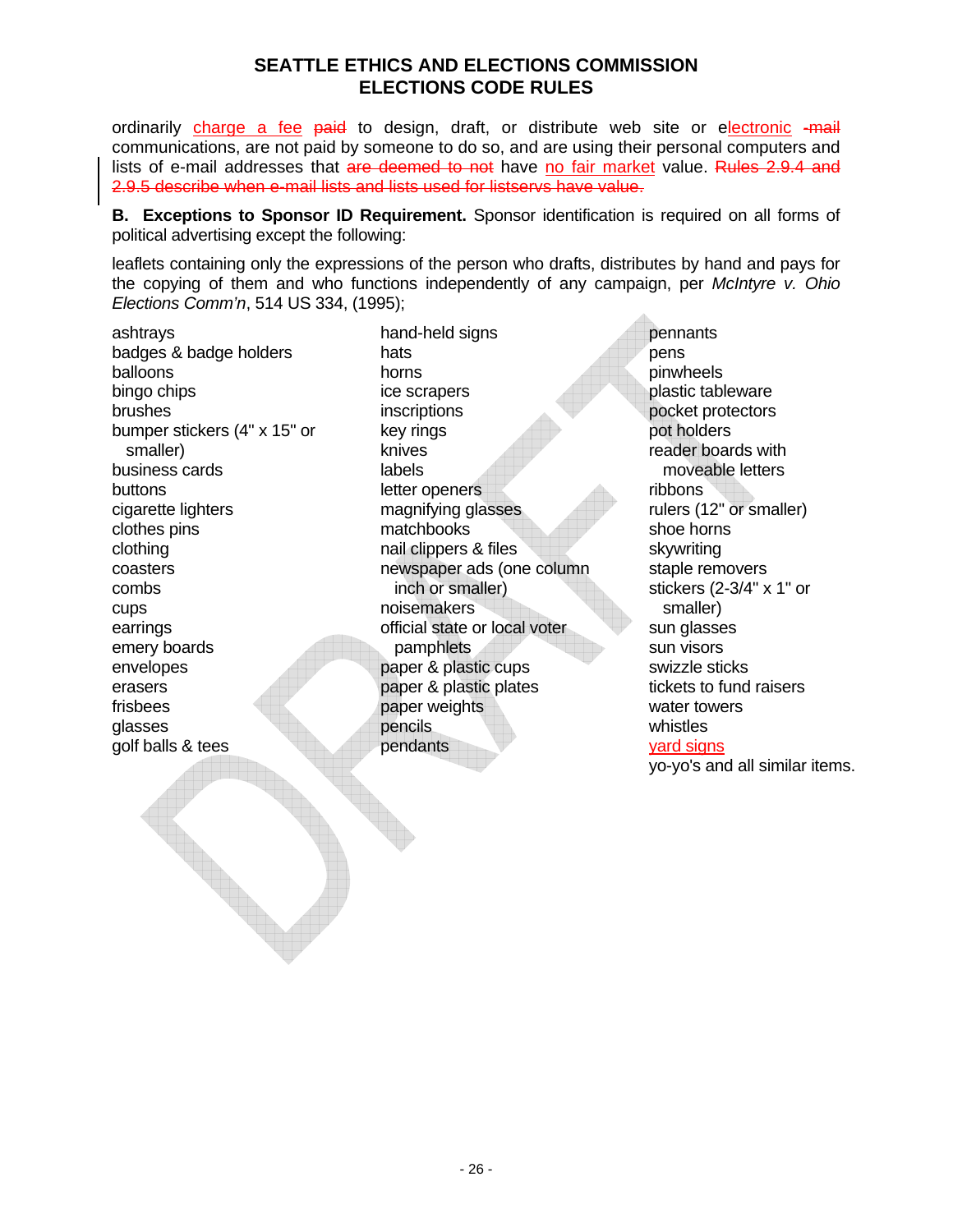ordinarily charge a fee ~~paid~~ to design, draft, or distribute web site or electronic ~~-mail~~ communications, are not paid by someone to do so, and are using their personal computers and lists of e-mail addresses that ~~are deemed to not~~ have no fair market value. ~~Rules 2.9.4 and 2.9.5 describe when e-mail lists and lists used for listservs have value.~~

**B. Exceptions to Sponsor ID Requirement.** Sponsor identification is required on all forms of political advertising except the following:

leaflets containing only the expressions of the person who drafts, distributes by hand and pays for the copying of them and who functions independently of any campaign, per *McIntyre v. Ohio Elections Comm'n*, 514 US 334, (1995);

ashtrays
badges & badge holders
balloons
bingo chips
brushes
bumper stickers (4" x 15" or smaller)
business cards
buttons
cigarette lighters
clothes pins
clothing
coasters
combs
cups
earrings
emery boards
envelopes
erasers
frisbees
glasses
golf balls & tees
hand-held signs
hats
horns
ice scrapers
inscriptions
key rings
knives
labels
letter openers
magnifying glasses
matchbooks
nail clippers & files
newspaper ads (one column inch or smaller)
noisemakers
official state or local voter pamphlets
paper & plastic cups
paper & plastic plates
paper weights
pencils
pendants
pennants
pens
pinwheels
plastic tableware
pocket protectors
pot holders
reader boards with moveable letters
ribbons
rulers (12" or smaller)
shoe horns
skywriting
staple removers
stickers (2-3/4" x 1" or smaller)
sun glasses
sun visors
swizzle sticks
tickets to fund raisers
water towers
whistles
yard signs
yo-yo's and all similar items.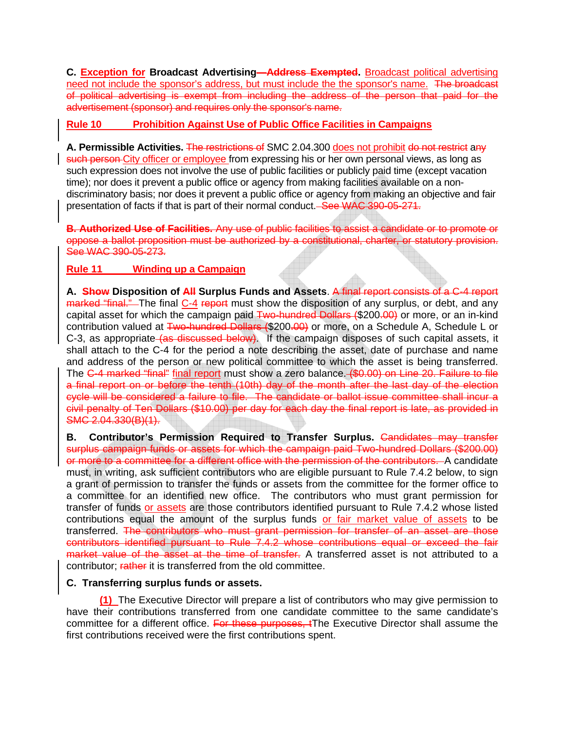**C. Exception for Broadcast Advertising—Address Exempted.** Broadcast political advertising need not include the sponsor's address, but must include the the sponsor's name. The broadcast of political advertising is exempt from including the address of the person that paid for the advertisement (sponsor) and requires only the sponsor's name.

## Rule 10 Prohibition Against Use of Public Office Facilities in Campaigns

**A. Permissible Activities.** The restrictions of SMC 2.04.300 does not prohibit do not restrict any such person City officer or employee from expressing his or her own personal views, as long as such expression does not involve the use of public facilities or publicly paid time (except vacation time); nor does it prevent a public office or agency from making facilities available on a non-discriminatory basis; nor does it prevent a public office or agency from making an objective and fair presentation of facts if that is part of their normal conduct. See WAC 390-05-271.

**B. Authorized Use of Facilities.** Any use of public facilities to assist a candidate or to promote or oppose a ballot proposition must be authorized by a constitutional, charter, or statutory provision. See WAC 390-05-273.

## Rule 11 Winding up a Campaign

**A. Show Disposition of All Surplus Funds and Assets**. A final report consists of a C-4 report marked "final." The final C-4 report must show the disposition of any surplus, or debt, and any capital asset for which the campaign paid Two-hundred Dollars ($200.00) or more, or an in-kind contribution valued at Two-hundred Dollars ($200.00) or more, on a Schedule A, Schedule L or C-3, as appropriate (as discussed below). If the campaign disposes of such capital assets, it shall attach to the C-4 for the period a note describing the asset, date of purchase and name and address of the person or new political committee to which the asset is being transferred. The C-4 marked "final" final report must show a zero balance. ($0.00) on Line 20. Failure to file a final report on or before the tenth (10th) day of the month after the last day of the election cycle will be considered a failure to file. The candidate or ballot issue committee shall incur a civil penalty of Ten Dollars ($10.00) per day for each day the final report is late, as provided in SMC 2.04.330(B)(1).

**B. Contributor's Permission Required to Transfer Surplus.** Candidates may transfer surplus campaign funds or assets for which the campaign paid Two-hundred Dollars ($200.00) or more to a committee for a different office with the permission of the contributors. A candidate must, in writing, ask sufficient contributors who are eligible pursuant to Rule 7.4.2 below, to sign a grant of permission to transfer the funds or assets from the committee for the former office to a committee for an identified new office. The contributors who must grant permission for transfer of funds or assets are those contributors identified pursuant to Rule 7.4.2 whose listed contributions equal the amount of the surplus funds or fair market value of assets to be transferred. The contributors who must grant permission for transfer of an asset are those contributors identified pursuant to Rule 7.4.2 whose contributions equal or exceed the fair market value of the asset at the time of transfer. A transferred asset is not attributed to a contributor; rather it is transferred from the old committee.

**C. Transferring surplus funds or assets.**

(1) The Executive Director will prepare a list of contributors who may give permission to have their contributions transferred from one candidate committee to the same candidate's committee for a different office. For these purposes, tThe Executive Director shall assume the first contributions received were the first contributions spent.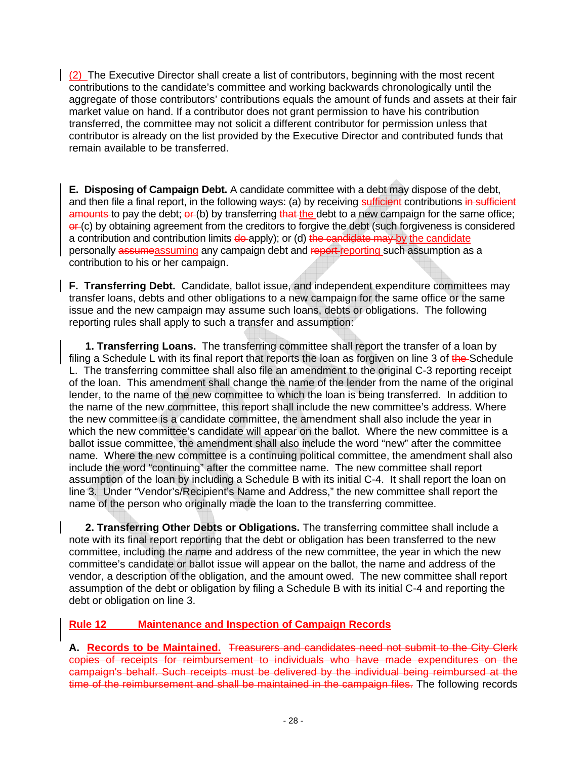(2) The Executive Director shall create a list of contributors, beginning with the most recent contributions to the candidate's committee and working backwards chronologically until the aggregate of those contributors' contributions equals the amount of funds and assets at their fair market value on hand. If a contributor does not grant permission to have his contribution transferred, the committee may not solicit a different contributor for permission unless that contributor is already on the list provided by the Executive Director and contributed funds that remain available to be transferred.

**E. Disposing of Campaign Debt.** A candidate committee with a debt may dispose of the debt, and then file a final report, in the following ways: (a) by receiving sufficient contributions ~~in sufficient amounts~~ to pay the debt; ~~or~~ (b) by transferring ~~that~~ the debt to a new campaign for the same office; ~~or~~ (c) by obtaining agreement from the creditors to forgive the debt (such forgiveness is considered a contribution and contribution limits ~~do~~ apply); or (d) ~~the candidate may~~ by the candidate personally ~~assume~~assuming any campaign debt and ~~report~~ reporting such assumption as a contribution to his or her campaign.

**F. Transferring Debt.** Candidate, ballot issue, and independent expenditure committees may transfer loans, debts and other obligations to a new campaign for the same office or the same issue and the new campaign may assume such loans, debts or obligations. The following reporting rules shall apply to such a transfer and assumption:

**1. Transferring Loans.** The transferring committee shall report the transfer of a loan by filing a Schedule L with its final report that reports the loan as forgiven on line 3 of ~~the~~ Schedule L. The transferring committee shall also file an amendment to the original C-3 reporting receipt of the loan. This amendment shall change the name of the lender from the name of the original lender, to the name of the new committee to which the loan is being transferred. In addition to the name of the new committee, this report shall include the new committee's address. Where the new committee is a candidate committee, the amendment shall also include the year in which the new committee's candidate will appear on the ballot. Where the new committee is a ballot issue committee, the amendment shall also include the word "new" after the committee name. Where the new committee is a continuing political committee, the amendment shall also include the word "continuing" after the committee name. The new committee shall report assumption of the loan by including a Schedule B with its initial C-4. It shall report the loan on line 3. Under "Vendor's/Recipient's Name and Address," the new committee shall report the name of the person who originally made the loan to the transferring committee.

**2. Transferring Other Debts or Obligations.** The transferring committee shall include a note with its final report reporting that the debt or obligation has been transferred to the new committee, including the name and address of the new committee, the year in which the new committee's candidate or ballot issue will appear on the ballot, the name and address of the vendor, a description of the obligation, and the amount owed. The new committee shall report assumption of the debt or obligation by filing a Schedule B with its initial C-4 and reporting the debt or obligation on line 3.

## Rule 12 Maintenance and Inspection of Campaign Records

**A. Records to be Maintained.** ~~Treasurers and candidates need not submit to the City Clerk copies of receipts for reimbursement to individuals who have made expenditures on the campaign's behalf. Such receipts must be delivered by the individual being reimbursed at the time of the reimbursement and shall be maintained in the campaign files.~~ The following records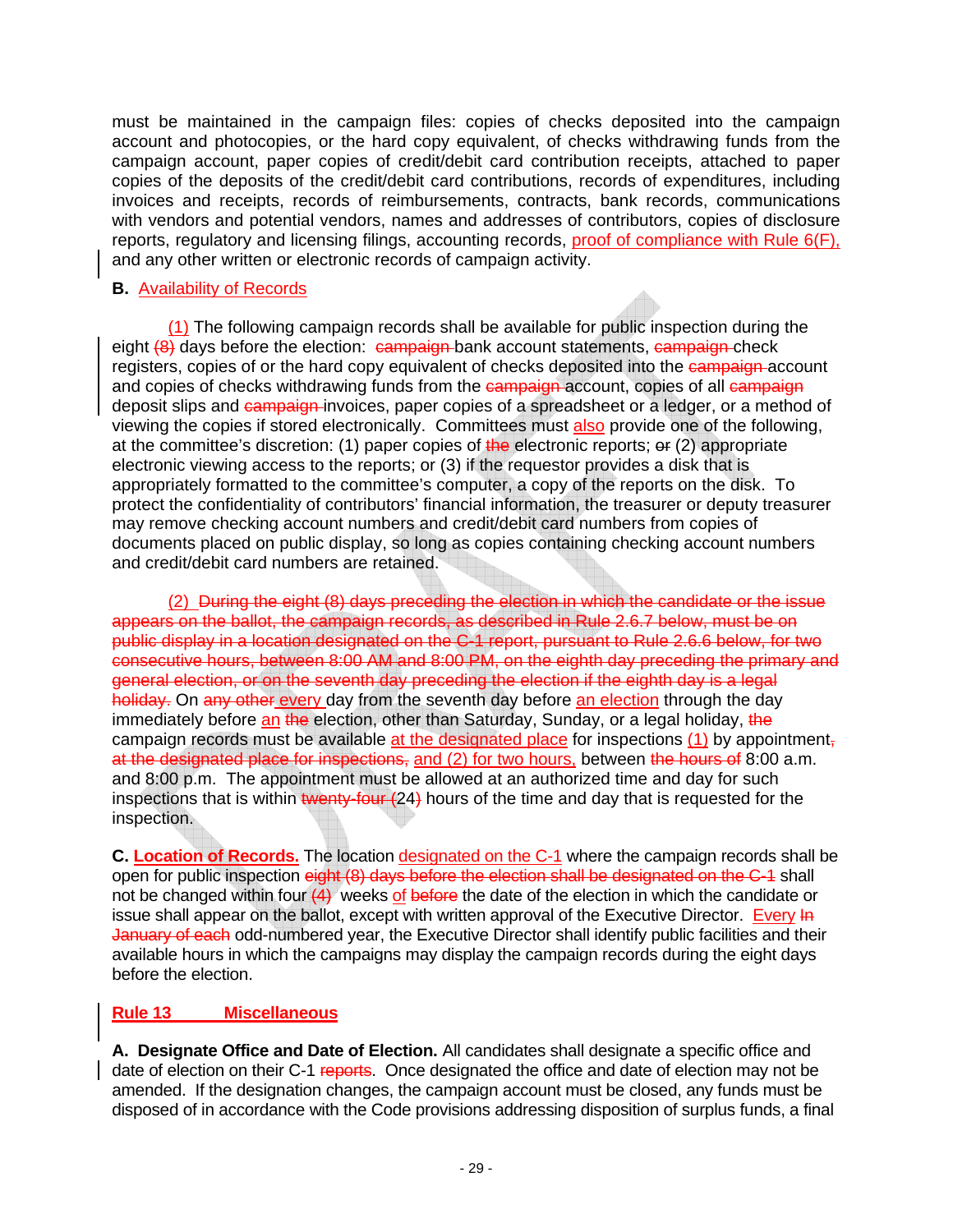must be maintained in the campaign files: copies of checks deposited into the campaign account and photocopies, or the hard copy equivalent, of checks withdrawing funds from the campaign account, paper copies of credit/debit card contribution receipts, attached to paper copies of the deposits of the credit/debit card contributions, records of expenditures, including invoices and receipts, records of reimbursements, contracts, bank records, communications with vendors and potential vendors, names and addresses of contributors, copies of disclosure reports, regulatory and licensing filings, accounting records, proof of compliance with Rule 6(F), and any other written or electronic records of campaign activity.

**B.** Availability of Records

(1) The following campaign records shall be available for public inspection during the eight ~~(8)~~ days before the election: ~~campaign~~ bank account statements, ~~campaign~~ check registers, copies of or the hard copy equivalent of checks deposited into the ~~campaign~~ account and copies of checks withdrawing funds from the ~~campaign~~ account, copies of all ~~campaign~~ deposit slips and ~~campaign~~ invoices, paper copies of a spreadsheet or a ledger, or a method of viewing the copies if stored electronically. Committees must also provide one of the following, at the committee's discretion: (1) paper copies of ~~the~~ electronic reports; ~~or~~ (2) appropriate electronic viewing access to the reports; or (3) if the requestor provides a disk that is appropriately formatted to the committee's computer, a copy of the reports on the disk. To protect the confidentiality of contributors' financial information, the treasurer or deputy treasurer may remove checking account numbers and credit/debit card numbers from copies of documents placed on public display, so long as copies containing checking account numbers and credit/debit card numbers are retained.

(2) ~~During the eight (8) days preceding the election in which the candidate or the issue appears on the ballot, the campaign records, as described in Rule 2.6.7 below, must be on public display in a location designated on the C-1 report, pursuant to Rule 2.6.6 below, for two consecutive hours, between 8:00 AM and 8:00 PM, on the eighth day preceding the primary and general election, or on the seventh day preceding the election if the eighth day is a legal holiday.~~ On ~~any other~~ every day from the seventh day before an election through the day immediately before an ~~the~~ election, other than Saturday, Sunday, or a legal holiday, ~~the~~ campaign records must be available at the designated place for inspections (1) by appointment~~, at the designated place for inspections,~~ and (2) for two hours, between ~~the hours of~~ 8:00 a.m. and 8:00 p.m. The appointment must be allowed at an authorized time and day for such inspections that is within ~~twenty-four (~~24~~)~~ hours of the time and day that is requested for the inspection.

**C. Location of Records.** The location designated on the C-1 where the campaign records shall be open for public inspection ~~eight (8) days before the election shall be designated on the C-1~~ shall not be changed within four ~~(4)~~ weeks of ~~before~~ the date of the election in which the candidate or issue shall appear on the ballot, except with written approval of the Executive Director. Every ~~In January of each~~ odd-numbered year, the Executive Director shall identify public facilities and their available hours in which the campaigns may display the campaign records during the eight days before the election.

## Rule 13 Miscellaneous

**A. Designate Office and Date of Election.** All candidates shall designate a specific office and date of election on their C-1 ~~reports~~. Once designated the office and date of election may not be amended. If the designation changes, the campaign account must be closed, any funds must be disposed of in accordance with the Code provisions addressing disposition of surplus funds, a final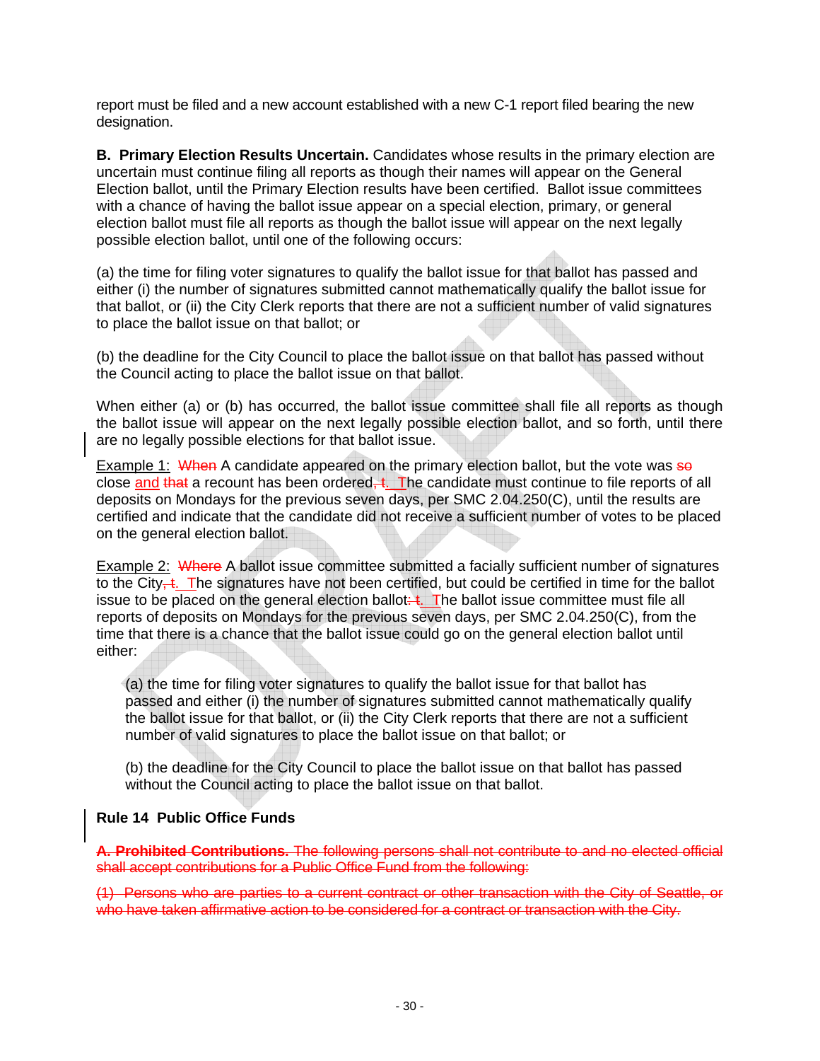report must be filed and a new account established with a new C-1 report filed bearing the new designation.

**B. Primary Election Results Uncertain.** Candidates whose results in the primary election are uncertain must continue filing all reports as though their names will appear on the General Election ballot, until the Primary Election results have been certified. Ballot issue committees with a chance of having the ballot issue appear on a special election, primary, or general election ballot must file all reports as though the ballot issue will appear on the next legally possible election ballot, until one of the following occurs:

(a) the time for filing voter signatures to qualify the ballot issue for that ballot has passed and either (i) the number of signatures submitted cannot mathematically qualify the ballot issue for that ballot, or (ii) the City Clerk reports that there are not a sufficient number of valid signatures to place the ballot issue on that ballot; or

(b) the deadline for the City Council to place the ballot issue on that ballot has passed without the Council acting to place the ballot issue on that ballot.

When either (a) or (b) has occurred, the ballot issue committee shall file all reports as though the ballot issue will appear on the next legally possible election ballot, and so forth, until there are no legally possible elections for that ballot issue.

Example 1: ~~When~~ A candidate appeared on the primary election ballot, but the vote was ~~so~~ close and ~~that~~ a recount has been ordered~~, t~~. The candidate must continue to file reports of all deposits on Mondays for the previous seven days, per SMC 2.04.250(C), until the results are certified and indicate that the candidate did not receive a sufficient number of votes to be placed on the general election ballot.

Example 2: ~~Where~~ A ballot issue committee submitted a facially sufficient number of signatures to the City~~, t~~. The signatures have not been certified, but could be certified in time for the ballot issue to be placed on the general election ballot~~: t~~. The ballot issue committee must file all reports of deposits on Mondays for the previous seven days, per SMC 2.04.250(C), from the time that there is a chance that the ballot issue could go on the general election ballot until either:

> (a) the time for filing voter signatures to qualify the ballot issue for that ballot has passed and either (i) the number of signatures submitted cannot mathematically qualify the ballot issue for that ballot, or (ii) the City Clerk reports that there are not a sufficient number of valid signatures to place the ballot issue on that ballot; or
>
> (b) the deadline for the City Council to place the ballot issue on that ballot has passed without the Council acting to place the ballot issue on that ballot.

**Rule 14 Public Office Funds**

~~**A. Prohibited Contributions.** The following persons shall not contribute to and no elected official shall accept contributions for a Public Office Fund from the following:~~

~~(1) Persons who are parties to a current contract or other transaction with the City of Seattle, or who have taken affirmative action to be considered for a contract or transaction with the City.~~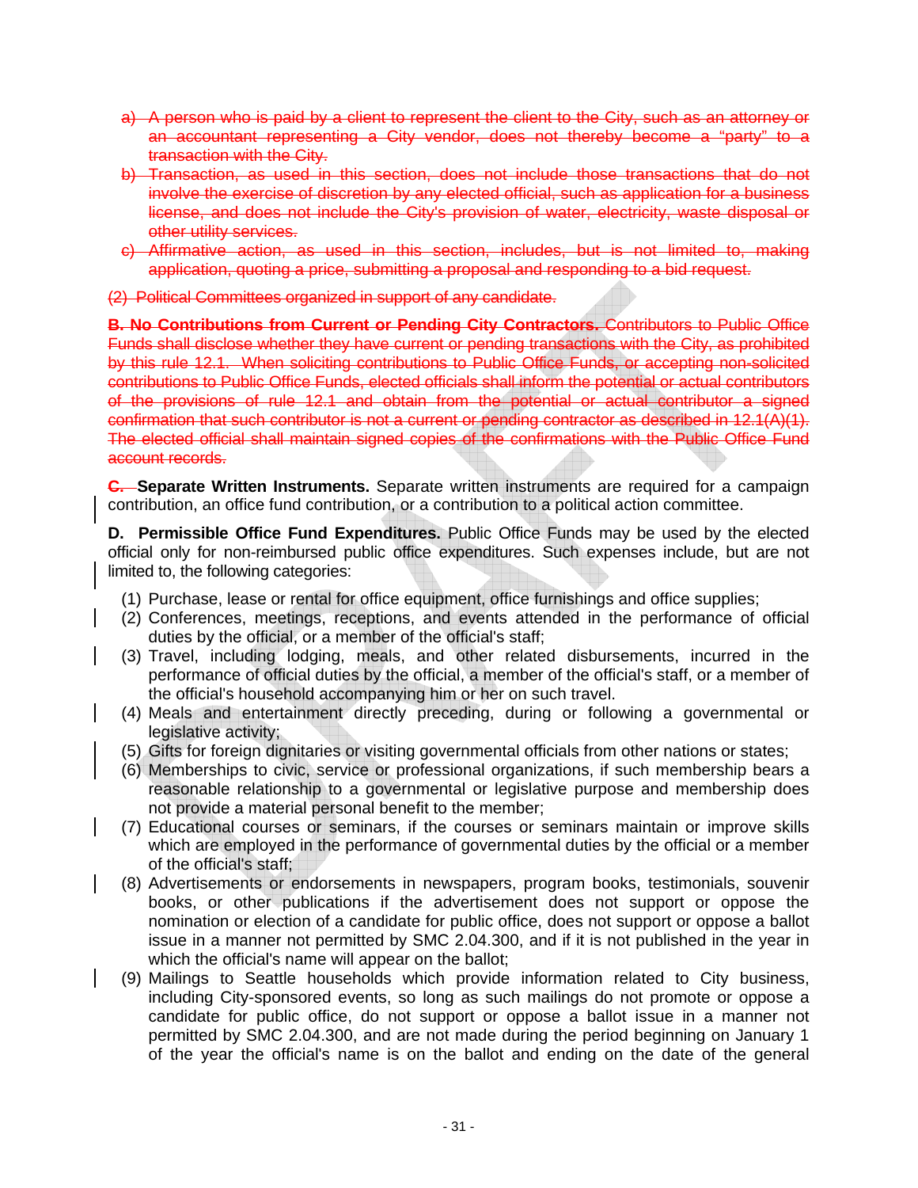~~a) A person who is paid by a client to represent the client to the City, such as an attorney or an accountant representing a City vendor, does not thereby become a "party" to a transaction with the City.~~

~~b) Transaction, as used in this section, does not include those transactions that do not involve the exercise of discretion by any elected official, such as application for a business license, and does not include the City's provision of water, electricity, waste disposal or other utility services.~~

~~c) Affirmative action, as used in this section, includes, but is not limited to, making application, quoting a price, submitting a proposal and responding to a bid request.~~

~~(2) Political Committees organized in support of any candidate.~~

~~**B. No Contributions from Current or Pending City Contractors.** Contributors to Public Office Funds shall disclose whether they have current or pending transactions with the City, as prohibited by this rule 12.1. When soliciting contributions to Public Office Funds, or accepting non-solicited contributions to Public Office Funds, elected officials shall inform the potential or actual contributors of the provisions of rule 12.1 and obtain from the potential or actual contributor a signed confirmation that such contributor is not a current or pending contractor as described in 12.1(A)(1). The elected official shall maintain signed copies of the confirmations with the Public Office Fund account records.~~

~~**C.**~~ **Separate Written Instruments.** Separate written instruments are required for a campaign contribution, an office fund contribution, or a contribution to a political action committee.

**D. Permissible Office Fund Expenditures.** Public Office Funds may be used by the elected official only for non-reimbursed public office expenditures. Such expenses include, but are not limited to, the following categories:

(1) Purchase, lease or rental for office equipment, office furnishings and office supplies;

(2) Conferences, meetings, receptions, and events attended in the performance of official duties by the official, or a member of the official's staff;

(3) Travel, including lodging, meals, and other related disbursements, incurred in the performance of official duties by the official, a member of the official's staff, or a member of the official's household accompanying him or her on such travel.

(4) Meals and entertainment directly preceding, during or following a governmental or legislative activity;

(5) Gifts for foreign dignitaries or visiting governmental officials from other nations or states;

(6) Memberships to civic, service or professional organizations, if such membership bears a reasonable relationship to a governmental or legislative purpose and membership does not provide a material personal benefit to the member;

(7) Educational courses or seminars, if the courses or seminars maintain or improve skills which are employed in the performance of governmental duties by the official or a member of the official's staff;

(8) Advertisements or endorsements in newspapers, program books, testimonials, souvenir books, or other publications if the advertisement does not support or oppose the nomination or election of a candidate for public office, does not support or oppose a ballot issue in a manner not permitted by SMC 2.04.300, and if it is not published in the year in which the official's name will appear on the ballot;

(9) Mailings to Seattle households which provide information related to City business, including City-sponsored events, so long as such mailings do not promote or oppose a candidate for public office, do not support or oppose a ballot issue in a manner not permitted by SMC 2.04.300, and are not made during the period beginning on January 1 of the year the official's name is on the ballot and ending on the date of the general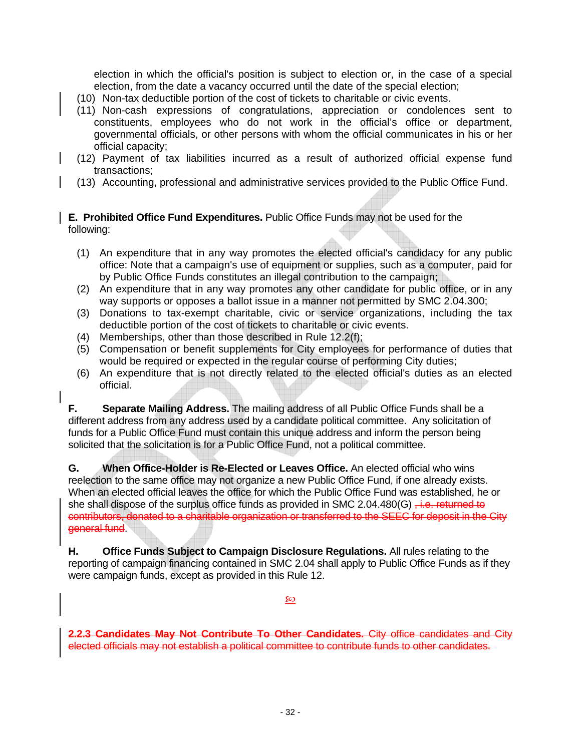election in which the official's position is subject to election or, in the case of a special election, from the date a vacancy occurred until the date of the special election;

(10) Non-tax deductible portion of the cost of tickets to charitable or civic events.

(11) Non-cash expressions of congratulations, appreciation or condolences sent to constituents, employees who do not work in the official's office or department, governmental officials, or other persons with whom the official communicates in his or her official capacity;

(12) Payment of tax liabilities incurred as a result of authorized official expense fund transactions;

(13) Accounting, professional and administrative services provided to the Public Office Fund.

**E. Prohibited Office Fund Expenditures.** Public Office Funds may not be used for the following:

(1) An expenditure that in any way promotes the elected official's candidacy for any public office: Note that a campaign's use of equipment or supplies, such as a computer, paid for by Public Office Funds constitutes an illegal contribution to the campaign;

(2) An expenditure that in any way promotes any other candidate for public office, or in any way supports or opposes a ballot issue in a manner not permitted by SMC 2.04.300;

(3) Donations to tax-exempt charitable, civic or service organizations, including the tax deductible portion of the cost of tickets to charitable or civic events.

(4) Memberships, other than those described in Rule 12.2(f);

(5) Compensation or benefit supplements for City employees for performance of duties that would be required or expected in the regular course of performing City duties;

(6) An expenditure that is not directly related to the elected official's duties as an elected official.

**F. Separate Mailing Address.** The mailing address of all Public Office Funds shall be a different address from any address used by a candidate political committee. Any solicitation of funds for a Public Office Fund must contain this unique address and inform the person being solicited that the solicitation is for a Public Office Fund, not a political committee.

**G. When Office-Holder is Re-Elected or Leaves Office.** An elected official who wins reelection to the same office may not organize a new Public Office Fund, if one already exists. When an elected official leaves the office for which the Public Office Fund was established, he or she shall dispose of the surplus office funds as provided in SMC 2.04.480(G) ~~, i.e. returned to contributors, donated to a charitable organization or transferred to the SEEC for deposit in the City general fund~~.

**H. Office Funds Subject to Campaign Disclosure Regulations.** All rules relating to the reporting of campaign financing contained in SMC 2.04 shall apply to Public Office Funds as if they were campaign funds, except as provided in this Rule 12.

~~**2.2.3 Candidates May Not Contribute To Other Candidates.** City office candidates and City elected officials may not establish a political committee to contribute funds to other candidates.~~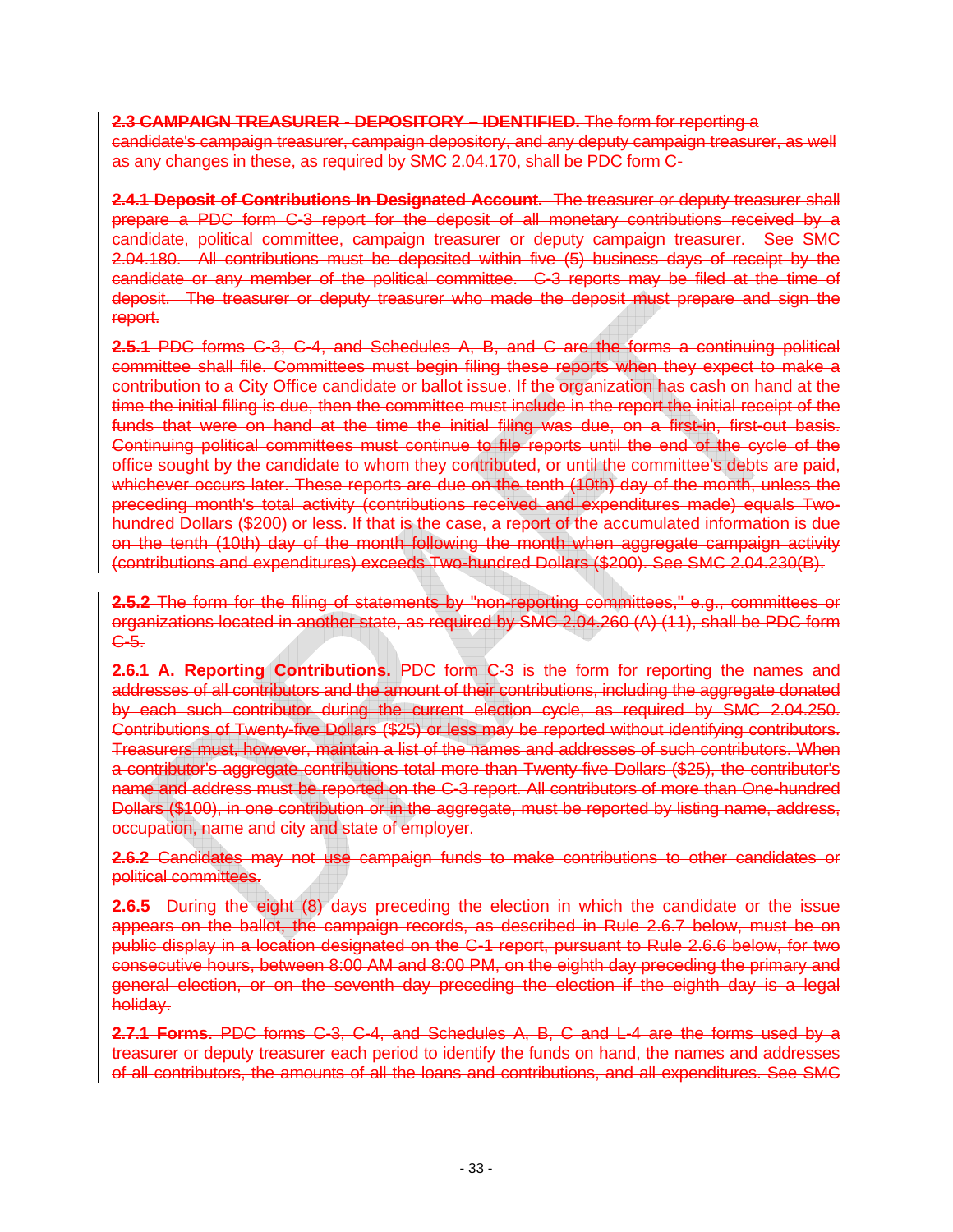~~**2.3 CAMPAIGN TREASURER - DEPOSITORY – IDENTIFIED.** The form for reporting a candidate's campaign treasurer, campaign depository, and any deputy campaign treasurer, as well as any changes in these, as required by SMC 2.04.170, shall be PDC form C-~~

~~**2.4.1 Deposit of Contributions In Designated Account.** The treasurer or deputy treasurer shall prepare a PDC form C-3 report for the deposit of all monetary contributions received by a candidate, political committee, campaign treasurer or deputy campaign treasurer. See SMC 2.04.180. All contributions must be deposited within five (5) business days of receipt by the candidate or any member of the political committee. C-3 reports may be filed at the time of deposit. The treasurer or deputy treasurer who made the deposit must prepare and sign the report.~~

~~**2.5.1** PDC forms C-3, C-4, and Schedules A, B, and C are the forms a continuing political committee shall file. Committees must begin filing these reports when they expect to make a contribution to a City Office candidate or ballot issue. If the organization has cash on hand at the time the initial filing is due, then the committee must include in the report the initial receipt of the funds that were on hand at the time the initial filing was due, on a first-in, first-out basis. Continuing political committees must continue to file reports until the end of the cycle of the office sought by the candidate to whom they contributed, or until the committee's debts are paid, whichever occurs later. These reports are due on the tenth (10th) day of the month, unless the preceding month's total activity (contributions received and expenditures made) equals Two-hundred Dollars ($200) or less. If that is the case, a report of the accumulated information is due on the tenth (10th) day of the month following the month when aggregate campaign activity (contributions and expenditures) exceeds Two-hundred Dollars ($200). See SMC 2.04.230(B).~~

~~**2.5.2** The form for the filing of statements by "non-reporting committees," e.g., committees or organizations located in another state, as required by SMC 2.04.260 (A) (11), shall be PDC form C-5.~~

~~**2.6.1 A. Reporting Contributions.** PDC form C-3 is the form for reporting the names and addresses of all contributors and the amount of their contributions, including the aggregate donated by each such contributor during the current election cycle, as required by SMC 2.04.250. Contributions of Twenty-five Dollars ($25) or less may be reported without identifying contributors. Treasurers must, however, maintain a list of the names and addresses of such contributors. When a contributor's aggregate contributions total more than Twenty-five Dollars ($25), the contributor's name and address must be reported on the C-3 report. All contributors of more than One-hundred Dollars ($100), in one contribution or in the aggregate, must be reported by listing name, address, occupation, name and city and state of employer.~~

~~**2.6.2** Candidates may not use campaign funds to make contributions to other candidates or political committees.~~

~~**2.6.5** During the eight (8) days preceding the election in which the candidate or the issue appears on the ballot, the campaign records, as described in Rule 2.6.7 below, must be on public display in a location designated on the C-1 report, pursuant to Rule 2.6.6 below, for two consecutive hours, between 8:00 AM and 8:00 PM, on the eighth day preceding the primary and general election, or on the seventh day preceding the election if the eighth day is a legal holiday.~~

~~**2.7.1 Forms.** PDC forms C-3, C-4, and Schedules A, B, C and L-4 are the forms used by a treasurer or deputy treasurer each period to identify the funds on hand, the names and addresses of all contributors, the amounts of all the loans and contributions, and all expenditures. See SMC~~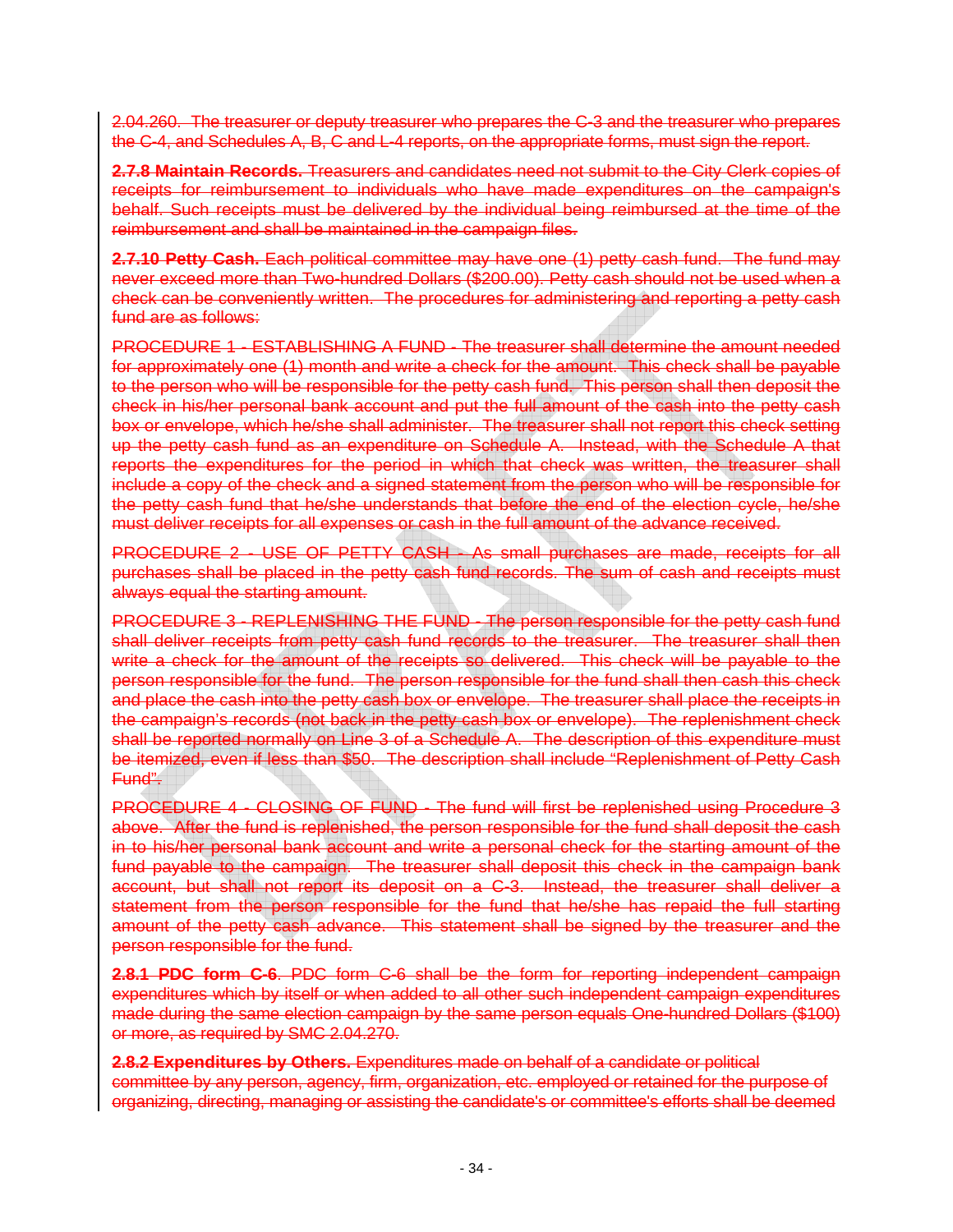2.04.260. The treasurer or deputy treasurer who prepares the C-3 and the treasurer who prepares the C-4, and Schedules A, B, C and L-4 reports, on the appropriate forms, must sign the report.

**2.7.8 Maintain Records.** Treasurers and candidates need not submit to the City Clerk copies of receipts for reimbursement to individuals who have made expenditures on the campaign's behalf. Such receipts must be delivered by the individual being reimbursed at the time of the reimbursement and shall be maintained in the campaign files.

**2.7.10 Petty Cash.** Each political committee may have one (1) petty cash fund. The fund may never exceed more than Two-hundred Dollars ($200.00). Petty cash should not be used when a check can be conveniently written. The procedures for administering and reporting a petty cash fund are as follows:

PROCEDURE 1 - ESTABLISHING A FUND - The treasurer shall determine the amount needed for approximately one (1) month and write a check for the amount. This check shall be payable to the person who will be responsible for the petty cash fund. This person shall then deposit the check in his/her personal bank account and put the full amount of the cash into the petty cash box or envelope, which he/she shall administer. The treasurer shall not report this check setting up the petty cash fund as an expenditure on Schedule A. Instead, with the Schedule A that reports the expenditures for the period in which that check was written, the treasurer shall include a copy of the check and a signed statement from the person who will be responsible for the petty cash fund that he/she understands that before the end of the election cycle, he/she must deliver receipts for all expenses or cash in the full amount of the advance received.

PROCEDURE 2 - USE OF PETTY CASH - As small purchases are made, receipts for all purchases shall be placed in the petty cash fund records. The sum of cash and receipts must always equal the starting amount.

PROCEDURE 3 - REPLENISHING THE FUND - The person responsible for the petty cash fund shall deliver receipts from petty cash fund records to the treasurer. The treasurer shall then write a check for the amount of the receipts so delivered. This check will be payable to the person responsible for the fund. The person responsible for the fund shall then cash this check and place the cash into the petty cash box or envelope. The treasurer shall place the receipts in the campaign's records (not back in the petty cash box or envelope). The replenishment check shall be reported normally on Line 3 of a Schedule A. The description of this expenditure must be itemized, even if less than $50. The description shall include "Replenishment of Petty Cash Fund".

PROCEDURE 4 - CLOSING OF FUND - The fund will first be replenished using Procedure 3 above. After the fund is replenished, the person responsible for the fund shall deposit the cash in to his/her personal bank account and write a personal check for the starting amount of the fund payable to the campaign. The treasurer shall deposit this check in the campaign bank account, but shall not report its deposit on a C-3. Instead, the treasurer shall deliver a statement from the person responsible for the fund that he/she has repaid the full starting amount of the petty cash advance. This statement shall be signed by the treasurer and the person responsible for the fund.

**2.8.1 PDC form C-6**. PDC form C-6 shall be the form for reporting independent campaign expenditures which by itself or when added to all other such independent campaign expenditures made during the same election campaign by the same person equals One-hundred Dollars ($100) or more, as required by SMC 2.04.270.

**2.8.2 Expenditures by Others.** Expenditures made on behalf of a candidate or political committee by any person, agency, firm, organization, etc. employed or retained for the purpose of organizing, directing, managing or assisting the candidate's or committee's efforts shall be deemed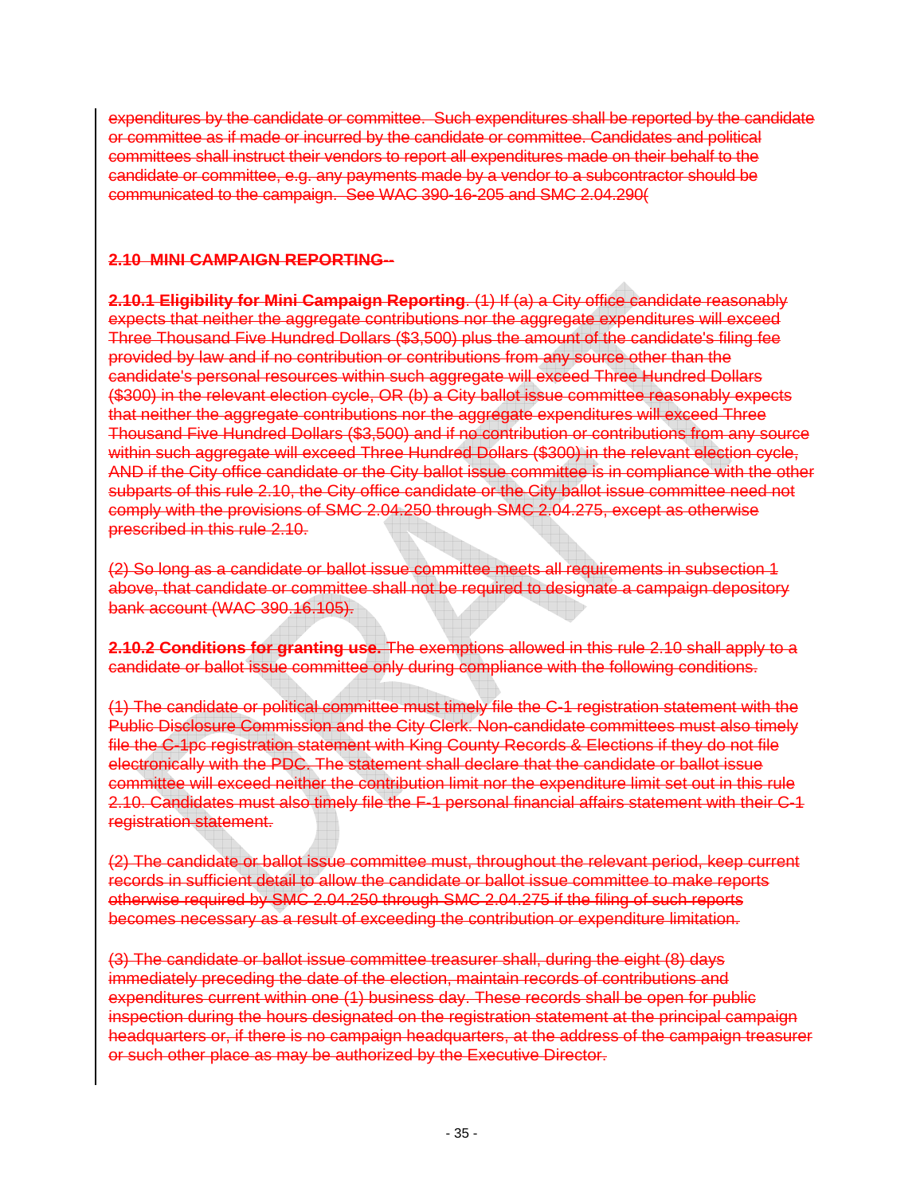expenditures by the candidate or committee. Such expenditures shall be reported by the candidate or committee as if made or incurred by the candidate or committee. Candidates and political committees shall instruct their vendors to report all expenditures made on their behalf to the candidate or committee, e.g. any payments made by a vendor to a subcontractor should be communicated to the campaign. See WAC 390-16-205 and SMC 2.04.290(

**2.10 MINI CAMPAIGN REPORTING--**

**2.10.1 Eligibility for Mini Campaign Reporting**. (1) If (a) a City office candidate reasonably expects that neither the aggregate contributions nor the aggregate expenditures will exceed Three Thousand Five Hundred Dollars ($3,500) plus the amount of the candidate's filing fee provided by law and if no contribution or contributions from any source other than the candidate's personal resources within such aggregate will exceed Three Hundred Dollars ($300) in the relevant election cycle, OR (b) a City ballot issue committee reasonably expects that neither the aggregate contributions nor the aggregate expenditures will exceed Three Thousand Five Hundred Dollars ($3,500) and if no contribution or contributions from any source within such aggregate will exceed Three Hundred Dollars ($300) in the relevant election cycle, AND if the City office candidate or the City ballot issue committee is in compliance with the other subparts of this rule 2.10, the City office candidate or the City ballot issue committee need not comply with the provisions of SMC 2.04.250 through SMC 2.04.275, except as otherwise prescribed in this rule 2.10.

(2) So long as a candidate or ballot issue committee meets all requirements in subsection 1 above, that candidate or committee shall not be required to designate a campaign depository bank account (WAC 390.16.105).

**2.10.2 Conditions for granting use.** The exemptions allowed in this rule 2.10 shall apply to a candidate or ballot issue committee only during compliance with the following conditions.

(1) The candidate or political committee must timely file the C-1 registration statement with the Public Disclosure Commission and the City Clerk. Non-candidate committees must also timely file the C-1pc registration statement with King County Records & Elections if they do not file electronically with the PDC. The statement shall declare that the candidate or ballot issue committee will exceed neither the contribution limit nor the expenditure limit set out in this rule 2.10. Candidates must also timely file the F-1 personal financial affairs statement with their C-1 registration statement.

(2) The candidate or ballot issue committee must, throughout the relevant period, keep current records in sufficient detail to allow the candidate or ballot issue committee to make reports otherwise required by SMC 2.04.250 through SMC 2.04.275 if the filing of such reports becomes necessary as a result of exceeding the contribution or expenditure limitation.

(3) The candidate or ballot issue committee treasurer shall, during the eight (8) days immediately preceding the date of the election, maintain records of contributions and expenditures current within one (1) business day. These records shall be open for public inspection during the hours designated on the registration statement at the principal campaign headquarters or, if there is no campaign headquarters, at the address of the campaign treasurer or such other place as may be authorized by the Executive Director.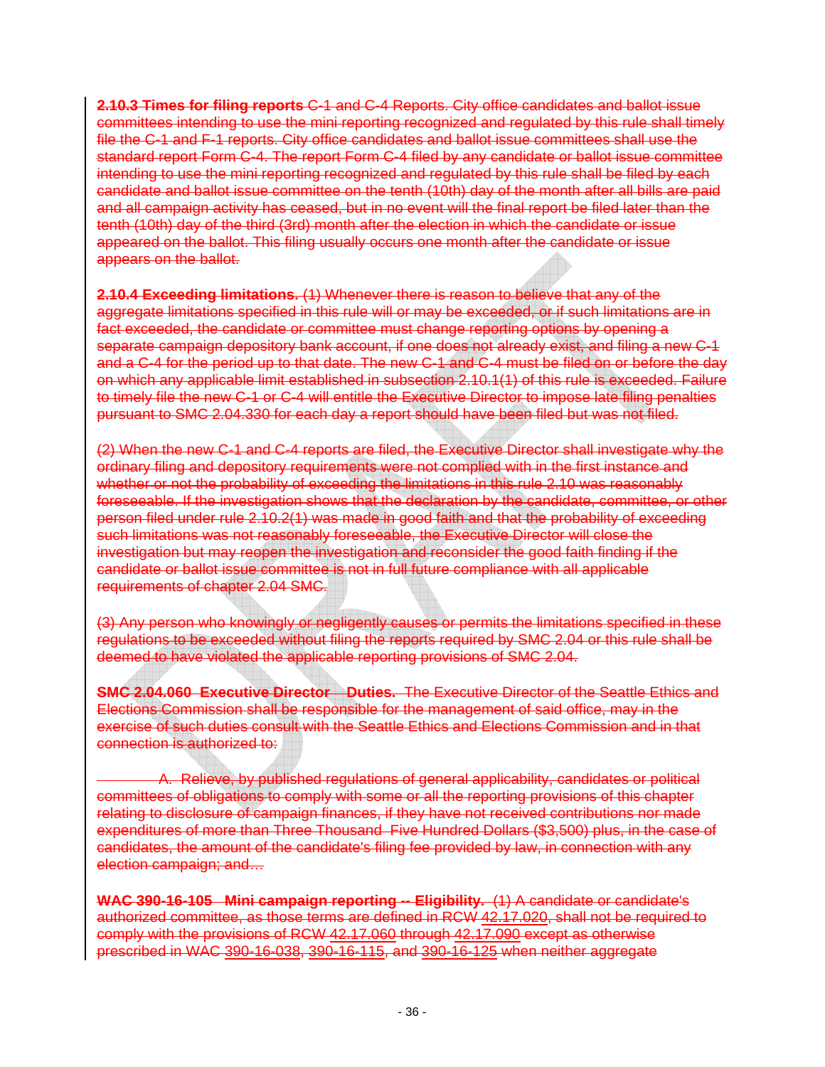~~**2.10.3 Times for filing reports** C-1 and C-4 Reports. City office candidates and ballot issue committees intending to use the mini reporting recognized and regulated by this rule shall timely file the C-1 and F-1 reports. City office candidates and ballot issue committees shall use the standard report Form C-4. The report Form C-4 filed by any candidate or ballot issue committee intending to use the mini reporting recognized and regulated by this rule shall be filed by each candidate and ballot issue committee on the tenth (10th) day of the month after all bills are paid and all campaign activity has ceased, but in no event will the final report be filed later than the tenth (10th) day of the third (3rd) month after the election in which the candidate or issue appeared on the ballot. This filing usually occurs one month after the candidate or issue appears on the ballot.~~

~~**2.10.4 Exceeding limitations.** (1) Whenever there is reason to believe that any of the aggregate limitations specified in this rule will or may be exceeded, or if such limitations are in fact exceeded, the candidate or committee must change reporting options by opening a separate campaign depository bank account, if one does not already exist, and filing a new C-1 and a C-4 for the period up to that date. The new C-1 and C-4 must be filed on or before the day on which any applicable limit established in subsection 2.10.1(1) of this rule is exceeded. Failure to timely file the new C-1 or C-4 will entitle the Executive Director to impose late filing penalties pursuant to SMC 2.04.330 for each day a report should have been filed but was not filed.~~

~~(2) When the new C-1 and C-4 reports are filed, the Executive Director shall investigate why the ordinary filing and depository requirements were not complied with in the first instance and whether or not the probability of exceeding the limitations in this rule 2.10 was reasonably foreseeable. If the investigation shows that the declaration by the candidate, committee, or other person filed under rule 2.10.2(1) was made in good faith and that the probability of exceeding such limitations was not reasonably foreseeable, the Executive Director will close the investigation but may reopen the investigation and reconsider the good faith finding if the candidate or ballot issue committee is not in full future compliance with all applicable requirements of chapter 2.04 SMC.~~

~~(3) Any person who knowingly or negligently causes or permits the limitations specified in these regulations to be exceeded without filing the reports required by SMC 2.04 or this rule shall be deemed to have violated the applicable reporting provisions of SMC 2.04.~~

~~**SMC 2.04.060 Executive Director – Duties.** The Executive Director of the Seattle Ethics and Elections Commission shall be responsible for the management of said office, may in the exercise of such duties consult with the Seattle Ethics and Elections Commission and in that connection is authorized to:~~

~~A. Relieve, by published regulations of general applicability, candidates or political committees of obligations to comply with some or all the reporting provisions of this chapter relating to disclosure of campaign finances, if they have not received contributions nor made expenditures of more than Three Thousand Five Hundred Dollars ($3,500) plus, in the case of candidates, the amount of the candidate's filing fee provided by law, in connection with any election campaign; and…~~

~~**WAC 390-16-105 Mini campaign reporting -- Eligibility.** (1) A candidate or candidate's authorized committee, as those terms are defined in RCW 42.17.020, shall not be required to comply with the provisions of RCW 42.17.060 through 42.17.090 except as otherwise prescribed in WAC 390-16-038, 390-16-115, and 390-16-125 when neither aggregate~~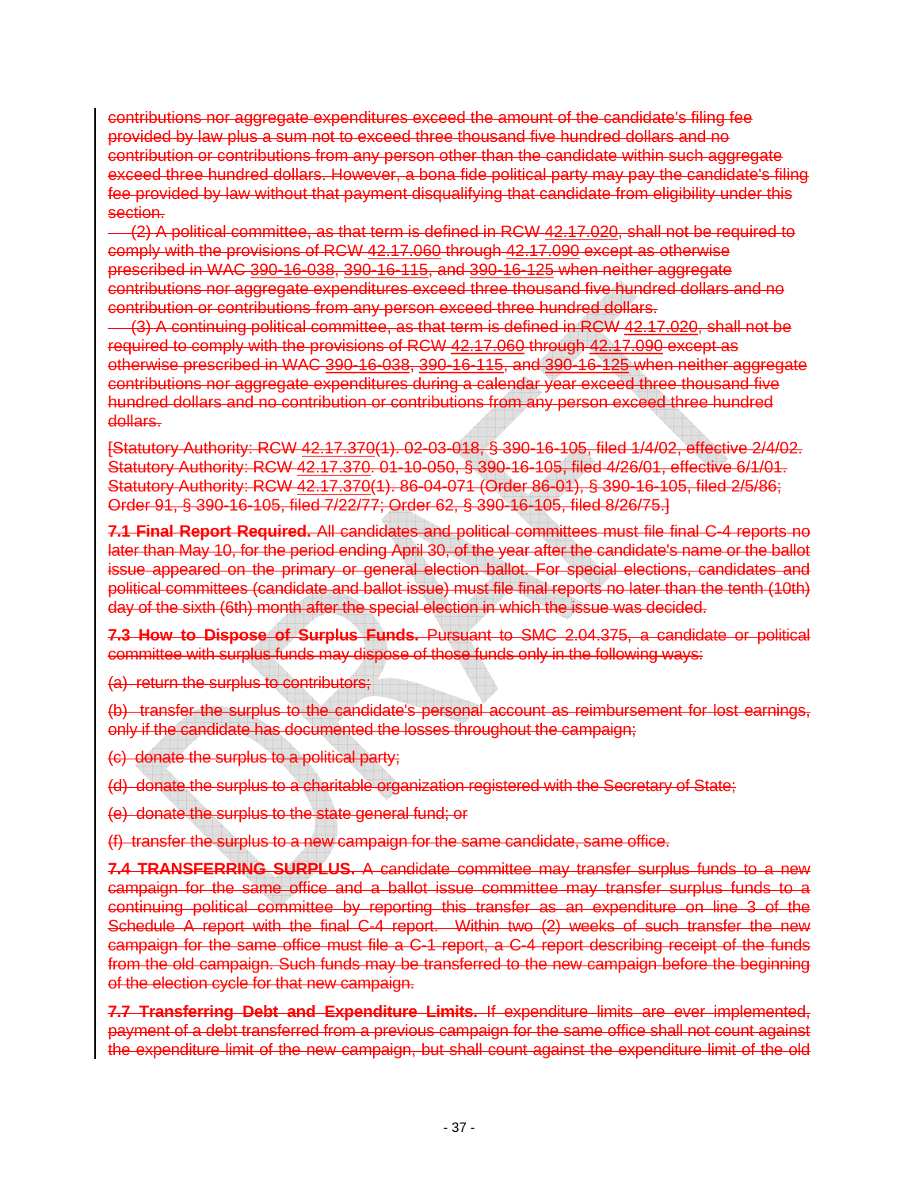contributions nor aggregate expenditures exceed the amount of the candidate's filing fee provided by law plus a sum not to exceed three thousand five hundred dollars and no contribution or contributions from any person other than the candidate within such aggregate exceed three hundred dollars. However, a bona fide political party may pay the candidate's filing fee provided by law without that payment disqualifying that candidate from eligibility under this section.

(2) A political committee, as that term is defined in RCW 42.17.020, shall not be required to comply with the provisions of RCW 42.17.060 through 42.17.090 except as otherwise prescribed in WAC 390-16-038, 390-16-115, and 390-16-125 when neither aggregate contributions nor aggregate expenditures exceed three thousand five hundred dollars and no contribution or contributions from any person exceed three hundred dollars.

(3) A continuing political committee, as that term is defined in RCW 42.17.020, shall not be required to comply with the provisions of RCW 42.17.060 through 42.17.090 except as otherwise prescribed in WAC 390-16-038, 390-16-115, and 390-16-125 when neither aggregate contributions nor aggregate expenditures during a calendar year exceed three thousand five hundred dollars and no contribution or contributions from any person exceed three hundred dollars.

[Statutory Authority: RCW 42.17.370(1). 02-03-018, § 390-16-105, filed 1/4/02, effective 2/4/02. Statutory Authority: RCW 42.17.370. 01-10-050, § 390-16-105, filed 4/26/01, effective 6/1/01. Statutory Authority: RCW 42.17.370(1). 86-04-071 (Order 86-01), § 390-16-105, filed 2/5/86; Order 91, § 390-16-105, filed 7/22/77; Order 62, § 390-16-105, filed 8/26/75.]

**7.1 Final Report Required.** All candidates and political committees must file final C-4 reports no later than May 10, for the period ending April 30, of the year after the candidate's name or the ballot issue appeared on the primary or general election ballot. For special elections, candidates and political committees (candidate and ballot issue) must file final reports no later than the tenth (10th) day of the sixth (6th) month after the special election in which the issue was decided.

**7.3 How to Dispose of Surplus Funds.** Pursuant to SMC 2.04.375, a candidate or political committee with surplus funds may dispose of those funds only in the following ways:

(a) return the surplus to contributors;

(b) transfer the surplus to the candidate's personal account as reimbursement for lost earnings, only if the candidate has documented the losses throughout the campaign;

(c) donate the surplus to a political party;

(d) donate the surplus to a charitable organization registered with the Secretary of State;

(e) donate the surplus to the state general fund; or

(f) transfer the surplus to a new campaign for the same candidate, same office.

**7.4 TRANSFERRING SURPLUS.** A candidate committee may transfer surplus funds to a new campaign for the same office and a ballot issue committee may transfer surplus funds to a continuing political committee by reporting this transfer as an expenditure on line 3 of the Schedule A report with the final C-4 report. Within two (2) weeks of such transfer the new campaign for the same office must file a C-1 report, a C-4 report describing receipt of the funds from the old campaign. Such funds may be transferred to the new campaign before the beginning of the election cycle for that new campaign.

**7.7 Transferring Debt and Expenditure Limits.** If expenditure limits are ever implemented, payment of a debt transferred from a previous campaign for the same office shall not count against the expenditure limit of the new campaign, but shall count against the expenditure limit of the old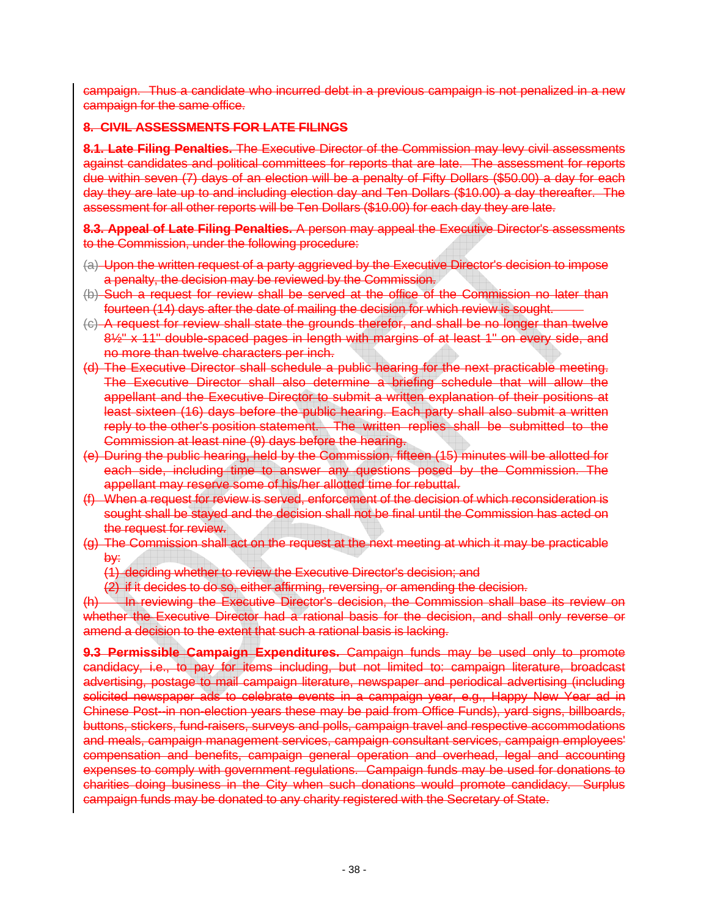campaign. Thus a candidate who incurred debt in a previous campaign is not penalized in a new campaign for the same office.

**8. CIVIL ASSESSMENTS FOR LATE FILINGS**

**8.1. Late Filing Penalties.** The Executive Director of the Commission may levy civil assessments against candidates and political committees for reports that are late. The assessment for reports due within seven (7) days of an election will be a penalty of Fifty Dollars ($50.00) a day for each day they are late up to and including election day and Ten Dollars ($10.00) a day thereafter. The assessment for all other reports will be Ten Dollars ($10.00) for each day they are late.

**8.3. Appeal of Late Filing Penalties.** A person may appeal the Executive Director's assessments to the Commission, under the following procedure:

(a) Upon the written request of a party aggrieved by the Executive Director's decision to impose a penalty, the decision may be reviewed by the Commission.

(b) Such a request for review shall be served at the office of the Commission no later than fourteen (14) days after the date of mailing the decision for which review is sought.

(c) A request for review shall state the grounds therefor, and shall be no longer than twelve 8½" x 11" double-spaced pages in length with margins of at least 1" on every side, and no more than twelve characters per inch.

(d) The Executive Director shall schedule a public hearing for the next practicable meeting. The Executive Director shall also determine a briefing schedule that will allow the appellant and the Executive Director to submit a written explanation of their positions at least sixteen (16) days before the public hearing. Each party shall also submit a written reply to the other's position statement. The written replies shall be submitted to the Commission at least nine (9) days before the hearing.

(e) During the public hearing, held by the Commission, fifteen (15) minutes will be allotted for each side, including time to answer any questions posed by the Commission. The appellant may reserve some of his/her allotted time for rebuttal.

(f) When a request for review is served, enforcement of the decision of which reconsideration is sought shall be stayed and the decision shall not be final until the Commission has acted on the request for review.

(g) The Commission shall act on the request at the next meeting at which it may be practicable by:

(1) deciding whether to review the Executive Director's decision; and

(2) if it decides to do so, either affirming, reversing, or amending the decision.

(h) In reviewing the Executive Director's decision, the Commission shall base its review on whether the Executive Director had a rational basis for the decision, and shall only reverse or amend a decision to the extent that such a rational basis is lacking.

**9.3 Permissible Campaign Expenditures.** Campaign funds may be used only to promote candidacy, i.e., to pay for items including, but not limited to: campaign literature, broadcast advertising, postage to mail campaign literature, newspaper and periodical advertising (including solicited newspaper ads to celebrate events in a campaign year, e.g., Happy New Year ad in Chinese Post--in non-election years these may be paid from Office Funds), yard signs, billboards, buttons, stickers, fund-raisers, surveys and polls, campaign travel and respective accommodations and meals, campaign management services, campaign consultant services, campaign employees' compensation and benefits, campaign general operation and overhead, legal and accounting expenses to comply with government regulations. Campaign funds may be used for donations to charities doing business in the City when such donations would promote candidacy. Surplus campaign funds may be donated to any charity registered with the Secretary of State.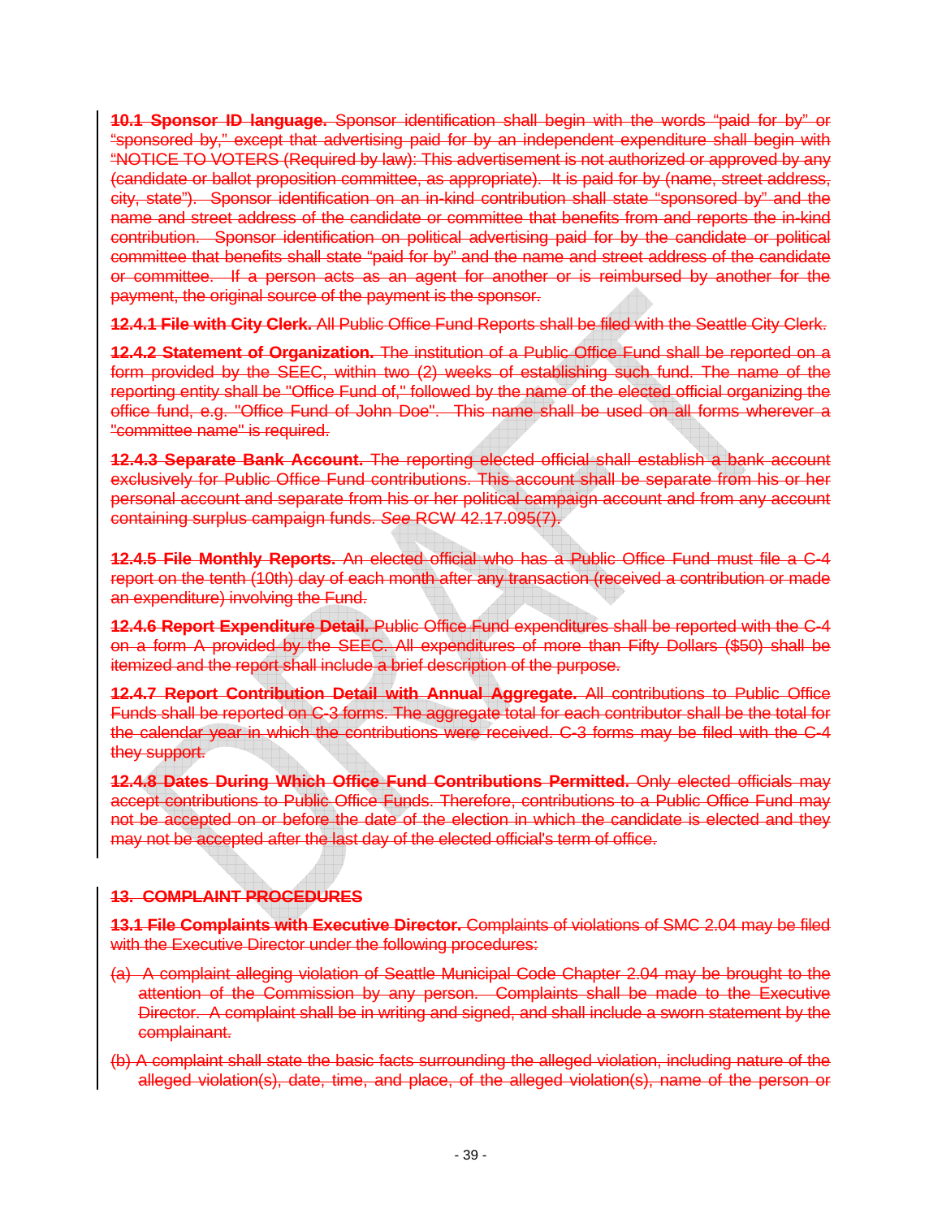**10.1 Sponsor ID language.** Sponsor identification shall begin with the words "paid for by" or "sponsored by," except that advertising paid for by an independent expenditure shall begin with "NOTICE TO VOTERS (Required by law): This advertisement is not authorized or approved by any (candidate or ballot proposition committee, as appropriate). It is paid for by (name, street address, city, state"). Sponsor identification on an in-kind contribution shall state "sponsored by" and the name and street address of the candidate or committee that benefits from and reports the in-kind contribution. Sponsor identification on political advertising paid for by the candidate or political committee that benefits shall state "paid for by" and the name and street address of the candidate or committee. If a person acts as an agent for another or is reimbursed by another for the payment, the original source of the payment is the sponsor.

**12.4.1 File with City Clerk.** All Public Office Fund Reports shall be filed with the Seattle City Clerk.

**12.4.2 Statement of Organization.** The institution of a Public Office Fund shall be reported on a form provided by the SEEC, within two (2) weeks of establishing such fund. The name of the reporting entity shall be "Office Fund of," followed by the name of the elected official organizing the office fund, e.g. "Office Fund of John Doe". This name shall be used on all forms wherever a "committee name" is required.

**12.4.3 Separate Bank Account.** The reporting elected official shall establish a bank account exclusively for Public Office Fund contributions. This account shall be separate from his or her personal account and separate from his or her political campaign account and from any account containing surplus campaign funds. *See* RCW 42.17.095(7).

**12.4.5 File Monthly Reports.** An elected official who has a Public Office Fund must file a C-4 report on the tenth (10th) day of each month after any transaction (received a contribution or made an expenditure) involving the Fund.

**12.4.6 Report Expenditure Detail.** Public Office Fund expenditures shall be reported with the C-4 on a form A provided by the SEEC. All expenditures of more than Fifty Dollars ($50) shall be itemized and the report shall include a brief description of the purpose.

**12.4.7 Report Contribution Detail with Annual Aggregate.** All contributions to Public Office Funds shall be reported on C-3 forms. The aggregate total for each contributor shall be the total for the calendar year in which the contributions were received. C-3 forms may be filed with the C-4 they support.

**12.4.8 Dates During Which Office Fund Contributions Permitted.** Only elected officials may accept contributions to Public Office Funds. Therefore, contributions to a Public Office Fund may not be accepted on or before the date of the election in which the candidate is elected and they may not be accepted after the last day of the elected official's term of office.

## 13. COMPLAINT PROCEDURES

**13.1 File Complaints with Executive Director.** Complaints of violations of SMC 2.04 may be filed with the Executive Director under the following procedures:

(a) A complaint alleging violation of Seattle Municipal Code Chapter 2.04 may be brought to the attention of the Commission by any person. Complaints shall be made to the Executive Director. A complaint shall be in writing and signed, and shall include a sworn statement by the complainant.

(b) A complaint shall state the basic facts surrounding the alleged violation, including nature of the alleged violation(s), date, time, and place, of the alleged violation(s), name of the person or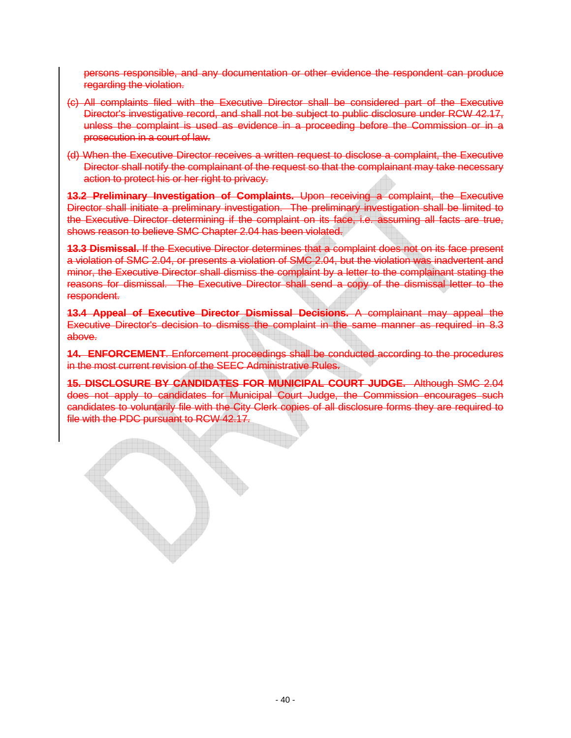persons responsible, and any documentation or other evidence the respondent can produce regarding the violation.

(c) All complaints filed with the Executive Director shall be considered part of the Executive Director's investigative record, and shall not be subject to public disclosure under RCW 42.17, unless the complaint is used as evidence in a proceeding before the Commission or in a prosecution in a court of law.

(d) When the Executive Director receives a written request to disclose a complaint, the Executive Director shall notify the complainant of the request so that the complainant may take necessary action to protect his or her right to privacy.

**13.2 Preliminary Investigation of Complaints.** Upon receiving a complaint, the Executive Director shall initiate a preliminary investigation. The preliminary investigation shall be limited to the Executive Director determining if the complaint on its face, i.e. assuming all facts are true, shows reason to believe SMC Chapter 2.04 has been violated.

**13.3 Dismissal.** If the Executive Director determines that a complaint does not on its face present a violation of SMC 2.04, or presents a violation of SMC 2.04, but the violation was inadvertent and minor, the Executive Director shall dismiss the complaint by a letter to the complainant stating the reasons for dismissal. The Executive Director shall send a copy of the dismissal letter to the respondent.

**13.4 Appeal of Executive Director Dismissal Decisions.** A complainant may appeal the Executive Director's decision to dismiss the complaint in the same manner as required in 8.3 above.

**14. ENFORCEMENT**. Enforcement proceedings shall be conducted according to the procedures in the most current revision of the SEEC Administrative Rules.

**15. DISCLOSURE BY CANDIDATES FOR MUNICIPAL COURT JUDGE.** Although SMC 2.04 does not apply to candidates for Municipal Court Judge, the Commission encourages such candidates to voluntarily file with the City Clerk copies of all disclosure forms they are required to file with the PDC pursuant to RCW 42.17.